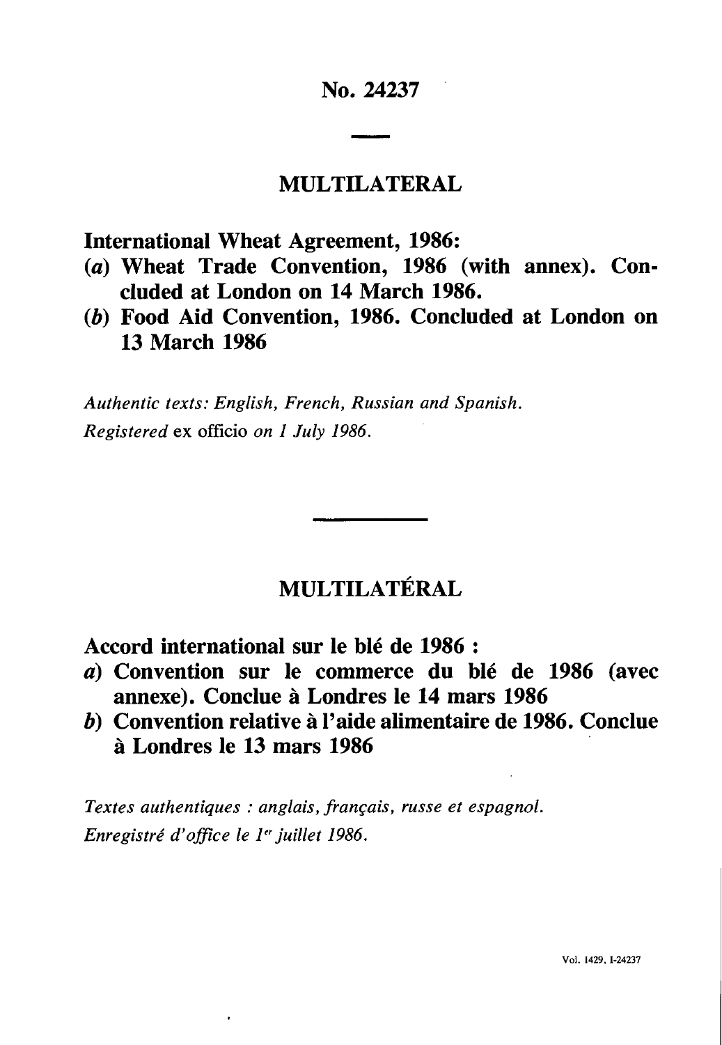# No. 24237

## MULTILATERAL

**International Wheat Agreement, 1986:**

**(*a*) Wheat Trade Convention, 1986 (with annex). Concluded at London on 14 March 1986.**

**(*b*) Food Aid Convention, 1986. Concluded at London on 13 March 1986**

*Authentic texts: English, French, Russian and Spanish.*

*Registered* ex officio *on 1 July 1986.*

## MULTILATÉRAL

**Accord international sur le blé de 1986 :**

***a*) Convention sur le commerce du blé de 1986 (avec annexe). Conclue à Londres le 14 mars 1986**

***b*) Convention relative à l'aide alimentaire de 1986. Conclue à Londres le 13 mars 1986**

*Textes authentiques : anglais, français, russe et espagnol.*

*Enregistré d'office le 1[er] juillet 1986.*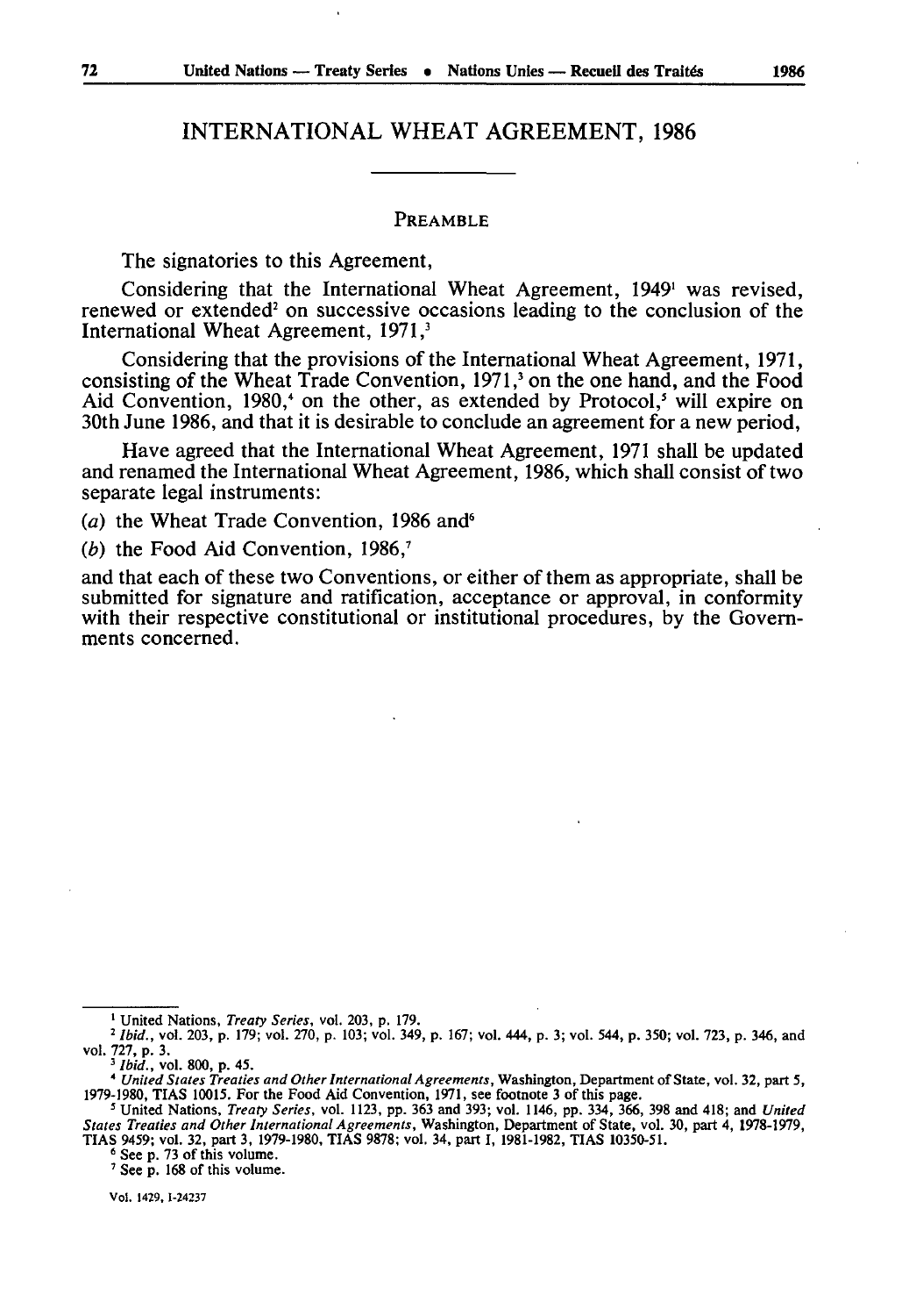# INTERNATIONAL WHEAT AGREEMENT, 1986

## PREAMBLE

The signatories to this Agreement,

Considering that the International Wheat Agreement, 1949[1] was revised, renewed or extended[2] on successive occasions leading to the conclusion of the International Wheat Agreement, 1971,[3]

Considering that the provisions of the International Wheat Agreement, 1971, consisting of the Wheat Trade Convention, 1971,[3] on the one hand, and the Food Aid Convention, 1980,[4] on the other, as extended by Protocol,[5] will expire on 30th June 1986, and that it is desirable to conclude an agreement for a new period,

Have agreed that the International Wheat Agreement, 1971 shall be updated and renamed the International Wheat Agreement, 1986, which shall consist of two separate legal instruments:

(*a*) the Wheat Trade Convention, 1986 and[6]

(*b*) the Food Aid Convention, 1986,[7]

and that each of these two Conventions, or either of them as appropriate, shall be submitted for signature and ratification, acceptance or approval, in conformity with their respective constitutional or institutional procedures, by the Governments concerned.

---

[1] United Nations, *Treaty Series*, vol. 203, p. 179.

[2] *Ibid.*, vol. 203, p. 179; vol. 270, p. 103; vol. 349, p. 167; vol. 444, p. 3; vol. 544, p. 350; vol. 723, p. 346, and vol. 727, p. 3.

[3] *Ibid.*, vol. 800, p. 45.

[4] *United States Treaties and Other International Agreements*, Washington, Department of State, vol. 32, part 5, 1979-1980, TIAS 10015. For the Food Aid Convention, 1971, see footnote 3 of this page.

[5] United Nations, *Treaty Series*, vol. 1123, pp. 363 and 393; vol. 1146, pp. 334, 366, 398 and 418; and *United States Treaties and Other International Agreements*, Washington, Department of State, vol. 30, part 4, 1978-1979, TIAS 9459; vol. 32, part 3, 1979-1980, TIAS 9878; vol. 34, part I, 1981-1982, TIAS 10350-51.

[6] See p. 73 of this volume.

[7] See p. 168 of this volume.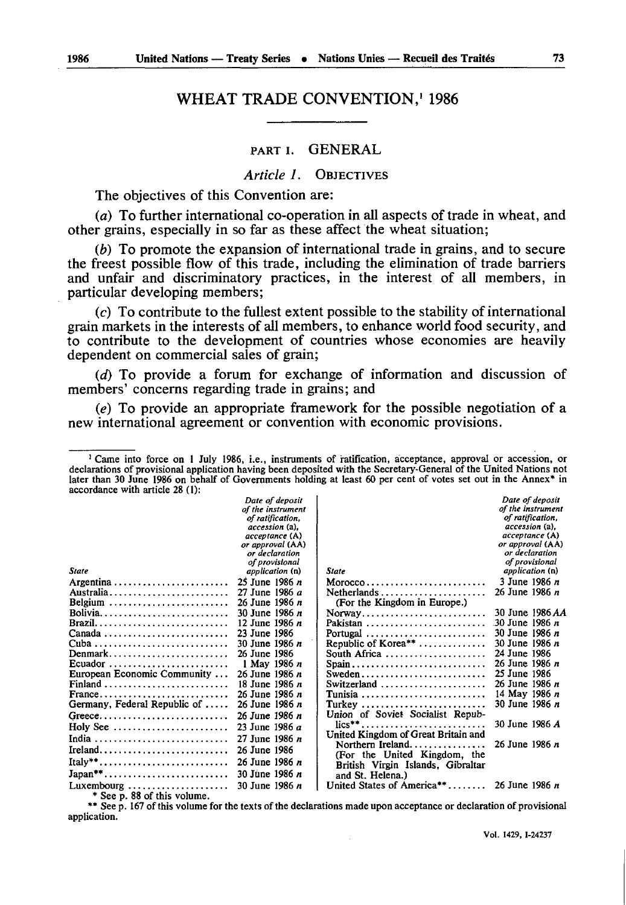# WHEAT TRADE CONVENTION,[1] 1986

## PART I. GENERAL

### *Article 1.* OBJECTIVES

The objectives of this Convention are:

(*a*) To further international co-operation in all aspects of trade in wheat, and other grains, especially in so far as these affect the wheat situation;

(*b*) To promote the expansion of international trade in grains, and to secure the freest possible flow of this trade, including the elimination of trade barriers and unfair and discriminatory practices, in the interest of all members, in particular developing members;

(*c*) To contribute to the fullest extent possible to the stability of international grain markets in the interests of all members, to enhance world food security, and to contribute to the development of countries whose economies are heavily dependent on commercial sales of grain;

(*d*) To provide a forum for exchange of information and discussion of members' concerns regarding trade in grains; and

(*e*) To provide an appropriate framework for the possible negotiation of a new international agreement or convention with economic provisions.

---

[1] Came into force on 1 July 1986, i.e., instruments of ratification, acceptance, approval or accession, or declarations of provisional application having been deposited with the Secretary-General of the United Nations not later than 30 June 1986 on behalf of Governments holding at least 60 per cent of votes set out in the Annex* in accordance with article 28 (1):

| *State* | *Date of deposit of the instrument of ratification, accession (a), acceptance (A) or approval (AA) or declaration of provisional application (n)* | *State* | *Date of deposit of the instrument of ratification, accession (a), acceptance (A) or approval (AA) or declaration of provisional application (n)* |
|---|---|---|---|
| Argentina | 25 June 1986 *n* | Morocco | 3 June 1986 *n* |
| Australia | 27 June 1986 *a* | Netherlands (For the Kingdom in Europe.) | 26 June 1986 *n* |
| Belgium | 26 June 1986 *n* | Norway | 30 June 1986 *AA* |
| Bolivia | 30 June 1986 *n* | Pakistan | 30 June 1986 *n* |
| Brazil | 12 June 1986 *n* | Portugal | 30 June 1986 *n* |
| Canada | 23 June 1986 | Republic of Korea** | 30 June 1986 *n* |
| Cuba | 30 June 1986 *n* | South Africa | 24 June 1986 |
| Denmark | 26 June 1986 | Spain | 26 June 1986 *n* |
| Ecuador | 1 May 1986 *n* | Sweden | 25 June 1986 |
| European Economic Community | 26 June 1986 *n* | Switzerland | 26 June 1986 *n* |
| Finland | 18 June 1986 *n* | Tunisia | 14 May 1986 *n* |
| France | 26 June 1986 *n* | Turkey | 30 June 1986 *n* |
| Germany, Federal Republic of | 26 June 1986 *n* | Union of Soviet Socialist Republics** | 30 June 1986 *A* |
| Greece | 26 June 1986 *n* | United Kingdom of Great Britain and Northern Ireland (For the United Kingdom, the British Virgin Islands, Gibraltar and St. Helena.) | 26 June 1986 *n* |
| Holy See | 23 June 1986 *a* | United States of America** | 26 June 1986 *n* |
| India | 27 June 1986 *n* | | |
| Ireland | 26 June 1986 | | |
| Italy** | 26 June 1986 *n* | | |
| Japan** | 30 June 1986 *n* | | |
| Luxembourg | 30 June 1986 *n* | | |

\* See p. 88 of this volume.

\*\* See p. 167 of this volume for the texts of the declarations made upon acceptance or declaration of provisional application.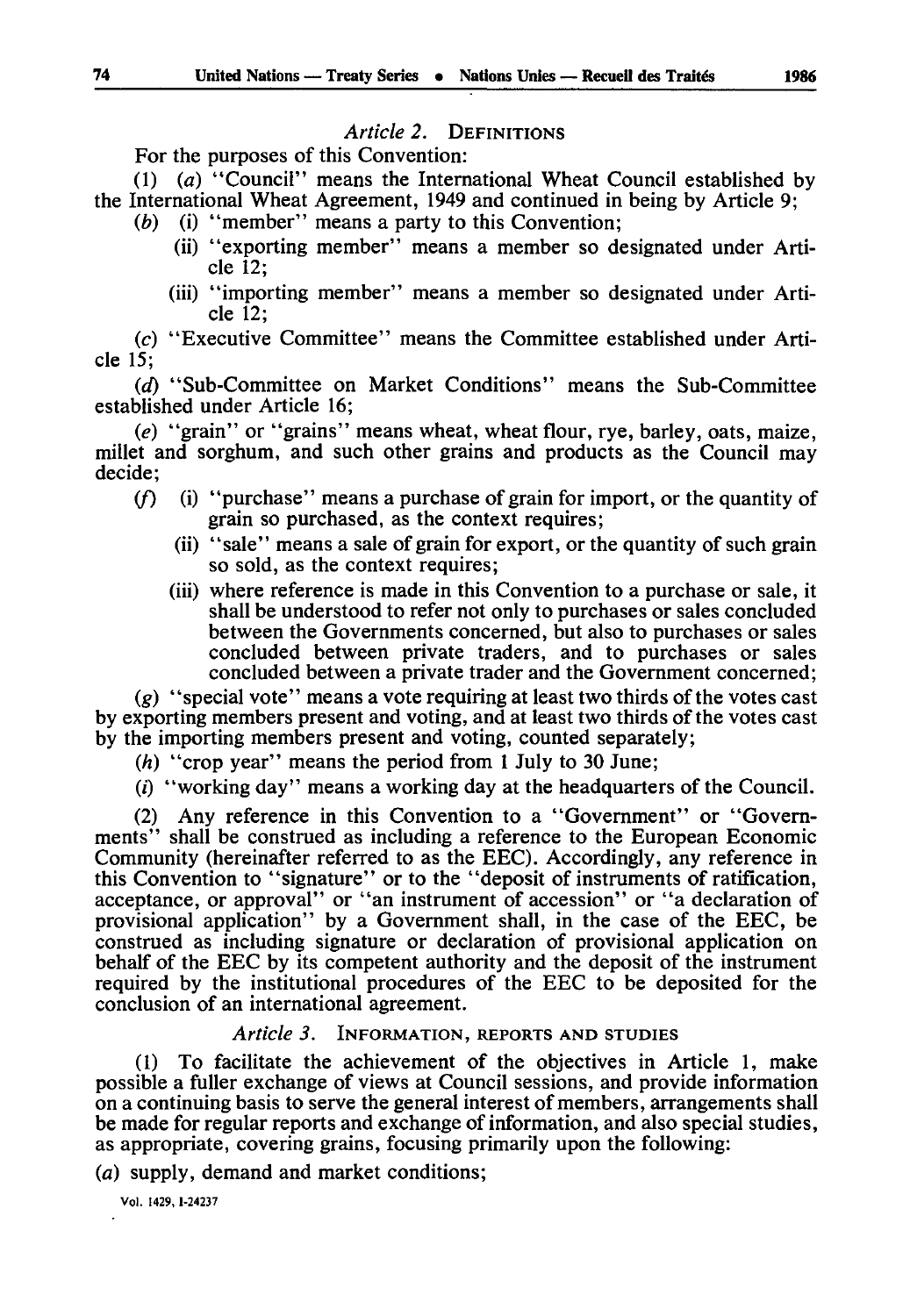### *Article 2.* DEFINITIONS

For the purposes of this Convention:

(1) (*a*) "Council" means the International Wheat Council established by the International Wheat Agreement, 1949 and continued in being by Article 9;

(*b*) (i) "member" means a party to this Convention;

(ii) "exporting member" means a member so designated under Article 12;

(iii) "importing member" means a member so designated under Article 12;

(*c*) "Executive Committee" means the Committee established under Article 15;

(*d*) "Sub-Committee on Market Conditions" means the Sub-Committee established under Article 16;

(*e*) "grain" or "grains" means wheat, wheat flour, rye, barley, oats, maize, millet and sorghum, and such other grains and products as the Council may decide;

(*f*) (i) "purchase" means a purchase of grain for import, or the quantity of grain so purchased, as the context requires;

(ii) "sale" means a sale of grain for export, or the quantity of such grain so sold, as the context requires;

(iii) where reference is made in this Convention to a purchase or sale, it shall be understood to refer not only to purchases or sales concluded between the Governments concerned, but also to purchases or sales concluded between private traders, and to purchases or sales concluded between a private trader and the Government concerned;

(*g*) "special vote" means a vote requiring at least two thirds of the votes cast by exporting members present and voting, and at least two thirds of the votes cast by the importing members present and voting, counted separately;

(*h*) "crop year" means the period from 1 July to 30 June;

(*i*) "working day" means a working day at the headquarters of the Council.

(2) Any reference in this Convention to a "Government" or "Governments" shall be construed as including a reference to the European Economic Community (hereinafter referred to as the EEC). Accordingly, any reference in this Convention to "signature" or to the "deposit of instruments of ratification, acceptance, or approval" or "an instrument of accession" or "a declaration of provisional application" by a Government shall, in the case of the EEC, be construed as including signature or declaration of provisional application on behalf of the EEC by its competent authority and the deposit of the instrument required by the institutional procedures of the EEC to be deposited for the conclusion of an international agreement.

### *Article 3.* INFORMATION, REPORTS AND STUDIES

(1) To facilitate the achievement of the objectives in Article 1, make possible a fuller exchange of views at Council sessions, and provide information on a continuing basis to serve the general interest of members, arrangements shall be made for regular reports and exchange of information, and also special studies, as appropriate, covering grains, focusing primarily upon the following:

(*a*) supply, demand and market conditions;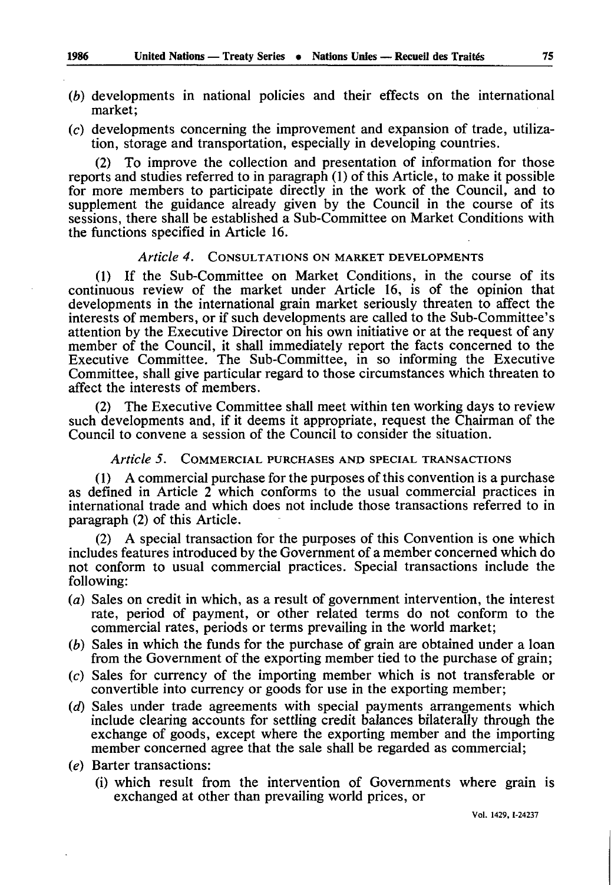(*b*) developments in national policies and their effects on the international market;

(*c*) developments concerning the improvement and expansion of trade, utilization, storage and transportation, especially in developing countries.

(2) To improve the collection and presentation of information for those reports and studies referred to in paragraph (1) of this Article, to make it possible for more members to participate directly in the work of the Council, and to supplement the guidance already given by the Council in the course of its sessions, there shall be established a Sub-Committee on Market Conditions with the functions specified in Article 16.

### *Article 4.* CONSULTATIONS ON MARKET DEVELOPMENTS

(1) If the Sub-Committee on Market Conditions, in the course of its continuous review of the market under Article 16, is of the opinion that developments in the international grain market seriously threaten to affect the interests of members, or if such developments are called to the Sub-Committee's attention by the Executive Director on his own initiative or at the request of any member of the Council, it shall immediately report the facts concerned to the Executive Committee. The Sub-Committee, in so informing the Executive Committee, shall give particular regard to those circumstances which threaten to affect the interests of members.

(2) The Executive Committee shall meet within ten working days to review such developments and, if it deems it appropriate, request the Chairman of the Council to convene a session of the Council to consider the situation.

### *Article 5.* COMMERCIAL PURCHASES AND SPECIAL TRANSACTIONS

(1) A commercial purchase for the purposes of this convention is a purchase as defined in Article 2 which conforms to the usual commercial practices in international trade and which does not include those transactions referred to in paragraph (2) of this Article.

(2) A special transaction for the purposes of this Convention is one which includes features introduced by the Government of a member concerned which do not conform to usual commercial practices. Special transactions include the following:

(*a*) Sales on credit in which, as a result of government intervention, the interest rate, period of payment, or other related terms do not conform to the commercial rates, periods or terms prevailing in the world market;

(*b*) Sales in which the funds for the purchase of grain are obtained under a loan from the Government of the exporting member tied to the purchase of grain;

(*c*) Sales for currency of the importing member which is not transferable or convertible into currency or goods for use in the exporting member;

(*d*) Sales under trade agreements with special payments arrangements which include clearing accounts for settling credit balances bilaterally through the exchange of goods, except where the exporting member and the importing member concerned agree that the sale shall be regarded as commercial;

(*e*) Barter transactions:

(i) which result from the intervention of Governments where grain is exchanged at other than prevailing world prices, or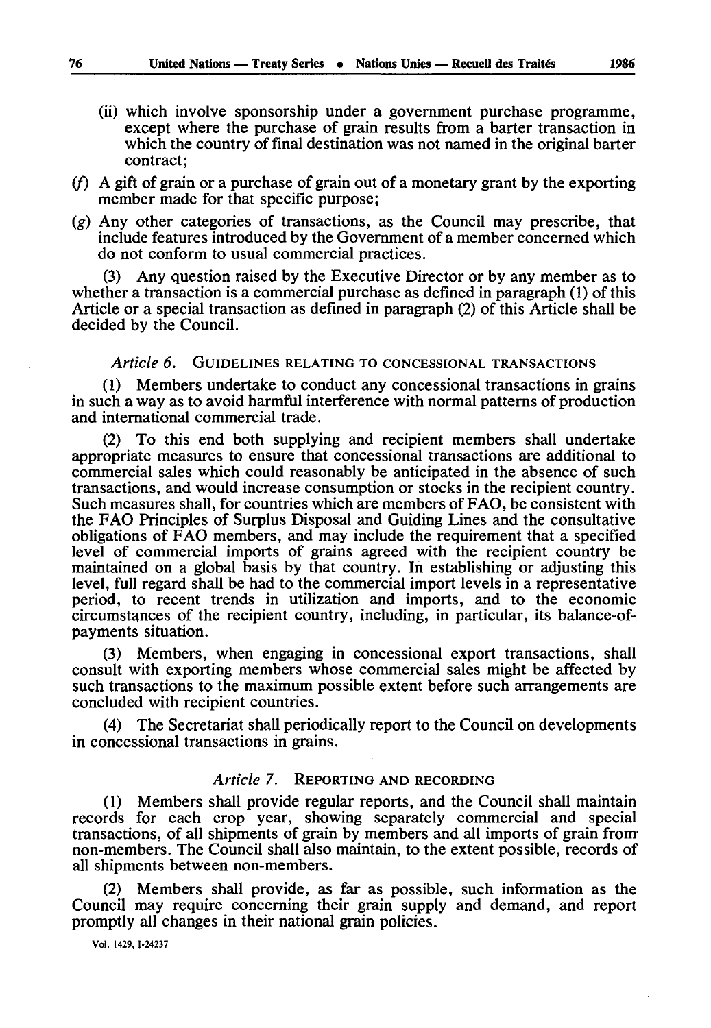(ii) which involve sponsorship under a government purchase programme, except where the purchase of grain results from a barter transaction in which the country of final destination was not named in the original barter contract;

(*f*) A gift of grain or a purchase of grain out of a monetary grant by the exporting member made for that specific purpose;

(*g*) Any other categories of transactions, as the Council may prescribe, that include features introduced by the Government of a member concerned which do not conform to usual commercial practices.

(3) Any question raised by the Executive Director or by any member as to whether a transaction is a commercial purchase as defined in paragraph (1) of this Article or a special transaction as defined in paragraph (2) of this Article shall be decided by the Council.

*Article 6.* GUIDELINES RELATING TO CONCESSIONAL TRANSACTIONS

(1) Members undertake to conduct any concessional transactions in grains in such a way as to avoid harmful interference with normal patterns of production and international commercial trade.

(2) To this end both supplying and recipient members shall undertake appropriate measures to ensure that concessional transactions are additional to commercial sales which could reasonably be anticipated in the absence of such transactions, and would increase consumption or stocks in the recipient country. Such measures shall, for countries which are members of FAO, be consistent with the FAO Principles of Surplus Disposal and Guiding Lines and the consultative obligations of FAO members, and may include the requirement that a specified level of commercial imports of grains agreed with the recipient country be maintained on a global basis by that country. In establishing or adjusting this level, full regard shall be had to the commercial import levels in a representative period, to recent trends in utilization and imports, and to the economic circumstances of the recipient country, including, in particular, its balance-of-payments situation.

(3) Members, when engaging in concessional export transactions, shall consult with exporting members whose commercial sales might be affected by such transactions to the maximum possible extent before such arrangements are concluded with recipient countries.

(4) The Secretariat shall periodically report to the Council on developments in concessional transactions in grains.

*Article 7.* REPORTING AND RECORDING

(1) Members shall provide regular reports, and the Council shall maintain records for each crop year, showing separately commercial and special transactions, of all shipments of grain by members and all imports of grain from non-members. The Council shall also maintain, to the extent possible, records of all shipments between non-members.

(2) Members shall provide, as far as possible, such information as the Council may require concerning their grain supply and demand, and report promptly all changes in their national grain policies.

Vol. 1429, I-24237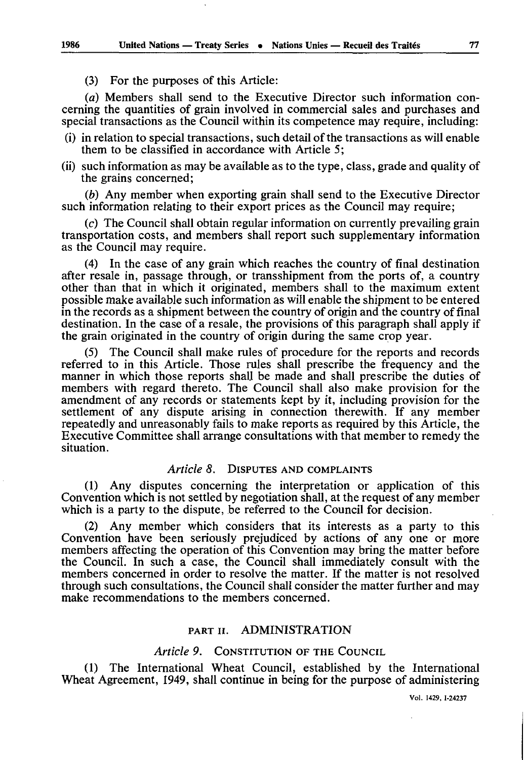(3) For the purposes of this Article:

(*a*) Members shall send to the Executive Director such information concerning the quantities of grain involved in commercial sales and purchases and special transactions as the Council within its competence may require, including:

(i) in relation to special transactions, such detail of the transactions as will enable them to be classified in accordance with Article 5;

(ii) such information as may be available as to the type, class, grade and quality of the grains concerned;

(*b*) Any member when exporting grain shall send to the Executive Director such information relating to their export prices as the Council may require;

(*c*) The Council shall obtain regular information on currently prevailing grain transportation costs, and members shall report such supplementary information as the Council may require.

(4) In the case of any grain which reaches the country of final destination after resale in, passage through, or transshipment from the ports of, a country other than that in which it originated, members shall to the maximum extent possible make available such information as will enable the shipment to be entered in the records as a shipment between the country of origin and the country of final destination. In the case of a resale, the provisions of this paragraph shall apply if the grain originated in the country of origin during the same crop year.

(5) The Council shall make rules of procedure for the reports and records referred to in this Article. Those rules shall prescribe the frequency and the manner in which those reports shall be made and shall prescribe the duties of members with regard thereto. The Council shall also make provision for the amendment of any records or statements kept by it, including provision for the settlement of any dispute arising in connection therewith. If any member repeatedly and unreasonably fails to make reports as required by this Article, the Executive Committee shall arrange consultations with that member to remedy the situation.

### *Article 8.* DISPUTES AND COMPLAINTS

(1) Any disputes concerning the interpretation or application of this Convention which is not settled by negotiation shall, at the request of any member which is a party to the dispute, be referred to the Council for decision.

(2) Any member which considers that its interests as a party to this Convention have been seriously prejudiced by actions of any one or more members affecting the operation of this Convention may bring the matter before the Council. In such a case, the Council shall immediately consult with the members concerned in order to resolve the matter. If the matter is not resolved through such consultations, the Council shall consider the matter further and may make recommendations to the members concerned.

## PART II. ADMINISTRATION

### *Article 9.* CONSTITUTION OF THE COUNCIL

(1) The International Wheat Council, established by the International Wheat Agreement, 1949, shall continue in being for the purpose of administering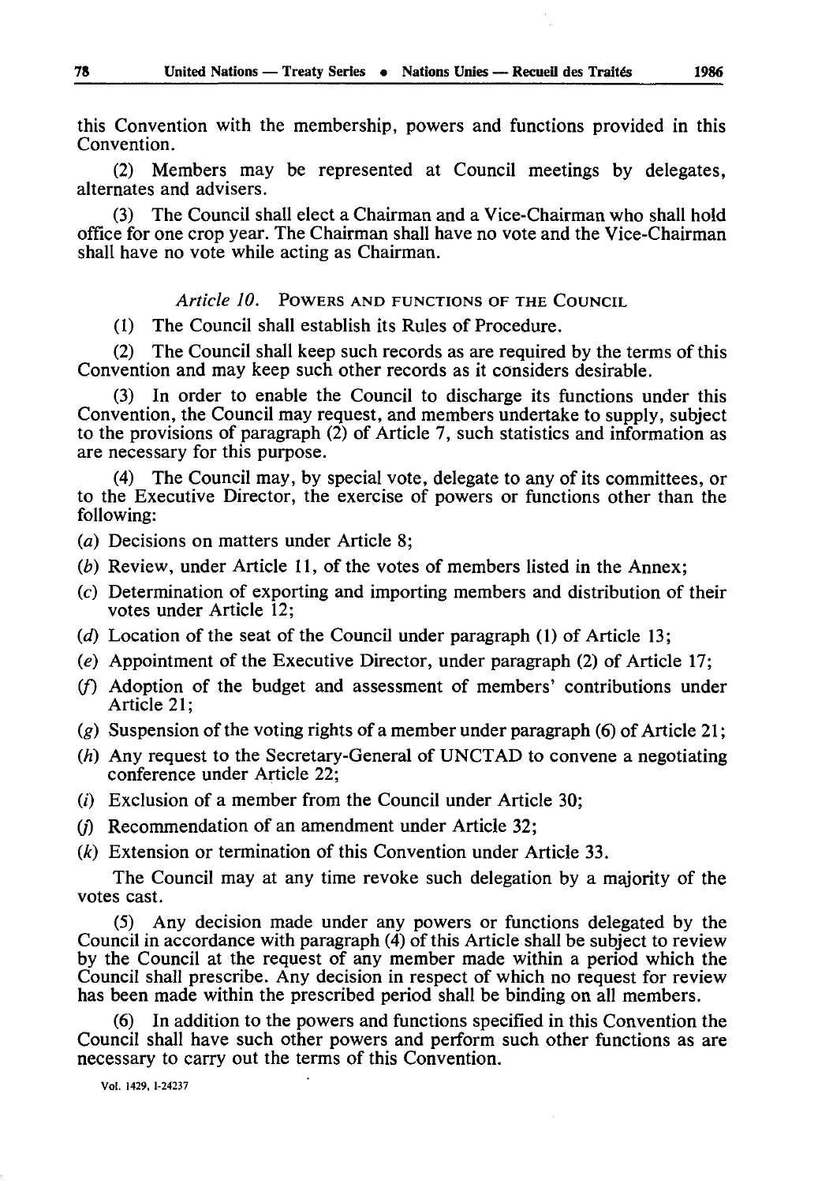this Convention with the membership, powers and functions provided in this Convention.

(2) Members may be represented at Council meetings by delegates, alternates and advisers.

(3) The Council shall elect a Chairman and a Vice-Chairman who shall hold office for one crop year. The Chairman shall have no vote and the Vice-Chairman shall have no vote while acting as Chairman.

### *Article 10.* POWERS AND FUNCTIONS OF THE COUNCIL

(1) The Council shall establish its Rules of Procedure.

(2) The Council shall keep such records as are required by the terms of this Convention and may keep such other records as it considers desirable.

(3) In order to enable the Council to discharge its functions under this Convention, the Council may request, and members undertake to supply, subject to the provisions of paragraph (2) of Article 7, such statistics and information as are necessary for this purpose.

(4) The Council may, by special vote, delegate to any of its committees, or to the Executive Director, the exercise of powers or functions other than the following:

(*a*) Decisions on matters under Article 8;

(*b*) Review, under Article 11, of the votes of members listed in the Annex;

(*c*) Determination of exporting and importing members and distribution of their votes under Article 12;

(*d*) Location of the seat of the Council under paragraph (1) of Article 13;

(*e*) Appointment of the Executive Director, under paragraph (2) of Article 17;

(*f*) Adoption of the budget and assessment of members' contributions under Article 21;

(*g*) Suspension of the voting rights of a member under paragraph (6) of Article 21;

(*h*) Any request to the Secretary-General of UNCTAD to convene a negotiating conference under Article 22;

(*i*) Exclusion of a member from the Council under Article 30;

(*j*) Recommendation of an amendment under Article 32;

(*k*) Extension or termination of this Convention under Article 33.

The Council may at any time revoke such delegation by a majority of the votes cast.

(5) Any decision made under any powers or functions delegated by the Council in accordance with paragraph (4) of this Article shall be subject to review by the Council at the request of any member made within a period which the Council shall prescribe. Any decision in respect of which no request for review has been made within the prescribed period shall be binding on all members.

(6) In addition to the powers and functions specified in this Convention the Council shall have such other powers and perform such other functions as are necessary to carry out the terms of this Convention.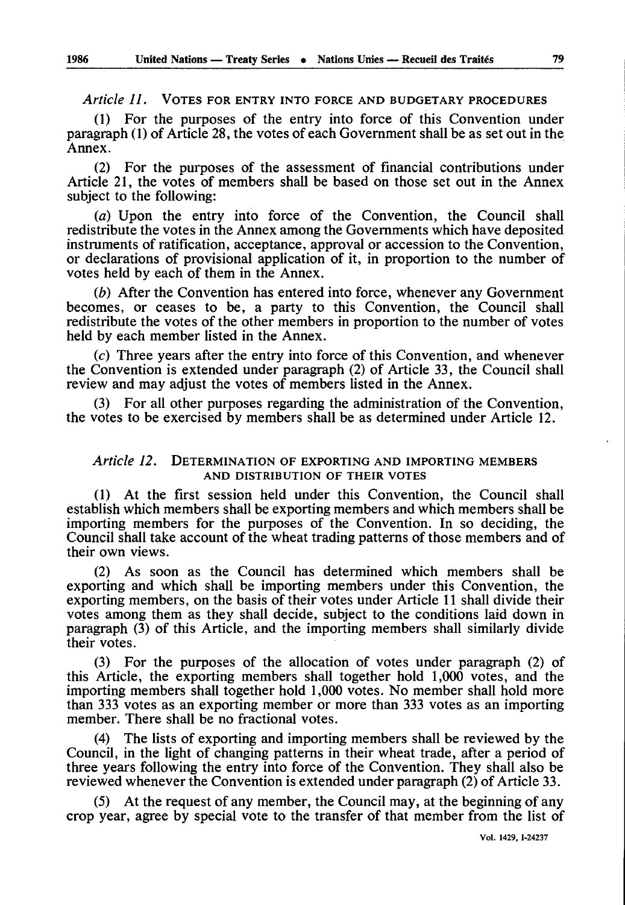*Article 11.* VOTES FOR ENTRY INTO FORCE AND BUDGETARY PROCEDURES

(1) For the purposes of the entry into force of this Convention under paragraph (1) of Article 28, the votes of each Government shall be as set out in the Annex.

(2) For the purposes of the assessment of financial contributions under Article 21, the votes of members shall be based on those set out in the Annex subject to the following:

(*a*) Upon the entry into force of the Convention, the Council shall redistribute the votes in the Annex among the Governments which have deposited instruments of ratification, acceptance, approval or accession to the Convention, or declarations of provisional application of it, in proportion to the number of votes held by each of them in the Annex.

(*b*) After the Convention has entered into force, whenever any Government becomes, or ceases to be, a party to this Convention, the Council shall redistribute the votes of the other members in proportion to the number of votes held by each member listed in the Annex.

(*c*) Three years after the entry into force of this Convention, and whenever the Convention is extended under paragraph (2) of Article 33, the Council shall review and may adjust the votes of members listed in the Annex.

(3) For all other purposes regarding the administration of the Convention, the votes to be exercised by members shall be as determined under Article 12.

*Article 12.* DETERMINATION OF EXPORTING AND IMPORTING MEMBERS AND DISTRIBUTION OF THEIR VOTES

(1) At the first session held under this Convention, the Council shall establish which members shall be exporting members and which members shall be importing members for the purposes of the Convention. In so deciding, the Council shall take account of the wheat trading patterns of those members and of their own views.

(2) As soon as the Council has determined which members shall be exporting and which shall be importing members under this Convention, the exporting members, on the basis of their votes under Article 11 shall divide their votes among them as they shall decide, subject to the conditions laid down in paragraph (3) of this Article, and the importing members shall similarly divide their votes.

(3) For the purposes of the allocation of votes under paragraph (2) of this Article, the exporting members shall together hold 1,000 votes, and the importing members shall together hold 1,000 votes. No member shall hold more than 333 votes as an exporting member or more than 333 votes as an importing member. There shall be no fractional votes.

(4) The lists of exporting and importing members shall be reviewed by the Council, in the light of changing patterns in their wheat trade, after a period of three years following the entry into force of the Convention. They shall also be reviewed whenever the Convention is extended under paragraph (2) of Article 33.

(5) At the request of any member, the Council may, at the beginning of any crop year, agree by special vote to the transfer of that member from the list of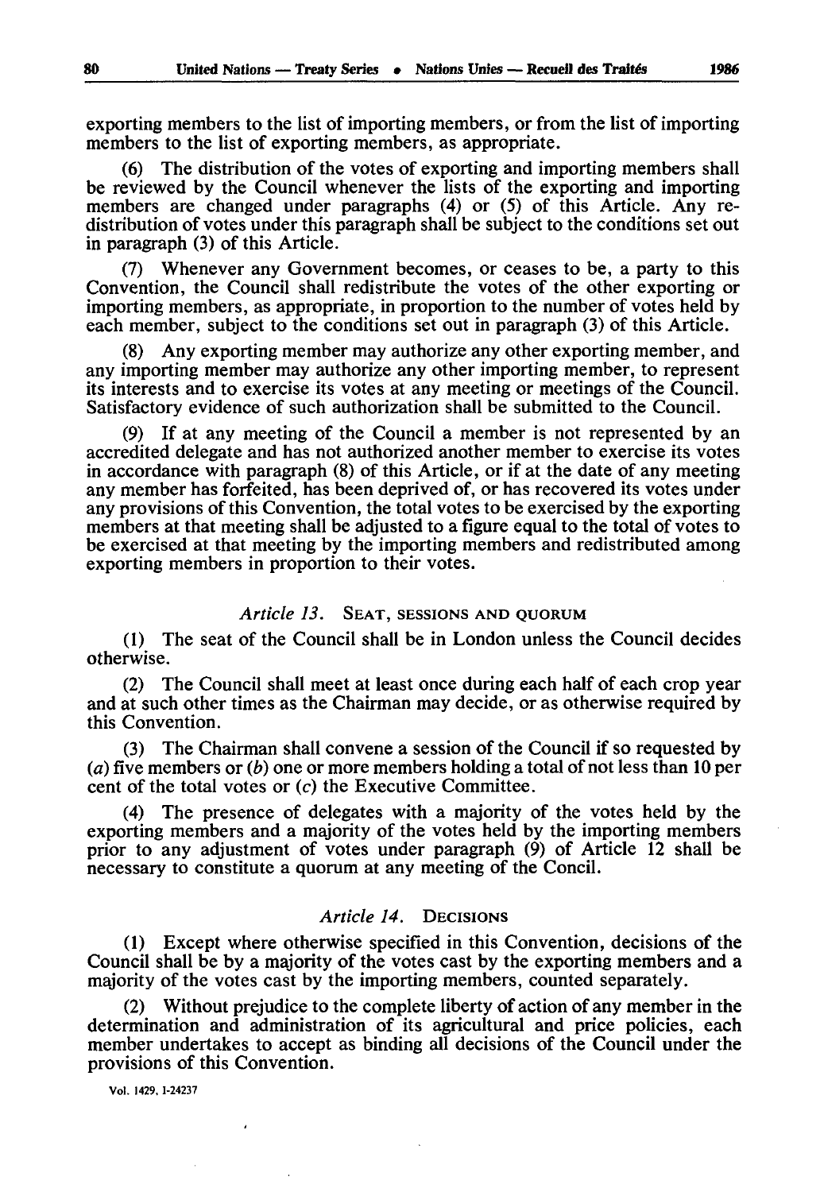exporting members to the list of importing members, or from the list of importing members to the list of exporting members, as appropriate.

(6) The distribution of the votes of exporting and importing members shall be reviewed by the Council whenever the lists of the exporting and importing members are changed under paragraphs (4) or (5) of this Article. Any redistribution of votes under this paragraph shall be subject to the conditions set out in paragraph (3) of this Article.

(7) Whenever any Government becomes, or ceases to be, a party to this Convention, the Council shall redistribute the votes of the other exporting or importing members, as appropriate, in proportion to the number of votes held by each member, subject to the conditions set out in paragraph (3) of this Article.

(8) Any exporting member may authorize any other exporting member, and any importing member may authorize any other importing member, to represent its interests and to exercise its votes at any meeting or meetings of the Council. Satisfactory evidence of such authorization shall be submitted to the Council.

(9) If at any meeting of the Council a member is not represented by an accredited delegate and has not authorized another member to exercise its votes in accordance with paragraph (8) of this Article, or if at the date of any meeting any member has forfeited, has been deprived of, or has recovered its votes under any provisions of this Convention, the total votes to be exercised by the exporting members at that meeting shall be adjusted to a figure equal to the total of votes to be exercised at that meeting by the importing members and redistributed among exporting members in proportion to their votes.

### *Article 13.* SEAT, SESSIONS AND QUORUM

(1) The seat of the Council shall be in London unless the Council decides otherwise.

(2) The Council shall meet at least once during each half of each crop year and at such other times as the Chairman may decide, or as otherwise required by this Convention.

(3) The Chairman shall convene a session of the Council if so requested by (*a*) five members or (*b*) one or more members holding a total of not less than 10 per cent of the total votes or (*c*) the Executive Committee.

(4) The presence of delegates with a majority of the votes held by the exporting members and a majority of the votes held by the importing members prior to any adjustment of votes under paragraph (9) of Article 12 shall be necessary to constitute a quorum at any meeting of the Concil.

### *Article 14.* DECISIONS

(1) Except where otherwise specified in this Convention, decisions of the Council shall be by a majority of the votes cast by the exporting members and a majority of the votes cast by the importing members, counted separately.

(2) Without prejudice to the complete liberty of action of any member in the determination and administration of its agricultural and price policies, each member undertakes to accept as binding all decisions of the Council under the provisions of this Convention.

Vol. 1429, I-24237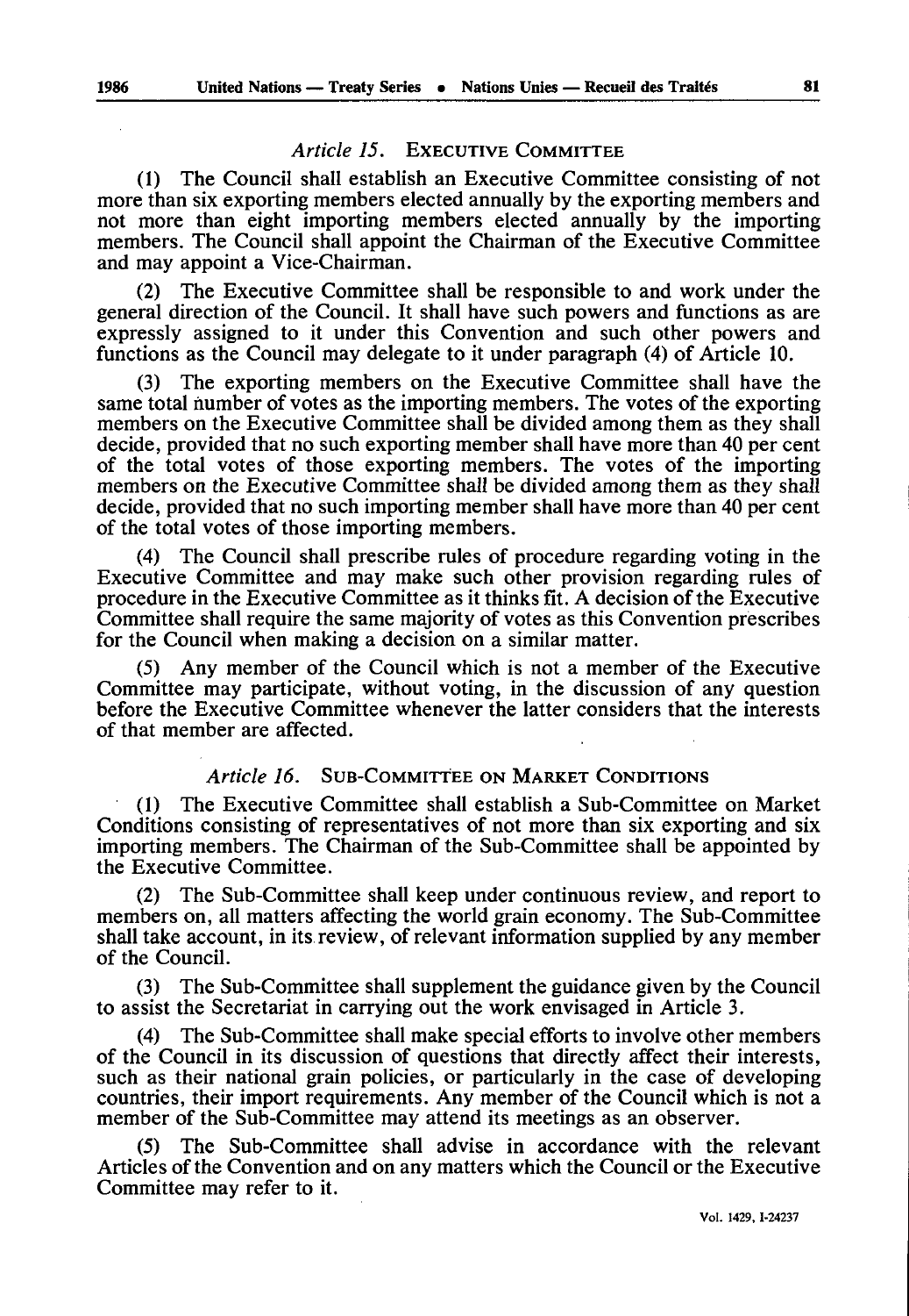### *Article 15.* EXECUTIVE COMMITTEE

(1) The Council shall establish an Executive Committee consisting of not more than six exporting members elected annually by the exporting members and not more than eight importing members elected annually by the importing members. The Council shall appoint the Chairman of the Executive Committee and may appoint a Vice-Chairman.

(2) The Executive Committee shall be responsible to and work under the general direction of the Council. It shall have such powers and functions as are expressly assigned to it under this Convention and such other powers and functions as the Council may delegate to it under paragraph (4) of Article 10.

(3) The exporting members on the Executive Committee shall have the same total number of votes as the importing members. The votes of the exporting members on the Executive Committee shall be divided among them as they shall decide, provided that no such exporting member shall have more than 40 per cent of the total votes of those exporting members. The votes of the importing members on the Executive Committee shall be divided among them as they shall decide, provided that no such importing member shall have more than 40 per cent of the total votes of those importing members.

(4) The Council shall prescribe rules of procedure regarding voting in the Executive Committee and may make such other provision regarding rules of procedure in the Executive Committee as it thinks fit. A decision of the Executive Committee shall require the same majority of votes as this Convention prescribes for the Council when making a decision on a similar matter.

(5) Any member of the Council which is not a member of the Executive Committee may participate, without voting, in the discussion of any question before the Executive Committee whenever the latter considers that the interests of that member are affected.

### *Article 16.* SUB-COMMITTEE ON MARKET CONDITIONS

(1) The Executive Committee shall establish a Sub-Committee on Market Conditions consisting of representatives of not more than six exporting and six importing members. The Chairman of the Sub-Committee shall be appointed by the Executive Committee.

(2) The Sub-Committee shall keep under continuous review, and report to members on, all matters affecting the world grain economy. The Sub-Committee shall take account, in its review, of relevant information supplied by any member of the Council.

(3) The Sub-Committee shall supplement the guidance given by the Council to assist the Secretariat in carrying out the work envisaged in Article 3.

(4) The Sub-Committee shall make special efforts to involve other members of the Council in its discussion of questions that directly affect their interests, such as their national grain policies, or particularly in the case of developing countries, their import requirements. Any member of the Council which is not a member of the Sub-Committee may attend its meetings as an observer.

(5) The Sub-Committee shall advise in accordance with the relevant Articles of the Convention and on any matters which the Council or the Executive Committee may refer to it.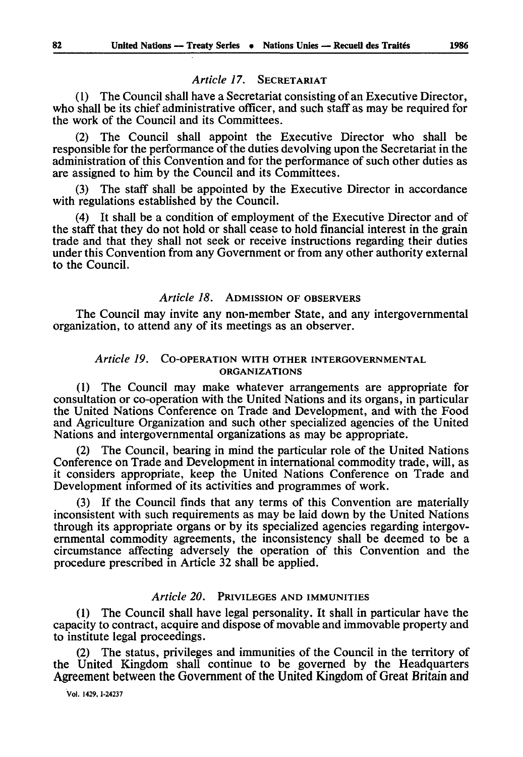### *Article 17.* SECRETARIAT

(1) The Council shall have a Secretariat consisting of an Executive Director, who shall be its chief administrative officer, and such staff as may be required for the work of the Council and its Committees.

(2) The Council shall appoint the Executive Director who shall be responsible for the performance of the duties devolving upon the Secretariat in the administration of this Convention and for the performance of such other duties as are assigned to him by the Council and its Committees.

(3) The staff shall be appointed by the Executive Director in accordance with regulations established by the Council.

(4) It shall be a condition of employment of the Executive Director and of the staff that they do not hold or shall cease to hold financial interest in the grain trade and that they shall not seek or receive instructions regarding their duties under this Convention from any Government or from any other authority external to the Council.

### *Article 18.* ADMISSION OF OBSERVERS

The Council may invite any non-member State, and any intergovernmental organization, to attend any of its meetings as an observer.

### *Article 19.* CO-OPERATION WITH OTHER INTERGOVERNMENTAL ORGANIZATIONS

(1) The Council may make whatever arrangements are appropriate for consultation or co-operation with the United Nations and its organs, in particular the United Nations Conference on Trade and Development, and with the Food and Agriculture Organization and such other specialized agencies of the United Nations and intergovernmental organizations as may be appropriate.

(2) The Council, bearing in mind the particular role of the United Nations Conference on Trade and Development in international commodity trade, will, as it considers appropriate, keep the United Nations Conference on Trade and Development informed of its activities and programmes of work.

(3) If the Council finds that any terms of this Convention are materially inconsistent with such requirements as may be laid down by the United Nations through its appropriate organs or by its specialized agencies regarding intergovernmental commodity agreements, the inconsistency shall be deemed to be a circumstance affecting adversely the operation of this Convention and the procedure prescribed in Article 32 shall be applied.

### *Article 20.* PRIVILEGES AND IMMUNITIES

(1) The Council shall have legal personality. It shall in particular have the capacity to contract, acquire and dispose of movable and immovable property and to institute legal proceedings.

(2) The status, privileges and immunities of the Council in the territory of the United Kingdom shall continue to be governed by the Headquarters Agreement between the Government of the United Kingdom of Great Britain and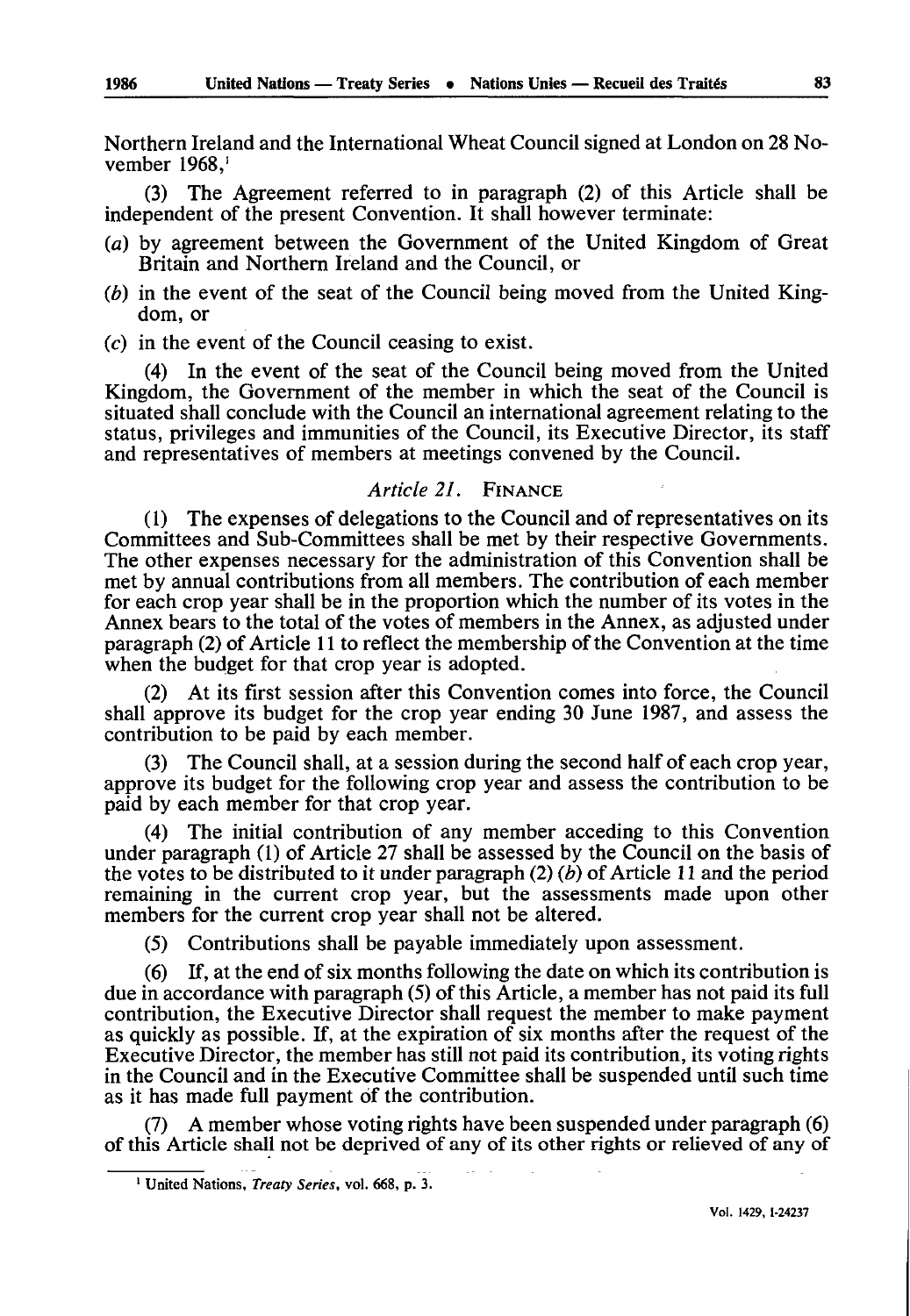Northern Ireland and the International Wheat Council signed at London on 28 November 1968,[1]

(3) The Agreement referred to in paragraph (2) of this Article shall be independent of the present Convention. It shall however terminate:

(*a*) by agreement between the Government of the United Kingdom of Great Britain and Northern Ireland and the Council, or

(*b*) in the event of the seat of the Council being moved from the United Kingdom, or

(*c*) in the event of the Council ceasing to exist.

(4) In the event of the seat of the Council being moved from the United Kingdom, the Government of the member in which the seat of the Council is situated shall conclude with the Council an international agreement relating to the status, privileges and immunities of the Council, its Executive Director, its staff and representatives of members at meetings convened by the Council.

### *Article 21.* FINANCE

(1) The expenses of delegations to the Council and of representatives on its Committees and Sub-Committees shall be met by their respective Governments. The other expenses necessary for the administration of this Convention shall be met by annual contributions from all members. The contribution of each member for each crop year shall be in the proportion which the number of its votes in the Annex bears to the total of the votes of members in the Annex, as adjusted under paragraph (2) of Article 11 to reflect the membership of the Convention at the time when the budget for that crop year is adopted.

(2) At its first session after this Convention comes into force, the Council shall approve its budget for the crop year ending 30 June 1987, and assess the contribution to be paid by each member.

(3) The Council shall, at a session during the second half of each crop year, approve its budget for the following crop year and assess the contribution to be paid by each member for that crop year.

(4) The initial contribution of any member acceding to this Convention under paragraph (1) of Article 27 shall be assessed by the Council on the basis of the votes to be distributed to it under paragraph (2) (*b*) of Article 11 and the period remaining in the current crop year, but the assessments made upon other members for the current crop year shall not be altered.

(5) Contributions shall be payable immediately upon assessment.

(6) If, at the end of six months following the date on which its contribution is due in accordance with paragraph (5) of this Article, a member has not paid its full contribution, the Executive Director shall request the member to make payment as quickly as possible. If, at the expiration of six months after the request of the Executive Director, the member has still not paid its contribution, its voting rights in the Council and in the Executive Committee shall be suspended until such time as it has made full payment of the contribution.

(7) A member whose voting rights have been suspended under paragraph (6) of this Article shall not be deprived of any of its other rights or relieved of any of

[1] United Nations, *Treaty Series*, vol. 668, p. 3.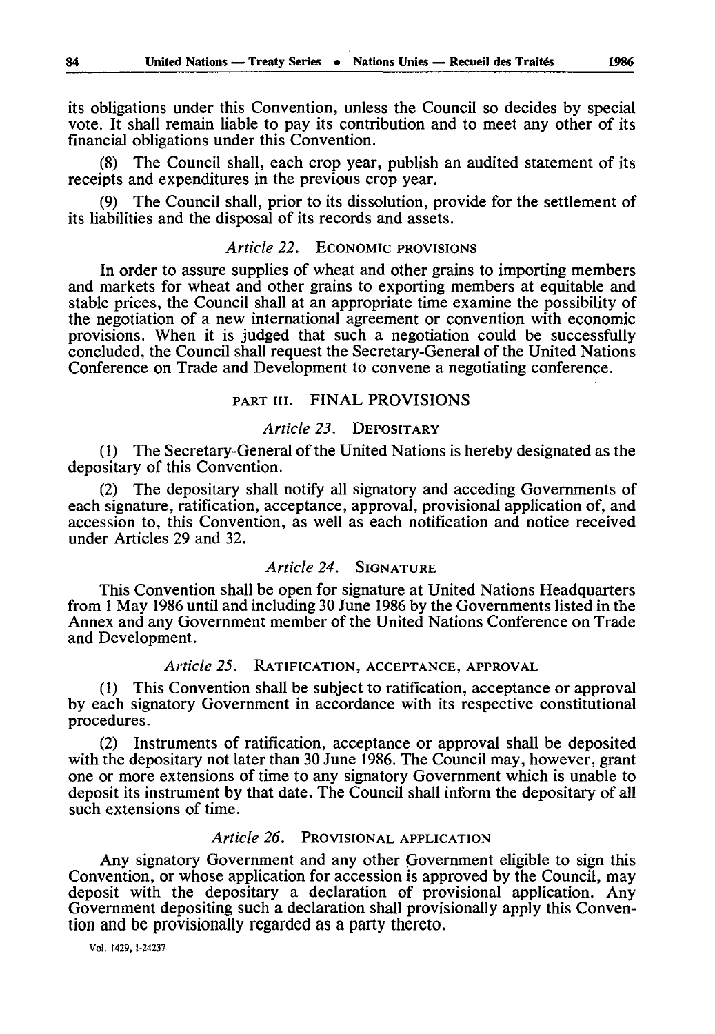its obligations under this Convention, unless the Council so decides by special vote. It shall remain liable to pay its contribution and to meet any other of its financial obligations under this Convention.

(8) The Council shall, each crop year, publish an audited statement of its receipts and expenditures in the previous crop year.

(9) The Council shall, prior to its dissolution, provide for the settlement of its liabilities and the disposal of its records and assets.

### *Article 22.* ECONOMIC PROVISIONS

In order to assure supplies of wheat and other grains to importing members and markets for wheat and other grains to exporting members at equitable and stable prices, the Council shall at an appropriate time examine the possibility of the negotiation of a new international agreement or convention with economic provisions. When it is judged that such a negotiation could be successfully concluded, the Council shall request the Secretary-General of the United Nations Conference on Trade and Development to convene a negotiating conference.

## PART III. FINAL PROVISIONS

### *Article 23.* DEPOSITARY

(1) The Secretary-General of the United Nations is hereby designated as the depositary of this Convention.

(2) The depositary shall notify all signatory and acceding Governments of each signature, ratification, acceptance, approval, provisional application of, and accession to, this Convention, as well as each notification and notice received under Articles 29 and 32.

### *Article 24.* SIGNATURE

This Convention shall be open for signature at United Nations Headquarters from 1 May 1986 until and including 30 June 1986 by the Governments listed in the Annex and any Government member of the United Nations Conference on Trade and Development.

### *Article 25.* RATIFICATION, ACCEPTANCE, APPROVAL

(1) This Convention shall be subject to ratification, acceptance or approval by each signatory Government in accordance with its respective constitutional procedures.

(2) Instruments of ratification, acceptance or approval shall be deposited with the depositary not later than 30 June 1986. The Council may, however, grant one or more extensions of time to any signatory Government which is unable to deposit its instrument by that date. The Council shall inform the depositary of all such extensions of time.

### *Article 26.* PROVISIONAL APPLICATION

Any signatory Government and any other Government eligible to sign this Convention, or whose application for accession is approved by the Council, may deposit with the depositary a declaration of provisional application. Any Government depositing such a declaration shall provisionally apply this Convention and be provisionally regarded as a party thereto.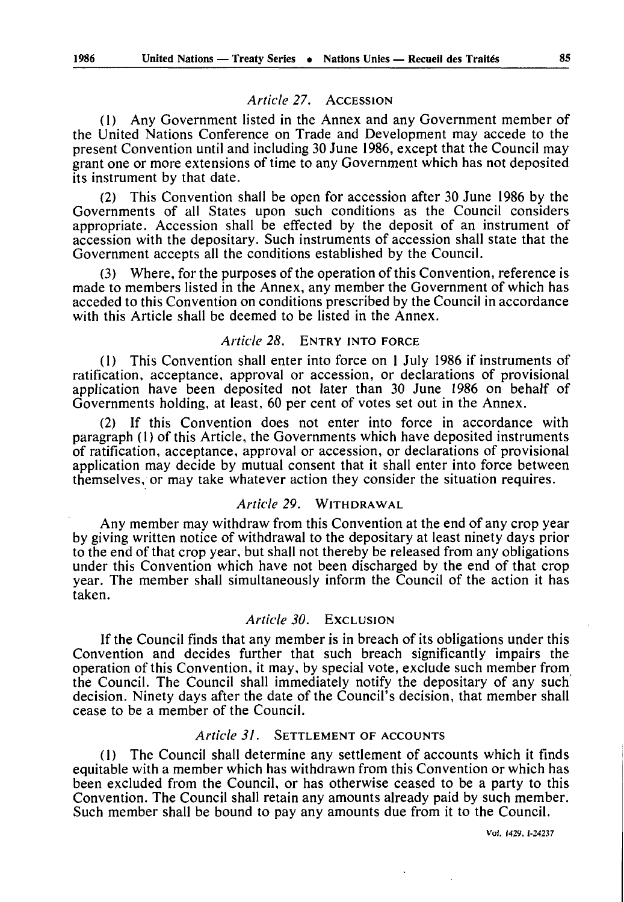### *Article 27.* ACCESSION

(1) Any Government listed in the Annex and any Government member of the United Nations Conference on Trade and Development may accede to the present Convention until and including 30 June 1986, except that the Council may grant one or more extensions of time to any Government which has not deposited its instrument by that date.

(2) This Convention shall be open for accession after 30 June 1986 by the Governments of all States upon such conditions as the Council considers appropriate. Accession shall be effected by the deposit of an instrument of accession with the depositary. Such instruments of accession shall state that the Government accepts all the conditions established by the Council.

(3) Where, for the purposes of the operation of this Convention, reference is made to members listed in the Annex, any member the Government of which has acceded to this Convention on conditions prescribed by the Council in accordance with this Article shall be deemed to be listed in the Annex.

### *Article 28.* ENTRY INTO FORCE

(1) This Convention shall enter into force on 1 July 1986 if instruments of ratification, acceptance, approval or accession, or declarations of provisional application have been deposited not later than 30 June 1986 on behalf of Governments holding, at least, 60 per cent of votes set out in the Annex.

(2) If this Convention does not enter into force in accordance with paragraph (1) of this Article, the Governments which have deposited instruments of ratification, acceptance, approval or accession, or declarations of provisional application may decide by mutual consent that it shall enter into force between themselves, or may take whatever action they consider the situation requires.

### *Article 29.* WITHDRAWAL

Any member may withdraw from this Convention at the end of any crop year by giving written notice of withdrawal to the depositary at least ninety days prior to the end of that crop year, but shall not thereby be released from any obligations under this Convention which have not been discharged by the end of that crop year. The member shall simultaneously inform the Council of the action it has taken.

### *Article 30.* EXCLUSION

If the Council finds that any member is in breach of its obligations under this Convention and decides further that such breach significantly impairs the operation of this Convention, it may, by special vote, exclude such member from the Council. The Council shall immediately notify the depositary of any such decision. Ninety days after the date of the Council's decision, that member shall cease to be a member of the Council.

### *Article 31.* SETTLEMENT OF ACCOUNTS

(1) The Council shall determine any settlement of accounts which it finds equitable with a member which has withdrawn from this Convention or which has been excluded from the Council, or has otherwise ceased to be a party to this Convention. The Council shall retain any amounts already paid by such member. Such member shall be bound to pay any amounts due from it to the Council.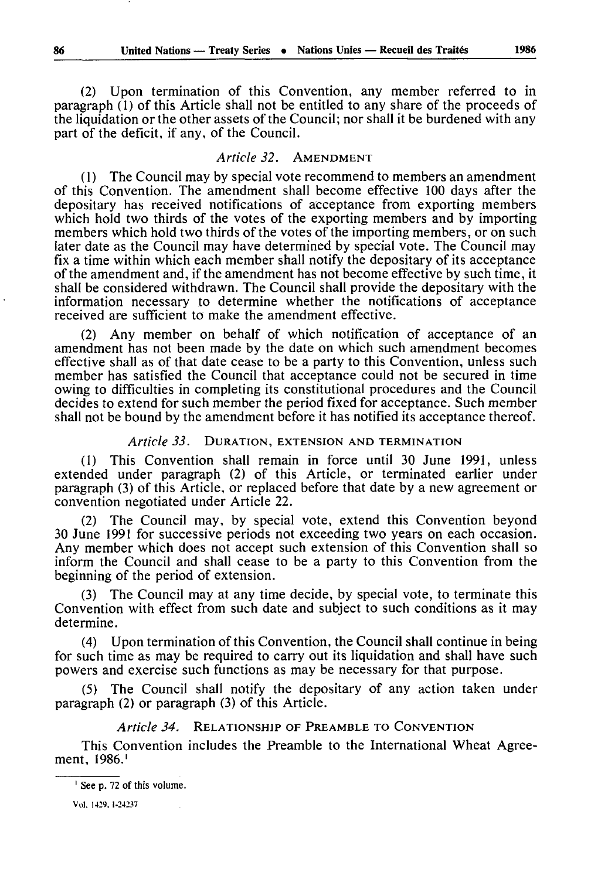(2) Upon termination of this Convention, any member referred to in paragraph (1) of this Article shall not be entitled to any share of the proceeds of the liquidation or the other assets of the Council; nor shall it be burdened with any part of the deficit, if any, of the Council.

### *Article 32.* AMENDMENT

(1) The Council may by special vote recommend to members an amendment of this Convention. The amendment shall become effective 100 days after the depositary has received notifications of acceptance from exporting members which hold two thirds of the votes of the exporting members and by importing members which hold two thirds of the votes of the importing members, or on such later date as the Council may have determined by special vote. The Council may fix a time within which each member shall notify the depositary of its acceptance of the amendment and, if the amendment has not become effective by such time, it shall be considered withdrawn. The Council shall provide the depositary with the information necessary to determine whether the notifications of acceptance received are sufficient to make the amendment effective.

(2) Any member on behalf of which notification of acceptance of an amendment has not been made by the date on which such amendment becomes effective shall as of that date cease to be a party to this Convention, unless such member has satisfied the Council that acceptance could not be secured in time owing to difficulties in completing its constitutional procedures and the Council decides to extend for such member the period fixed for acceptance. Such member shall not be bound by the amendment before it has notified its acceptance thereof.

### *Article 33.* DURATION, EXTENSION AND TERMINATION

(1) This Convention shall remain in force until 30 June 1991, unless extended under paragraph (2) of this Article, or terminated earlier under paragraph (3) of this Article, or replaced before that date by a new agreement or convention negotiated under Article 22.

(2) The Council may, by special vote, extend this Convention beyond 30 June 1991 for successive periods not exceeding two years on each occasion. Any member which does not accept such extension of this Convention shall so inform the Council and shall cease to be a party to this Convention from the beginning of the period of extension.

(3) The Council may at any time decide, by special vote, to terminate this Convention with effect from such date and subject to such conditions as it may determine.

(4) Upon termination of this Convention, the Council shall continue in being for such time as may be required to carry out its liquidation and shall have such powers and exercise such functions as may be necessary for that purpose.

(5) The Council shall notify the depositary of any action taken under paragraph (2) or paragraph (3) of this Article.

### *Article 34.* RELATIONSHIP OF PREAMBLE TO CONVENTION

This Convention includes the Preamble to the International Wheat Agreement, 1986.[1]

---

[1] See p. 72 of this volume.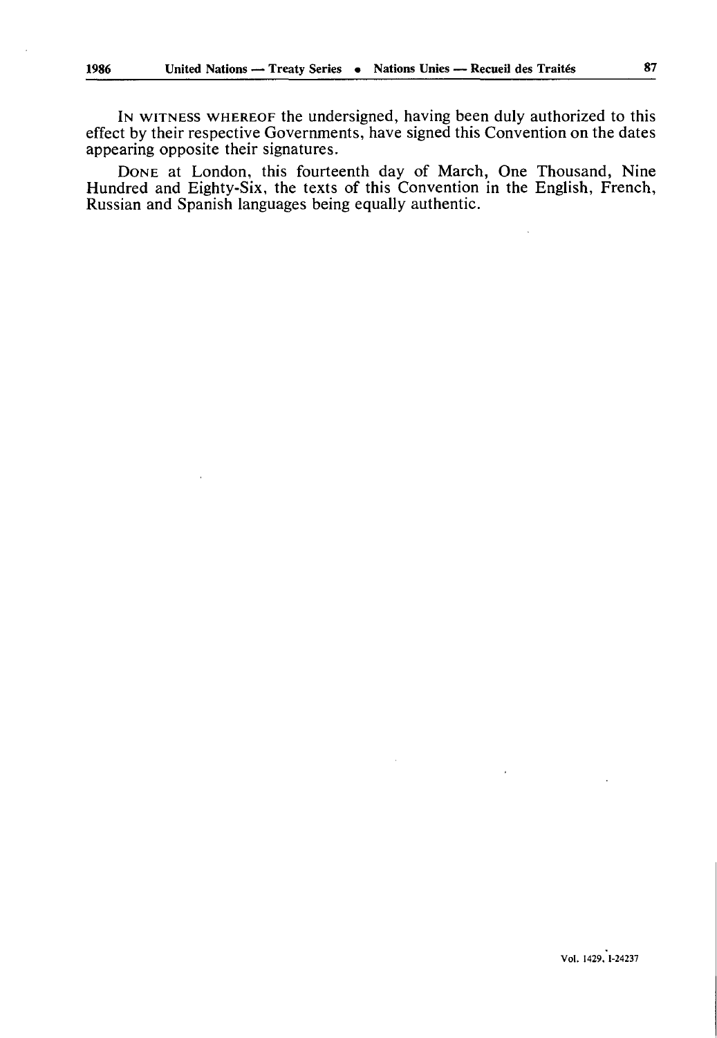IN WITNESS WHEREOF the undersigned, having been duly authorized to this effect by their respective Governments, have signed this Convention on the dates appearing opposite their signatures.

DONE at London, this fourteenth day of March, One Thousand, Nine Hundred and Eighty-Six, the texts of this Convention in the English, French, Russian and Spanish languages being equally authentic.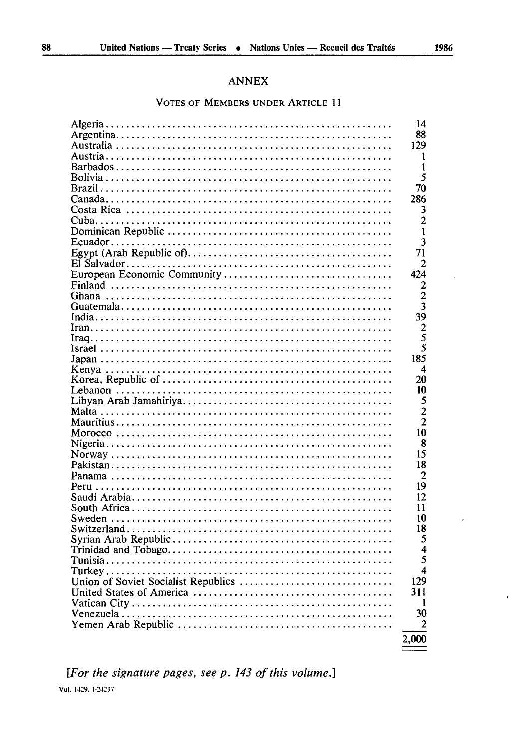## ANNEX

### VOTES OF MEMBERS UNDER ARTICLE 11

| | |
|---|---|
| Algeria | 14 |
| Argentina | 88 |
| Australia | 129 |
| Austria | 1 |
| Barbados | 1 |
| Bolivia | 5 |
| Brazil | 70 |
| Canada | 286 |
| Costa Rica | 3 |
| Cuba | 2 |
| Dominican Republic | 1 |
| Ecuador | 3 |
| Egypt (Arab Republic of) | 71 |
| El Salvador | 2 |
| European Economic Community | 424 |
| Finland | 2 |
| Ghana | 2 |
| Guatemala | 3 |
| India | 39 |
| Iran | 2 |
| Iraq | 5 |
| Israel | 5 |
| Japan | 185 |
| Kenya | 4 |
| Korea, Republic of | 20 |
| Lebanon | 10 |
| Libyan Arab Jamahiriya | 5 |
| Malta | 2 |
| Mauritius | 2 |
| Morocco | 10 |
| Nigeria | 8 |
| Norway | 15 |
| Pakistan | 18 |
| Panama | 2 |
| Peru | 19 |
| Saudi Arabia | 12 |
| South Africa | 11 |
| Sweden | 10 |
| Switzerland | 18 |
| Syrian Arab Republic | 5 |
| Trinidad and Tobago | 4 |
| Tunisia | 5 |
| Turkey | 4 |
| Union of Soviet Socialist Republics | 129 |
| United States of America | 311 |
| Vatican City | 1 |
| Venezuela | 30 |
| Yemen Arab Republic | 2 |
| | 2,000 |

*[For the signature pages, see p. 143 of this volume.]*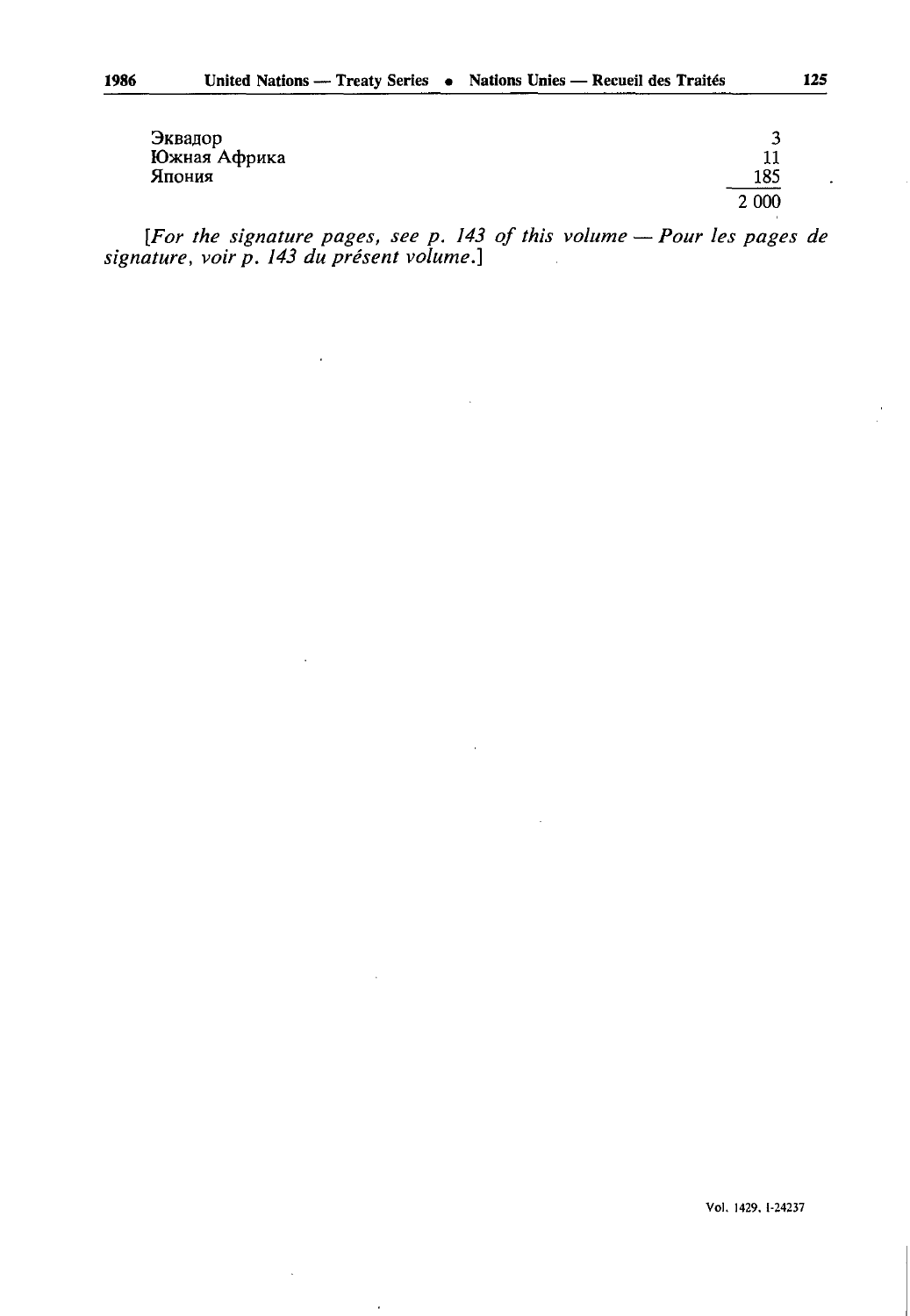| | |
|---|---|
| Эквадор | 3 |
| Южная Африка | 11 |
| Япония | 185 |
| | 2 000 |

*[For the signature pages, see p. 143 of this volume — Pour les pages de signature, voir p. 143 du présent volume.]*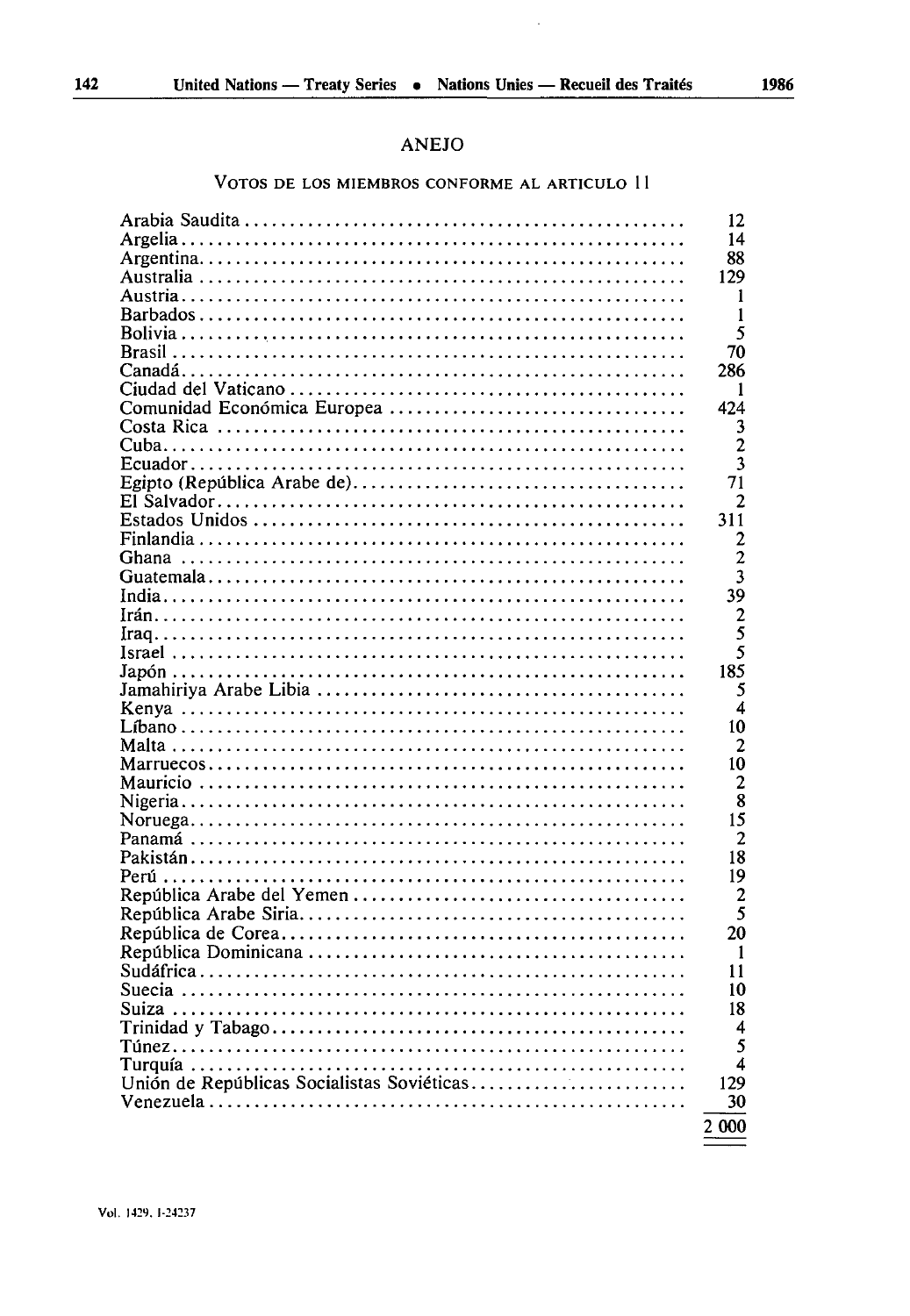## ANEJO

### VOTOS DE LOS MIEMBROS CONFORME AL ARTICULO 11

| | |
|---|---|
| Arabia Saudita | 12 |
| Argelia | 14 |
| Argentina | 88 |
| Australia | 129 |
| Austria | 1 |
| Barbados | 1 |
| Bolivia | 5 |
| Brasil | 70 |
| Canadá | 286 |
| Ciudad del Vaticano | 1 |
| Comunidad Económica Europea | 424 |
| Costa Rica | 3 |
| Cuba | 2 |
| Ecuador | 3 |
| Egipto (República Arabe de) | 71 |
| El Salvador | 2 |
| Estados Unidos | 311 |
| Finlandia | 2 |
| Ghana | 2 |
| Guatemala | 3 |
| India | 39 |
| Irán | 2 |
| Iraq | 5 |
| Israel | 5 |
| Japón | 185 |
| Jamahiriya Arabe Libia | 5 |
| Kenya | 4 |
| Líbano | 10 |
| Malta | 2 |
| Marruecos | 10 |
| Mauricio | 2 |
| Nigeria | 8 |
| Noruega | 15 |
| Panamá | 2 |
| Pakistán | 18 |
| Perú | 19 |
| República Arabe del Yemen | 2 |
| República Arabe Siria | 5 |
| República de Corea | 20 |
| República Dominicana | 1 |
| Sudáfrica | 11 |
| Suecia | 10 |
| Suiza | 18 |
| Trinidad y Tabago | 4 |
| Túnez | 5 |
| Turquía | 4 |
| Unión de Repúblicas Socialistas Soviéticas | 129 |
| Venezuela | 30 |
| | 2 000 |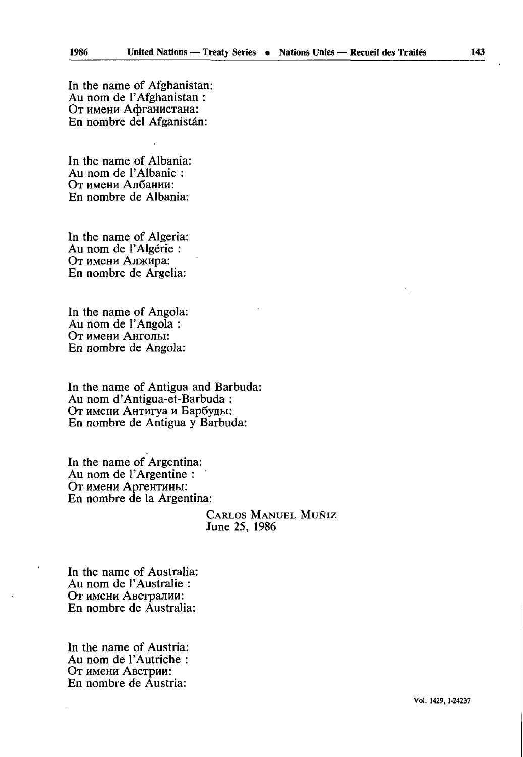In the name of Afghanistan:
Au nom de l'Afghanistan :
От имени Афганистана:
En nombre del Afganistán:

In the name of Albania:
Au nom de l'Albanie :
От имени Албании:
En nombre de Albania:

In the name of Algeria:
Au nom de l'Algérie :
От имени Алжира:
En nombre de Argelia:

In the name of Angola:
Au nom de l'Angola :
От имени Анголы:
En nombre de Angola:

In the name of Antigua and Barbuda:
Au nom d'Antigua-et-Barbuda :
От имени Антигуа и Барбуды:
En nombre de Antigua y Barbuda:

In the name of Argentina:
Au nom de l'Argentine :
От имени Аргентины:
En nombre de la Argentina:

CARLOS MANUEL MUÑIZ
June 25, 1986

In the name of Australia:
Au nom de l'Australie :
От имени Австралии:
En nombre de Australia:

In the name of Austria:
Au nom de l'Autriche :
От имени Австрии:
En nombre de Austria: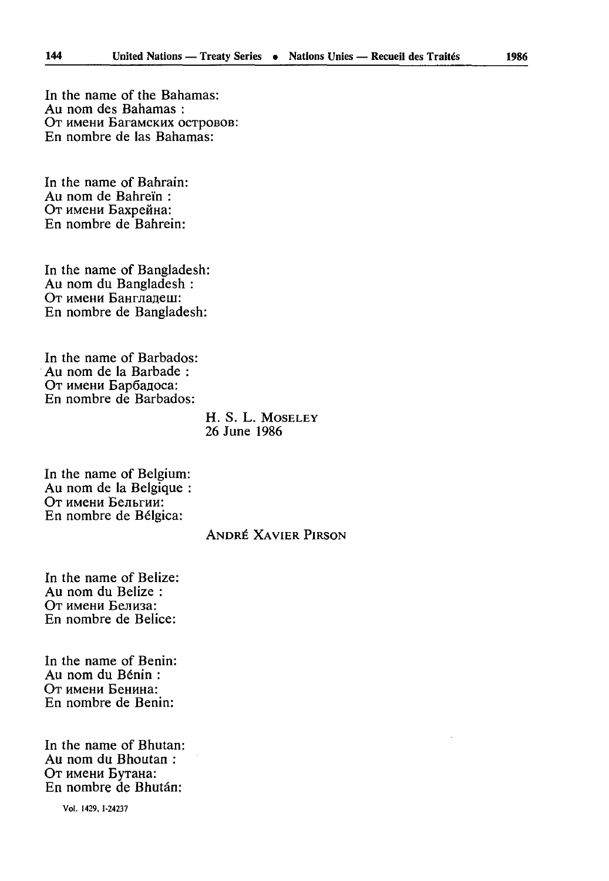In the name of the Bahamas:
Au nom des Bahamas :
От имени Багамских островов:
En nombre de las Bahamas:

In the name of Bahrain:
Au nom de Bahreïn :
От имени Бахрейна:
En nombre de Bahrein:

In the name of Bangladesh:
Au nom du Bangladesh :
От имени Бангладеш:
En nombre de Bangladesh:

In the name of Barbados:
Au nom de la Barbade :
От имени Барбадоса:
En nombre de Barbados:

H. S. L. MOSELEY
26 June 1986

In the name of Belgium:
Au nom de la Belgique :
От имени Бельгии:
En nombre de Bélgica:

ANDRÉ XAVIER PIRSON

In the name of Belize:
Au nom du Belize :
От имени Белиза:
En nombre de Belice:

In the name of Benin:
Au nom du Bénin :
От имени Бенина:
En nombre de Benin:

In the name of Bhutan:
Au nom du Bhoutan :
От имени Бутана:
En nombre de Bhután:

Vol. 1429, I-24237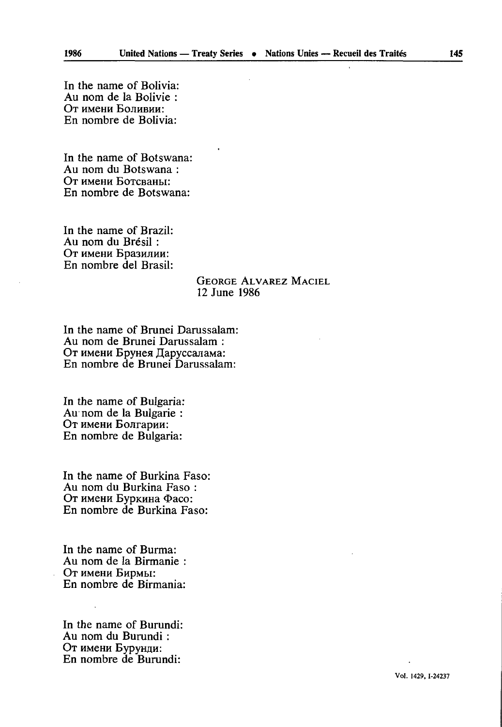In the name of Bolivia:
Au nom de la Bolivie :
От имени Боливии:
En nombre de Bolivia:

In the name of Botswana:
Au nom du Botswana :
От имени Ботсваны:
En nombre de Botswana:

In the name of Brazil:
Au nom du Brésil :
От имени Бразилии:
En nombre del Brasil:

GEORGE ALVAREZ MACIEL
12 June 1986

In the name of Brunei Darussalam:
Au nom de Brunei Darussalam :
От имени Брунея Даруссалама:
En nombre de Brunei Darussalam:

In the name of Bulgaria:
Au nom de la Bulgarie :
От имени Болгарии:
En nombre de Bulgaria:

In the name of Burkina Faso:
Au nom du Burkina Faso :
От имени Буркина Фасо:
En nombre de Burkina Faso:

In the name of Burma:
Au nom de la Birmanie :
От имени Бирмы:
En nombre de Birmania:

In the name of Burundi:
Au nom du Burundi :
От имени Бурунди:
En nombre de Burundi: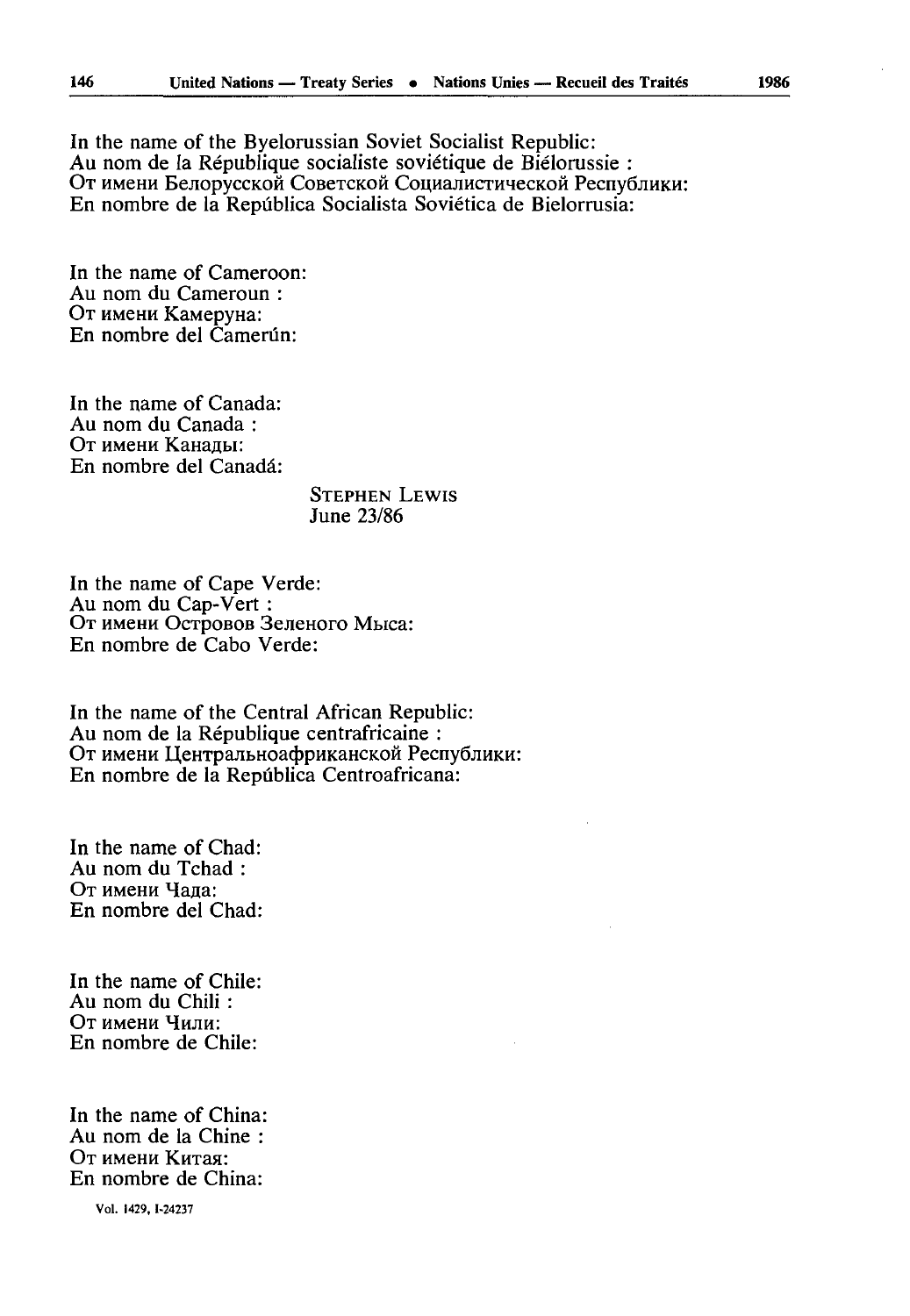In the name of the Byelorussian Soviet Socialist Republic:
Au nom de la République socialiste soviétique de Biélorussie :
От имени Белорусской Советской Социалистической Республики:
En nombre de la República Socialista Soviética de Bielorrusia:

In the name of Cameroon:
Au nom du Cameroun :
От имени Камеруна:
En nombre del Camerún:

In the name of Canada:
Au nom du Canada :
От имени Канады:
En nombre del Canadá:

STEPHEN LEWIS
June 23/86

In the name of Cape Verde:
Au nom du Cap-Vert :
От имени Островов Зеленого Мыса:
En nombre de Cabo Verde:

In the name of the Central African Republic:
Au nom de la République centrafricaine :
От имени Центральноафриканской Республики:
En nombre de la República Centroafricana:

In the name of Chad:
Au nom du Tchad :
От имени Чада:
En nombre del Chad:

In the name of Chile:
Au nom du Chili :
От имени Чили:
En nombre de Chile:

In the name of China:
Au nom de la Chine :
От имени Китая:
En nombre de China:

Vol. 1429, I-24237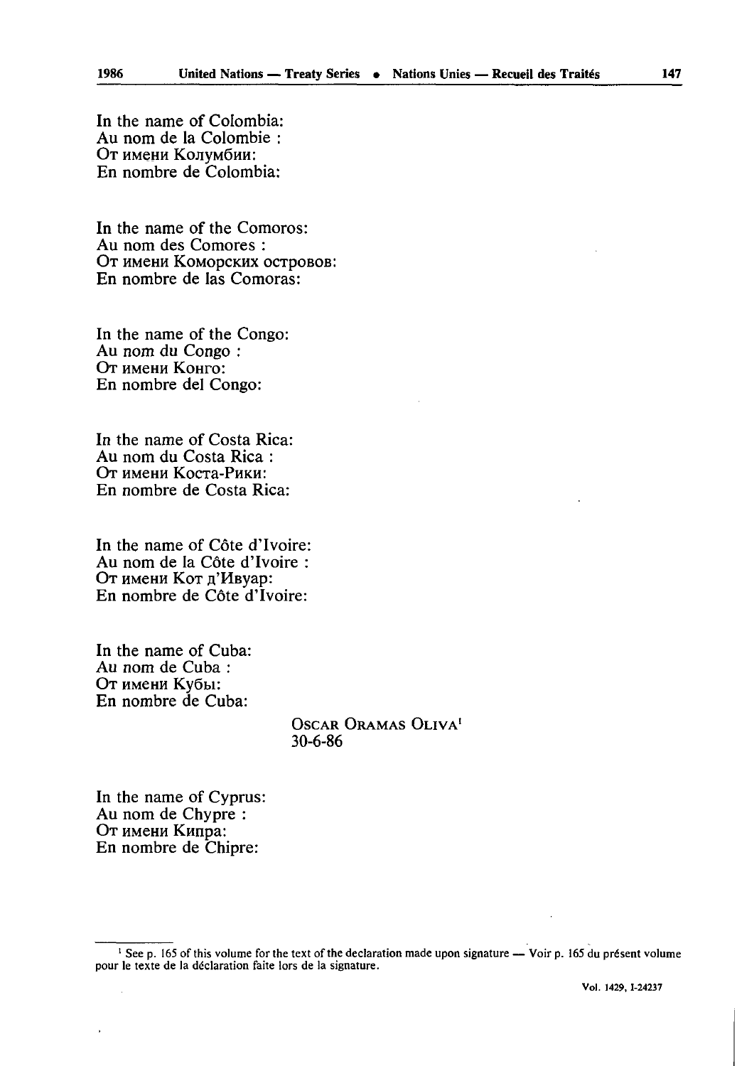In the name of Colombia:
Au nom de la Colombie :
От имени Колумбии:
En nombre de Colombia:

In the name of the Comoros:
Au nom des Comores :
От имени Коморских островов:
En nombre de las Comoras:

In the name of the Congo:
Au nom du Congo :
От имени Конго:
En nombre del Congo:

In the name of Costa Rica:
Au nom du Costa Rica :
От имени Коста-Рики:
En nombre de Costa Rica:

In the name of Côte d'Ivoire:
Au nom de la Côte d'Ivoire :
От имени Кот д'Ивуар:
En nombre de Côte d'Ivoire:

In the name of Cuba:
Au nom de Cuba :
От имени Кубы:
En nombre de Cuba:

OSCAR ORAMAS OLIVA[1]
30-6-86

In the name of Cyprus:
Au nom de Chypre :
От имени Кипра:
En nombre de Chipre:

[1] See p. 165 of this volume for the text of the declaration made upon signature — Voir p. 165 du présent volume pour le texte de la déclaration faite lors de la signature.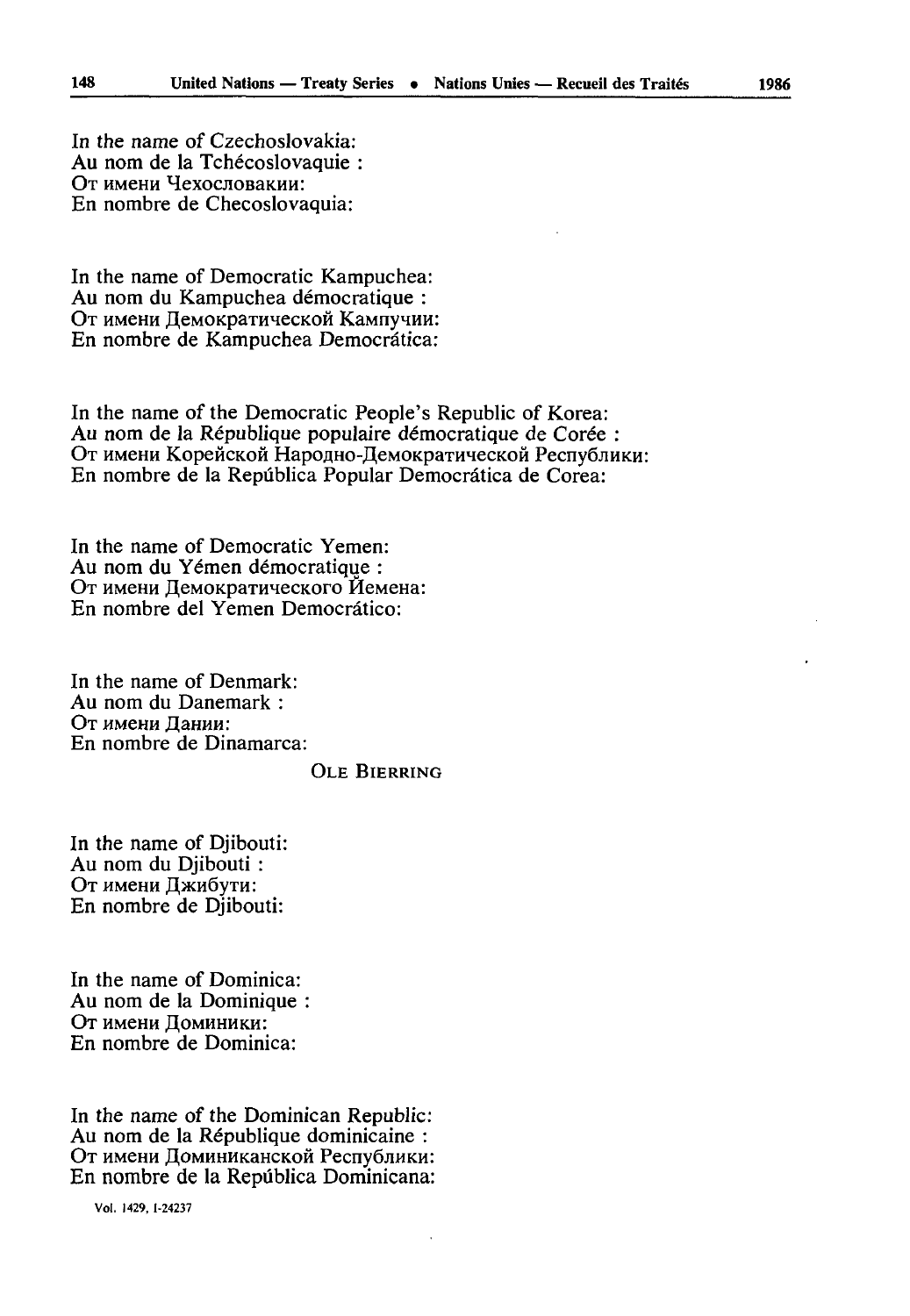In the name of Czechoslovakia:
Au nom de la Tchécoslovaquie :
От имени Чехословакии:
En nombre de Checoslovaquia:

In the name of Democratic Kampuchea:
Au nom du Kampuchea démocratique :
От имени Демократической Кампучии:
En nombre de Kampuchea Democrática:

In the name of the Democratic People's Republic of Korea:
Au nom de la République populaire démocratique de Corée :
От имени Корейской Народно-Демократической Республики:
En nombre de la República Popular Democrática de Corea:

In the name of Democratic Yemen:
Au nom du Yémen démocratique :
От имени Демократического Йемена:
En nombre del Yemen Democrático:

In the name of Denmark:
Au nom du Danemark :
От имени Дании:
En nombre de Dinamarca:

OLE BIERRING

In the name of Djibouti:
Au nom du Djibouti :
От имени Джибути:
En nombre de Djibouti:

In the name of Dominica:
Au nom de la Dominique :
От имени Доминики:
En nombre de Dominica:

In the name of the Dominican Republic:
Au nom de la République dominicaine :
От имени Доминиканской Республики:
En nombre de la República Dominicana:

Vol. 1429, I-24237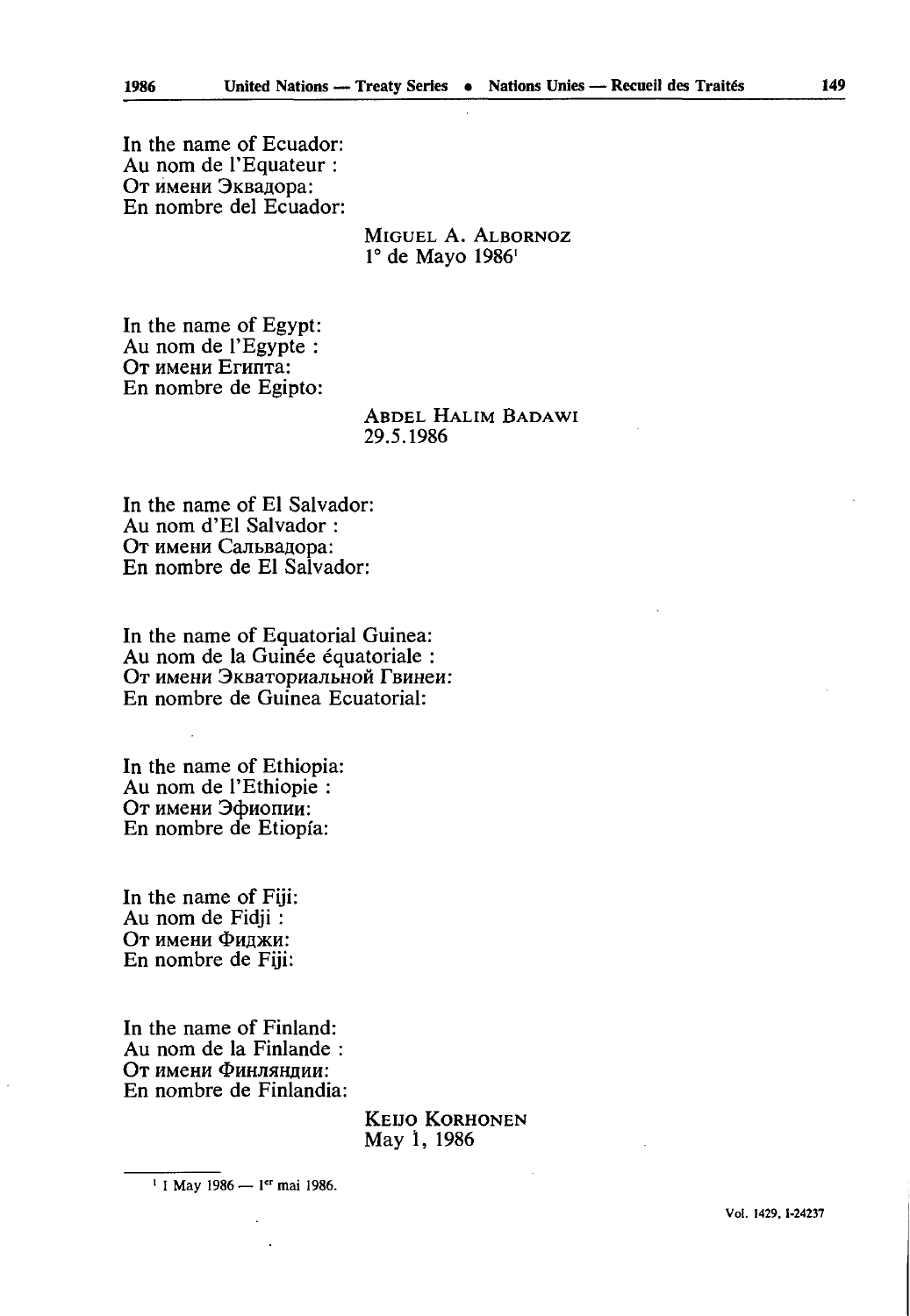In the name of Ecuador:
Au nom de l'Equateur :
От имени Эквадора:
En nombre del Ecuador:

MIGUEL A. ALBORNOZ
1° de Mayo 1986[1]

In the name of Egypt:
Au nom de l'Egypte :
От имени Египта:
En nombre de Egipto:

ABDEL HALIM BADAWI
29.5.1986

In the name of El Salvador:
Au nom d'El Salvador :
От имени Сальвадора:
En nombre de El Salvador:

In the name of Equatorial Guinea:
Au nom de la Guinée équatoriale :
От имени Экваториальной Гвинеи:
En nombre de Guinea Ecuatorial:

In the name of Ethiopia:
Au nom de l'Ethiopie :
От имени Эфиопии:
En nombre de Etiopía:

In the name of Fiji:
Au nom de Fidji :
От имени Фиджи:
En nombre de Fiji:

In the name of Finland:
Au nom de la Finlande :
От имени Финляндии:
En nombre de Finlandia:

KEIJO KORHONEN
May 1, 1986

[1] 1 May 1986 — 1er mai 1986.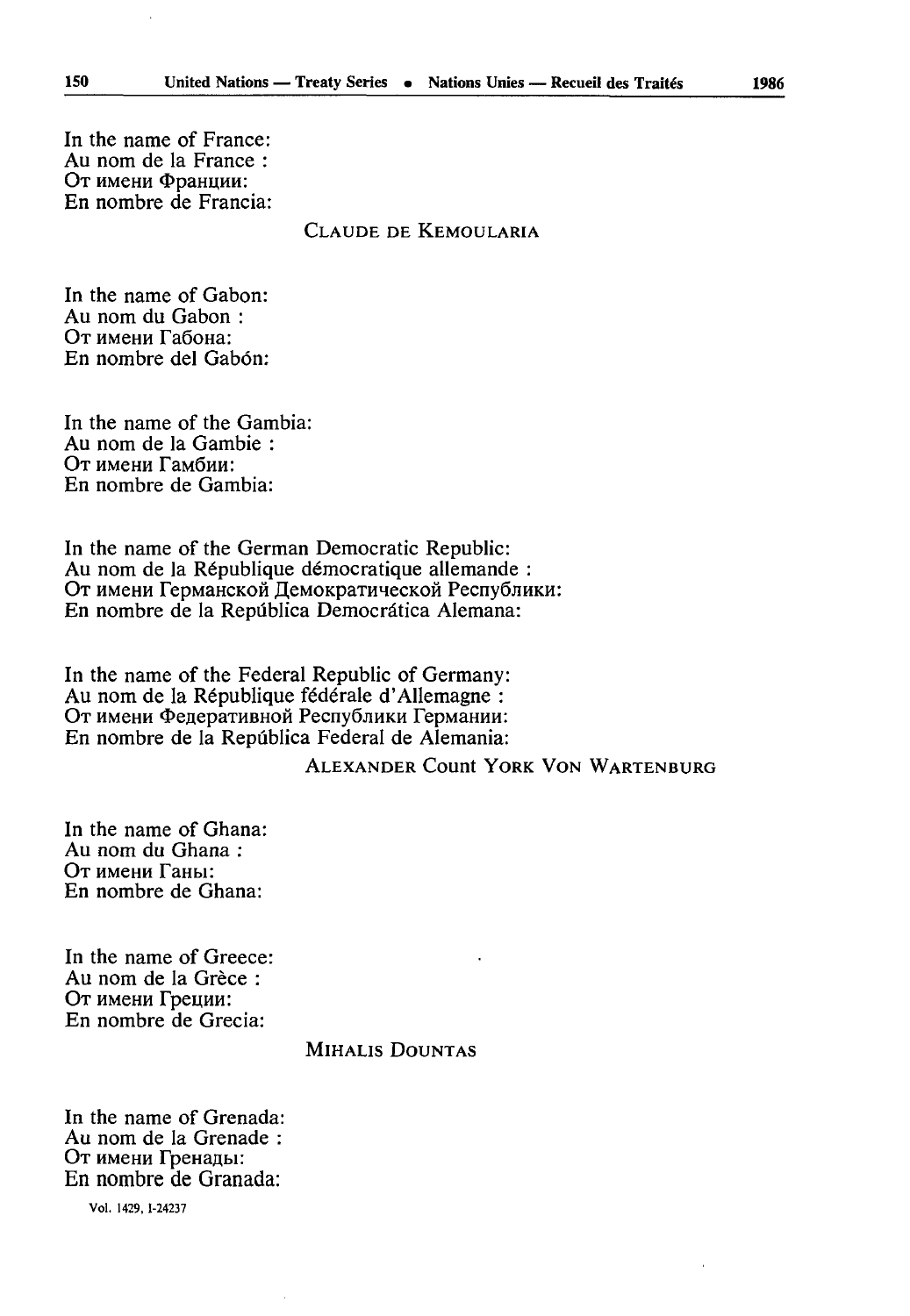In the name of France:
Au nom de la France :
От имени Франции:
En nombre de Francia:

CLAUDE DE KEMOULARIA

In the name of Gabon:
Au nom du Gabon :
От имени Габона:
En nombre del Gabón:

In the name of the Gambia:
Au nom de la Gambie :
От имени Гамбии:
En nombre de Gambia:

In the name of the German Democratic Republic:
Au nom de la République démocratique allemande :
От имени Германской Демократической Республики:
En nombre de la República Democrática Alemana:

In the name of the Federal Republic of Germany:
Au nom de la République fédérale d'Allemagne :
От имени Федеративной Республики Германии:
En nombre de la República Federal de Alemania:

ALEXANDER Count YORK VON WARTENBURG

In the name of Ghana:
Au nom du Ghana :
От имени Ганы:
En nombre de Ghana:

In the name of Greece:
Au nom de la Grèce :
От имени Греции:
En nombre de Grecia:

MIHALIS DOUNTAS

In the name of Grenada:
Au nom de la Grenade :
От имени Гренады:
En nombre de Granada:

Vol. 1429, I-24237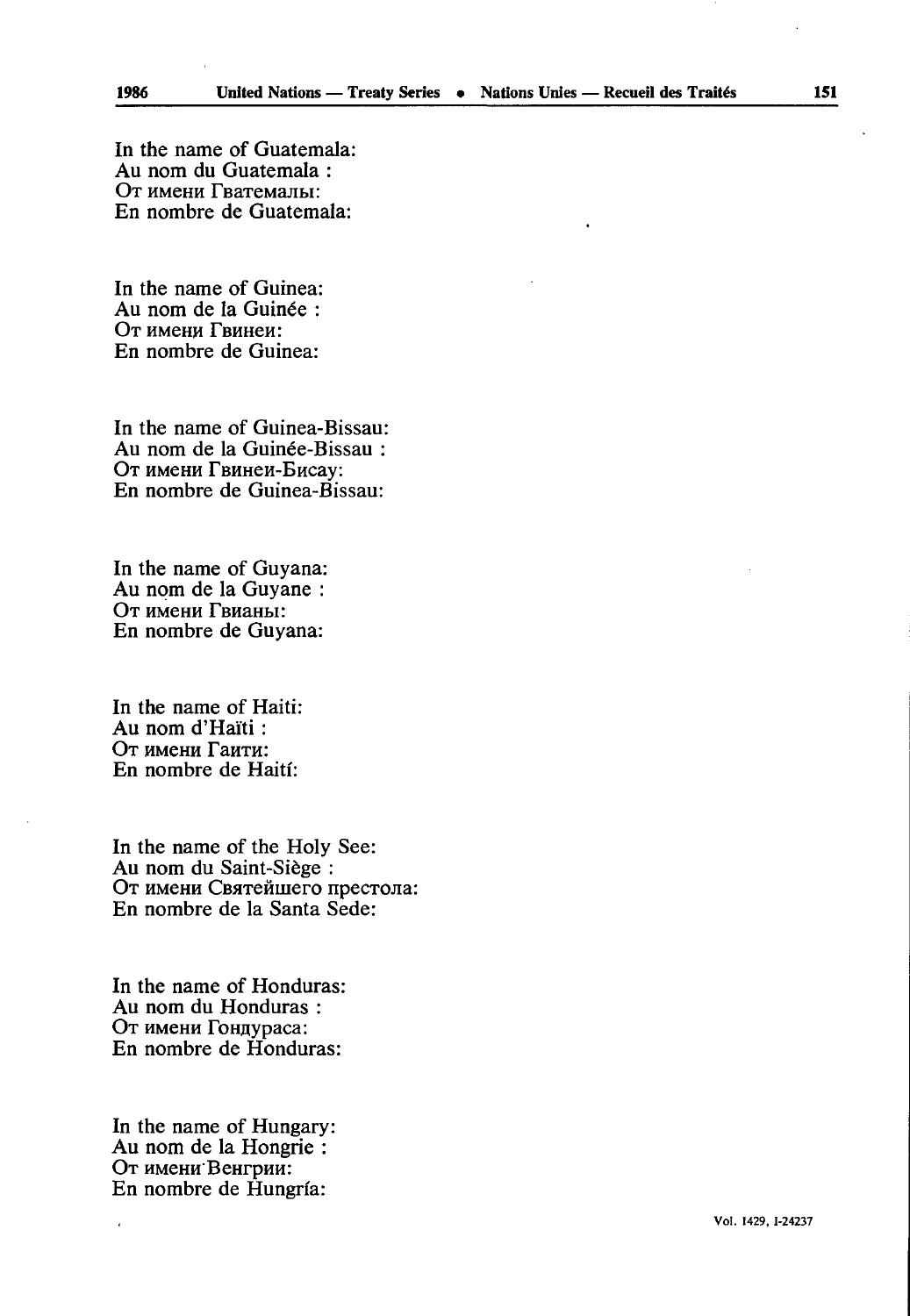In the name of Guatemala:
Au nom du Guatemala :
От имени Гватемалы:
En nombre de Guatemala:

In the name of Guinea:
Au nom de la Guinée :
От имени Гвинеи:
En nombre de Guinea:

In the name of Guinea-Bissau:
Au nom de la Guinée-Bissau :
От имени Гвинеи-Бисау:
En nombre de Guinea-Bissau:

In the name of Guyana:
Au nom de la Guyane :
От имени Гвианы:
En nombre de Guyana:

In the name of Haiti:
Au nom d'Haïti :
От имени Гаити:
En nombre de Haití:

In the name of the Holy See:
Au nom du Saint-Siège :
От имени Святейшего престола:
En nombre de la Santa Sede:

In the name of Honduras:
Au nom du Honduras :
От имени Гондураса:
En nombre de Honduras:

In the name of Hungary:
Au nom de la Hongrie :
От имени Венгрии:
En nombre de Hungría: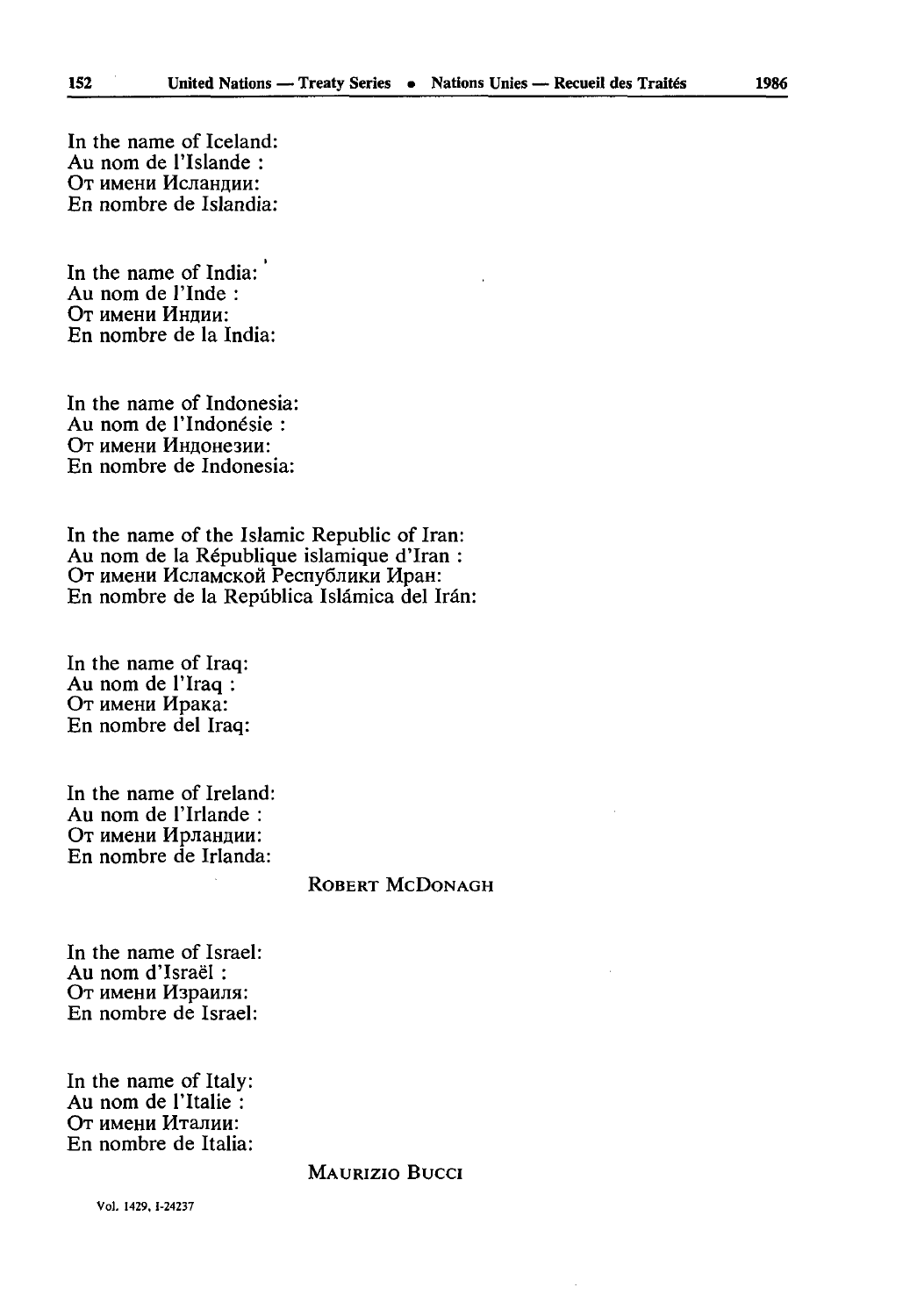In the name of Iceland:
Au nom de l'Islande :
От имени Исландии:
En nombre de Islandia:

In the name of India:
Au nom de l'Inde :
От имени Индии:
En nombre de la India:

In the name of Indonesia:
Au nom de l'Indonésie :
От имени Индонезии:
En nombre de Indonesia:

In the name of the Islamic Republic of Iran:
Au nom de la République islamique d'Iran :
От имени Исламской Республики Иран:
En nombre de la República Islámica del Irán:

In the name of Iraq:
Au nom de l'Iraq :
От имени Ирака:
En nombre del Iraq:

In the name of Ireland:
Au nom de l'Irlande :
От имени Ирландии:
En nombre de Irlanda:

ROBERT MCDONAGH

In the name of Israel:
Au nom d'Israël :
От имени Израиля:
En nombre de Israel:

In the name of Italy:
Au nom de l'Italie :
От имени Италии:
En nombre de Italia:

MAURIZIO BUCCI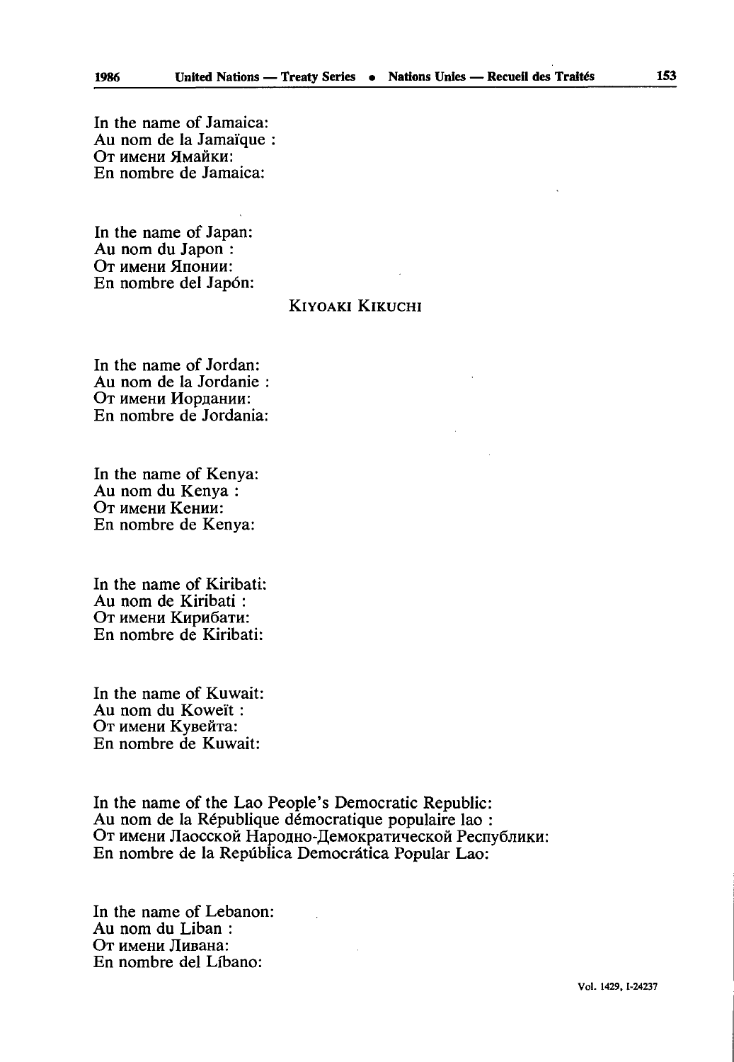In the name of Jamaica:
Au nom de la Jamaïque :
От имени Ямайки:
En nombre de Jamaica:

In the name of Japan:
Au nom du Japon :
От имени Японии:
En nombre del Japón:

KIYOAKI KIKUCHI

In the name of Jordan:
Au nom de la Jordanie :
От имени Иордании:
En nombre de Jordania:

In the name of Kenya:
Au nom du Kenya :
От имени Кении:
En nombre de Kenya:

In the name of Kiribati:
Au nom de Kiribati :
От имени Кирибати:
En nombre de Kiribati:

In the name of Kuwait:
Au nom du Koweït :
От имени Кувейта:
En nombre de Kuwait:

In the name of the Lao People's Democratic Republic:
Au nom de la République démocratique populaire lao :
От имени Лаосской Народно-Демократической Республики:
En nombre de la República Democrática Popular Lao:

In the name of Lebanon:
Au nom du Liban :
От имени Ливана:
En nombre del Líbano: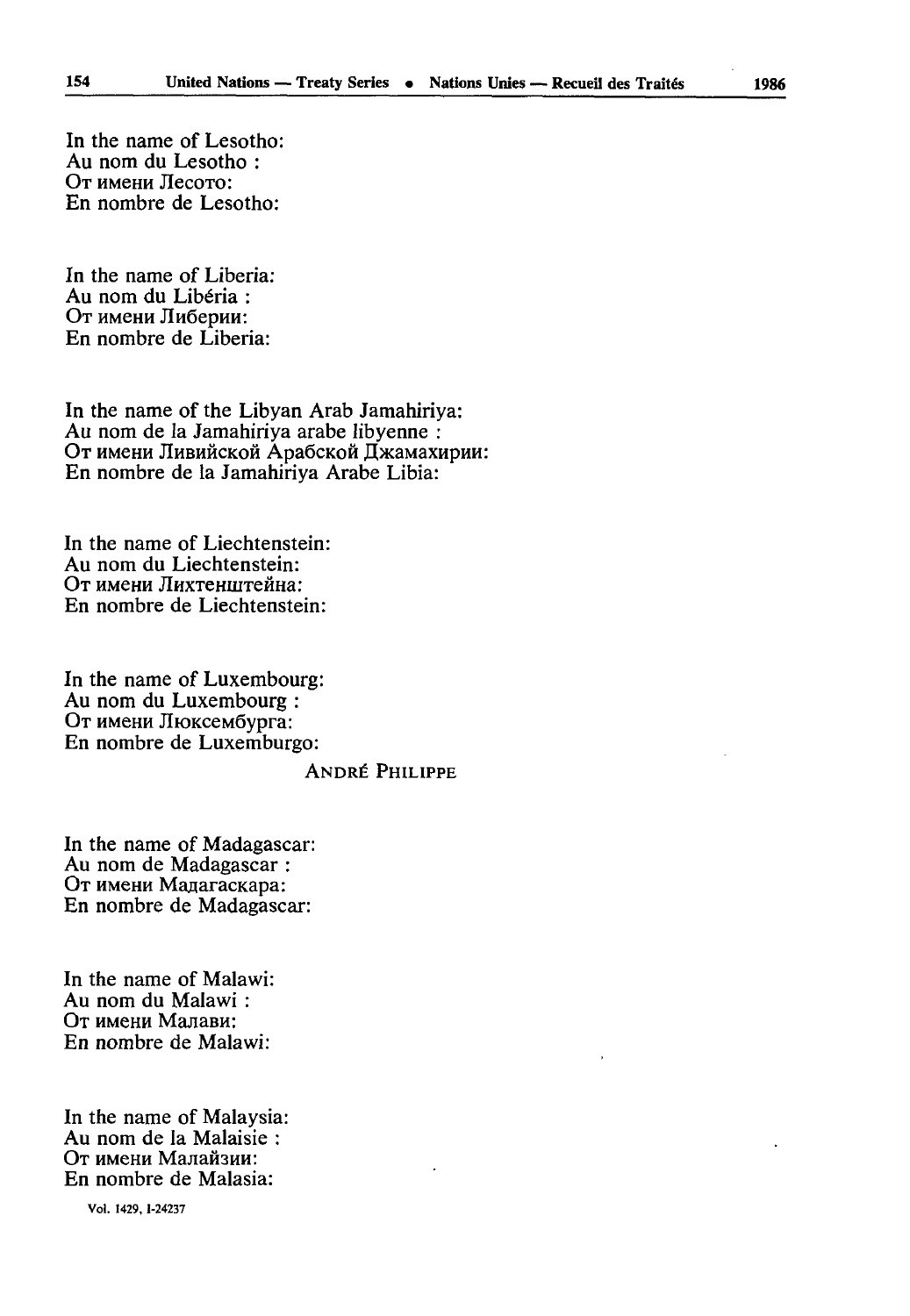In the name of Lesotho:
Au nom du Lesotho :
От имени Лесото:
En nombre de Lesotho:

In the name of Liberia:
Au nom du Libéria :
От имени Либерии:
En nombre de Liberia:

In the name of the Libyan Arab Jamahiriya:
Au nom de la Jamahiriya arabe libyenne :
От имени Ливийской Арабской Джамахирии:
En nombre de la Jamahiriya Arabe Libia:

In the name of Liechtenstein:
Au nom du Liechtenstein:
От имени Лихтенштейна:
En nombre de Liechtenstein:

In the name of Luxembourg:
Au nom du Luxembourg :
От имени Люксембурга:
En nombre de Luxemburgo:

ANDRÉ PHILIPPE

In the name of Madagascar:
Au nom de Madagascar :
От имени Мадагаскара:
En nombre de Madagascar:

In the name of Malawi:
Au nom du Malawi :
От имени Малави:
En nombre de Malawi:

In the name of Malaysia:
Au nom de la Malaisie :
От имени Малайзии:
En nombre de Malasia:

Vol. 1429, I-24237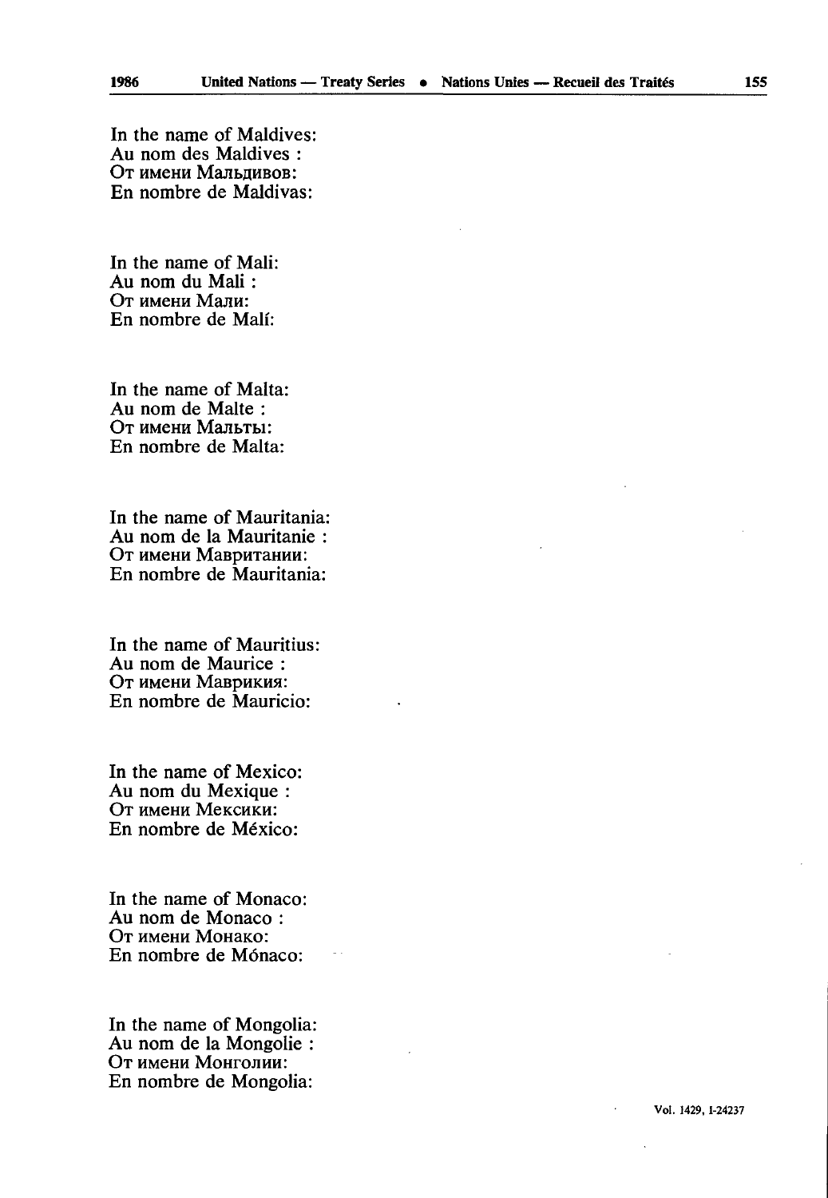In the name of Maldives:
Au nom des Maldives :
От имени Мальдивов:
En nombre de Maldivas:

In the name of Mali:
Au nom du Mali :
От имени Мали:
En nombre de Malí:

In the name of Malta:
Au nom de Malte :
От имени Мальты:
En nombre de Malta:

In the name of Mauritania:
Au nom de la Mauritanie :
От имени Мавритании:
En nombre de Mauritania:

In the name of Mauritius:
Au nom de Maurice :
От имени Маврикия:
En nombre de Mauricio:

In the name of Mexico:
Au nom du Mexique :
От имени Мексики:
En nombre de México:

In the name of Monaco:
Au nom de Monaco :
От имени Монако:
En nombre de Mónaco:

In the name of Mongolia:
Au nom de la Mongolie :
От имени Монголии:
En nombre de Mongolia: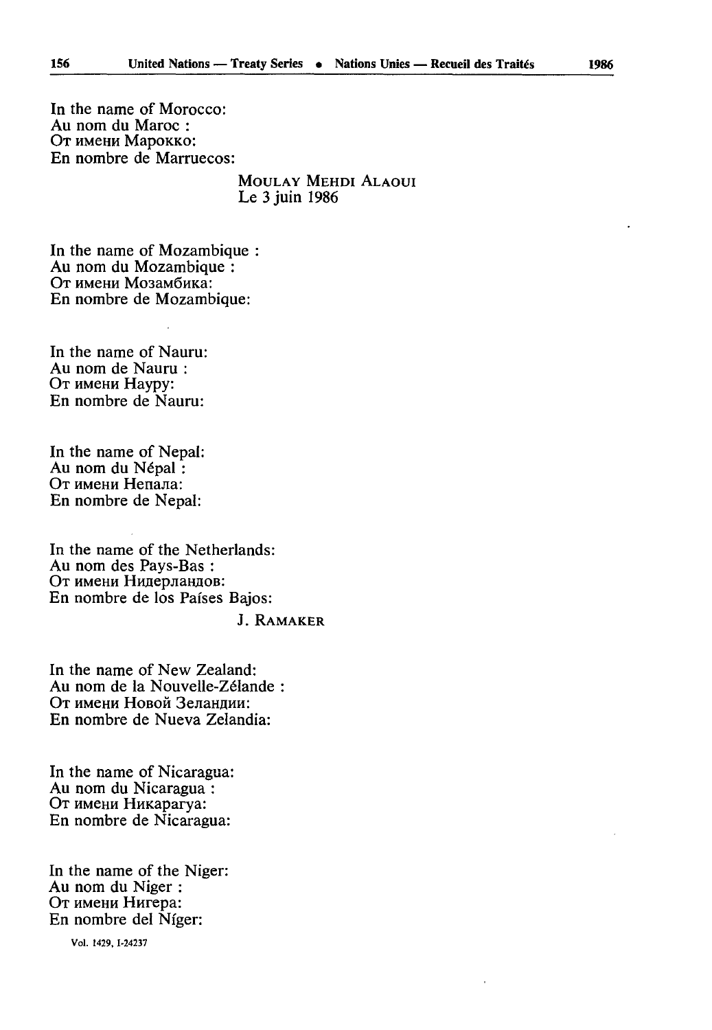In the name of Morocco:
Au nom du Maroc :
От имени Марокко:
En nombre de Marruecos:

MOULAY MEHDI ALAOUI
Le 3 juin 1986

In the name of Mozambique :
Au nom du Mozambique :
От имени Мозамбика:
En nombre de Mozambique:

In the name of Nauru:
Au nom de Nauru :
От имени Науру:
En nombre de Nauru:

In the name of Nepal:
Au nom du Népal :
От имени Непала:
En nombre de Nepal:

In the name of the Netherlands:
Au nom des Pays-Bas :
От имени Нидерландов:
En nombre de los Países Bajos:

J. RAMAKER

In the name of New Zealand:
Au nom de la Nouvelle-Zélande :
От имени Новой Зеландии:
En nombre de Nueva Zelandia:

In the name of Nicaragua:
Au nom du Nicaragua :
От имени Никарагуа:
En nombre de Nicaragua:

In the name of the Niger:
Au nom du Niger :
От имени Нигера:
En nombre del Níger: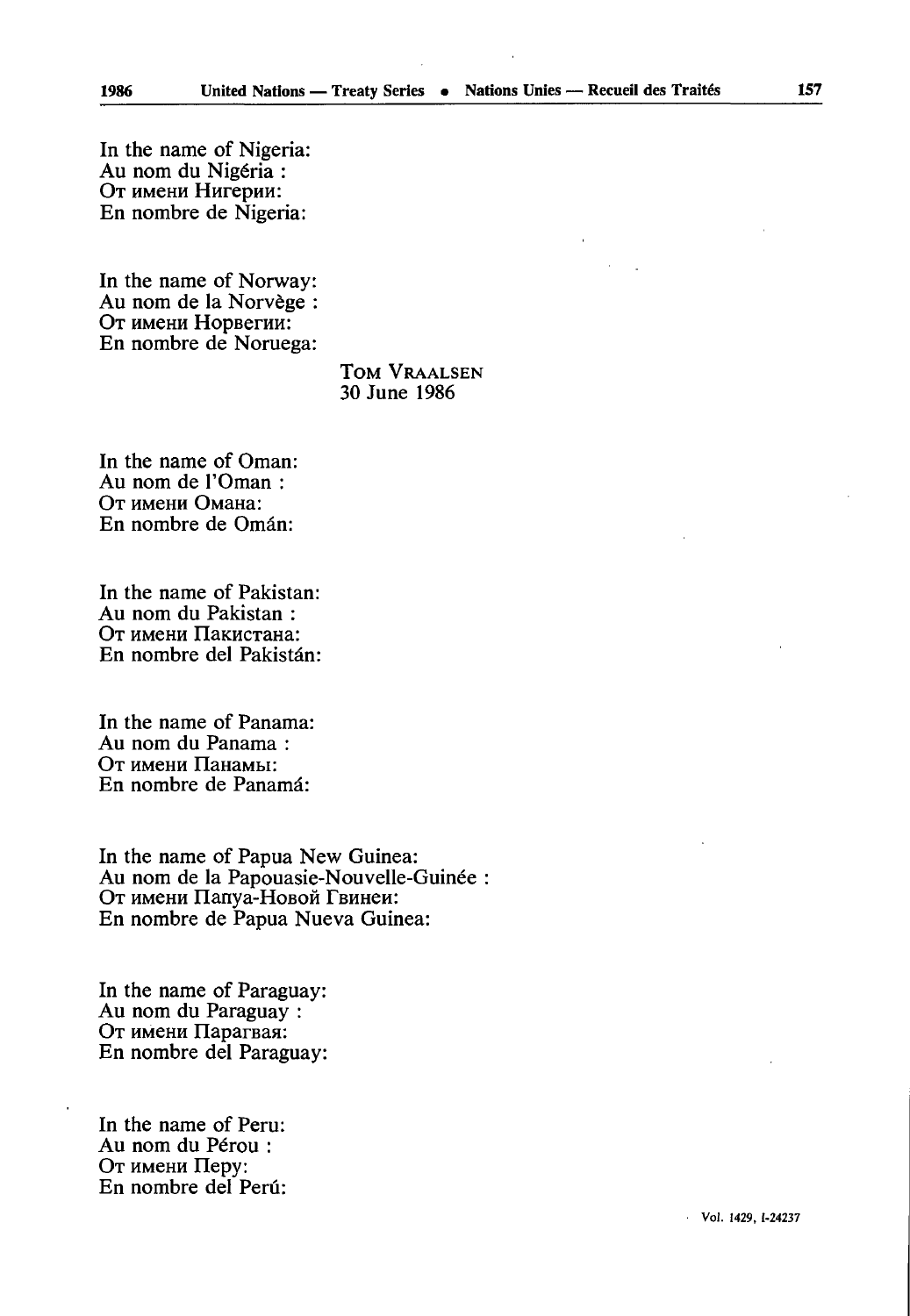In the name of Nigeria:
Au nom du Nigéria :
От имени Нигерии:
En nombre de Nigeria:

In the name of Norway:
Au nom de la Norvège :
От имени Норвегии:
En nombre de Noruega:

TOM VRAALSEN
30 June 1986

In the name of Oman:
Au nom de l'Oman :
От имени Омана:
En nombre de Omán:

In the name of Pakistan:
Au nom du Pakistan :
От имени Пакистана:
En nombre del Pakistán:

In the name of Panama:
Au nom du Panama :
От имени Панамы:
En nombre de Panamá:

In the name of Papua New Guinea:
Au nom de la Papouasie-Nouvelle-Guinée :
От имени Папуа-Новой Гвинеи:
En nombre de Papua Nueva Guinea:

In the name of Paraguay:
Au nom du Paraguay :
От имени Парагвая:
En nombre del Paraguay:

In the name of Peru:
Au nom du Pérou :
От имени Перу:
En nombre del Perú: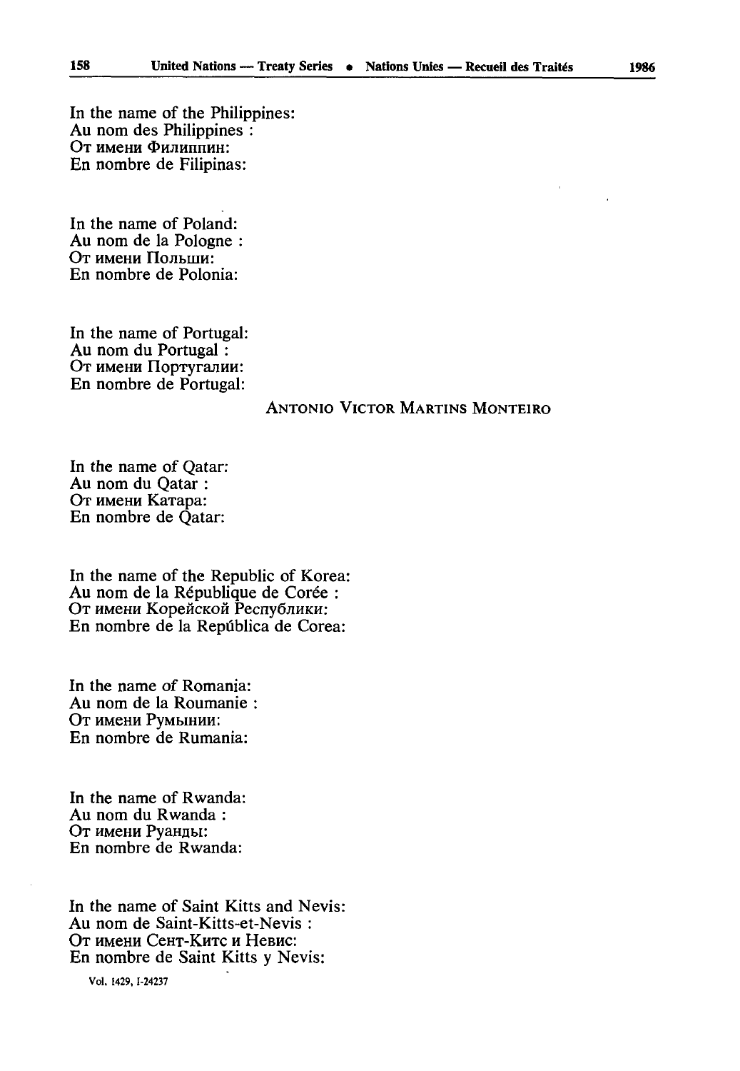In the name of the Philippines:
Au nom des Philippines :
От имени Филиппин:
En nombre de Filipinas:

In the name of Poland:
Au nom de la Pologne :
От имени Польши:
En nombre de Polonia:

In the name of Portugal:
Au nom du Portugal :
От имени Португалии:
En nombre de Portugal:

ANTONIO VICTOR MARTINS MONTEIRO

In the name of Qatar:
Au nom du Qatar :
От имени Катара:
En nombre de Qatar:

In the name of the Republic of Korea:
Au nom de la République de Corée :
От имени Корейской Республики:
En nombre de la República de Corea:

In the name of Romania:
Au nom de la Roumanie :
От имени Румынии:
En nombre de Rumania:

In the name of Rwanda:
Au nom du Rwanda :
От имени Руанды:
En nombre de Rwanda:

In the name of Saint Kitts and Nevis:
Au nom de Saint-Kitts-et-Nevis :
От имени Сент-Китс и Невис:
En nombre de Saint Kitts y Nevis:

Vol. 1429, I-24237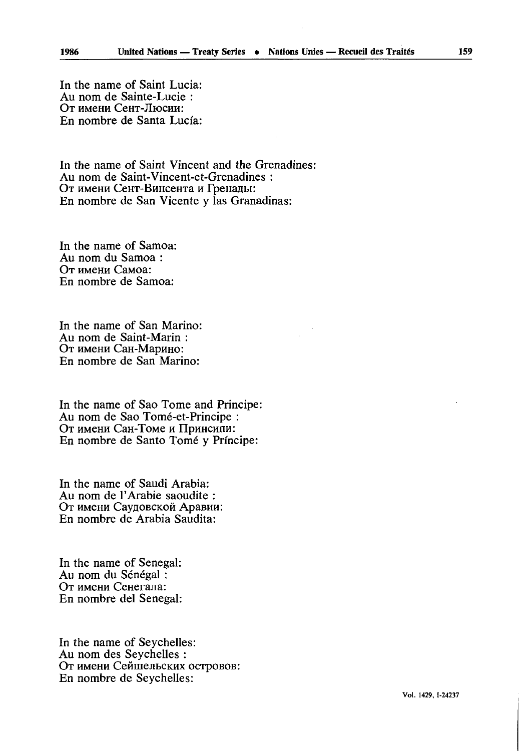In the name of Saint Lucia:
Au nom de Sainte-Lucie :
От имени Сент-Люсии:
En nombre de Santa Lucía:

In the name of Saint Vincent and the Grenadines:
Au nom de Saint-Vincent-et-Grenadines :
От имени Сент-Винсента и Гренады:
En nombre de San Vicente y las Granadinas:

In the name of Samoa:
Au nom du Samoa :
От имени Самоа:
En nombre de Samoa:

In the name of San Marino:
Au nom de Saint-Marin :
От имени Сан-Марино:
En nombre de San Marino:

In the name of Sao Tome and Principe:
Au nom de Sao Tomé-et-Principe :
От имени Сан-Томе и Принсипи:
En nombre de Santo Tomé y Príncipe:

In the name of Saudi Arabia:
Au nom de l'Arabie saoudite :
От имени Саудовской Аравии:
En nombre de Arabia Saudita:

In the name of Senegal:
Au nom du Sénégal :
От имени Сенегала:
En nombre del Senegal:

In the name of Seychelles:
Au nom des Seychelles :
От имени Сейшельских островов:
En nombre de Seychelles: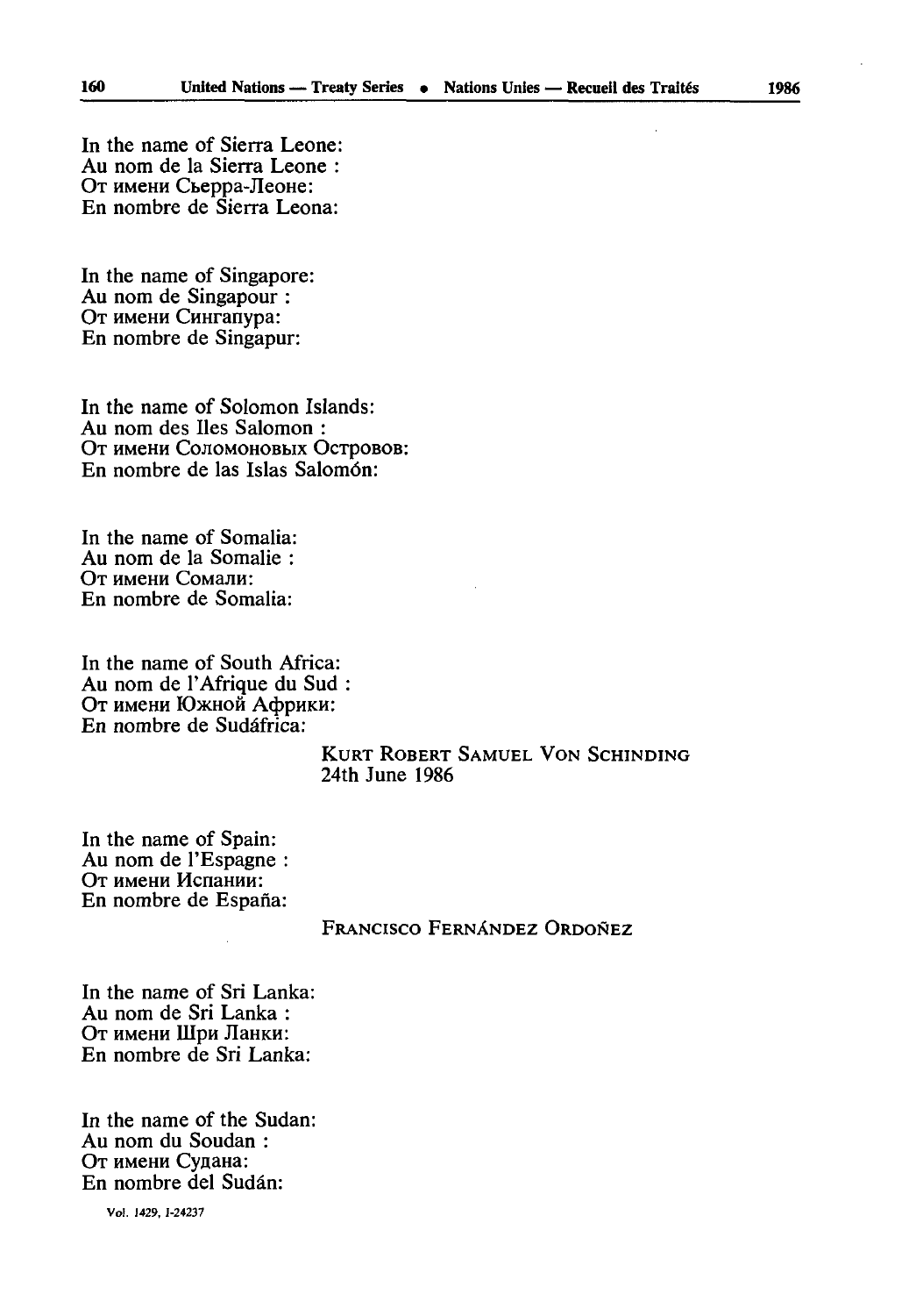In the name of Sierra Leone:
Au nom de la Sierra Leone :
От имени Сьерра-Леоне:
En nombre de Sierra Leona:

In the name of Singapore:
Au nom de Singapour :
От имени Сингапура:
En nombre de Singapur:

In the name of Solomon Islands:
Au nom des Iles Salomon :
От имени Соломоновых Островов:
En nombre de las Islas Salomón:

In the name of Somalia:
Au nom de la Somalie :
От имени Сомали:
En nombre de Somalia:

In the name of South Africa:
Au nom de l'Afrique du Sud :
От имени Южной Африки:
En nombre de Sudáfrica:

KURT ROBERT SAMUEL VON SCHINDING
24th June 1986

In the name of Spain:
Au nom de l'Espagne :
От имени Испании:
En nombre de España:

FRANCISCO FERNÁNDEZ ORDOÑEZ

In the name of Sri Lanka:
Au nom de Sri Lanka :
От имени Шри Ланки:
En nombre de Sri Lanka:

In the name of the Sudan:
Au nom du Soudan :
От имени Судана:
En nombre del Sudán: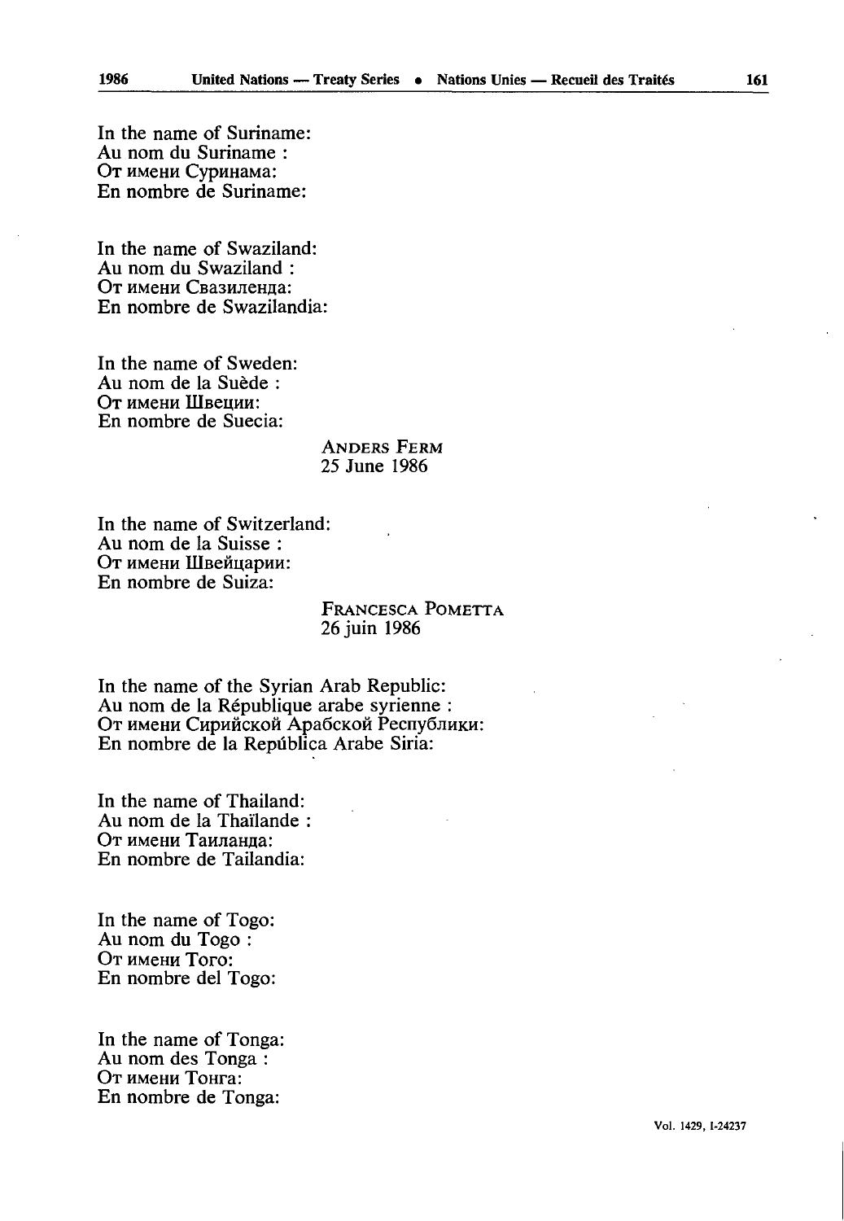In the name of Suriname:
Au nom du Suriname :
От имени Суринама:
En nombre de Suriname:

In the name of Swaziland:
Au nom du Swaziland :
От имени Свазиленда:
En nombre de Swazilandia:

In the name of Sweden:
Au nom de la Suède :
От имени Швеции:
En nombre de Suecia:

ANDERS FERM
25 June 1986

In the name of Switzerland:
Au nom de la Suisse :
От имени Швейцарии:
En nombre de Suiza:

FRANCESCA POMETTA
26 juin 1986

In the name of the Syrian Arab Republic:
Au nom de la République arabe syrienne :
От имени Сирийской Арабской Республики:
En nombre de la República Arabe Siria:

In the name of Thailand:
Au nom de la Thaïlande :
От имени Таиланда:
En nombre de Tailandia:

In the name of Togo:
Au nom du Togo :
От имени Того:
En nombre del Togo:

In the name of Tonga:
Au nom des Tonga :
От имени Тонга:
En nombre de Tonga: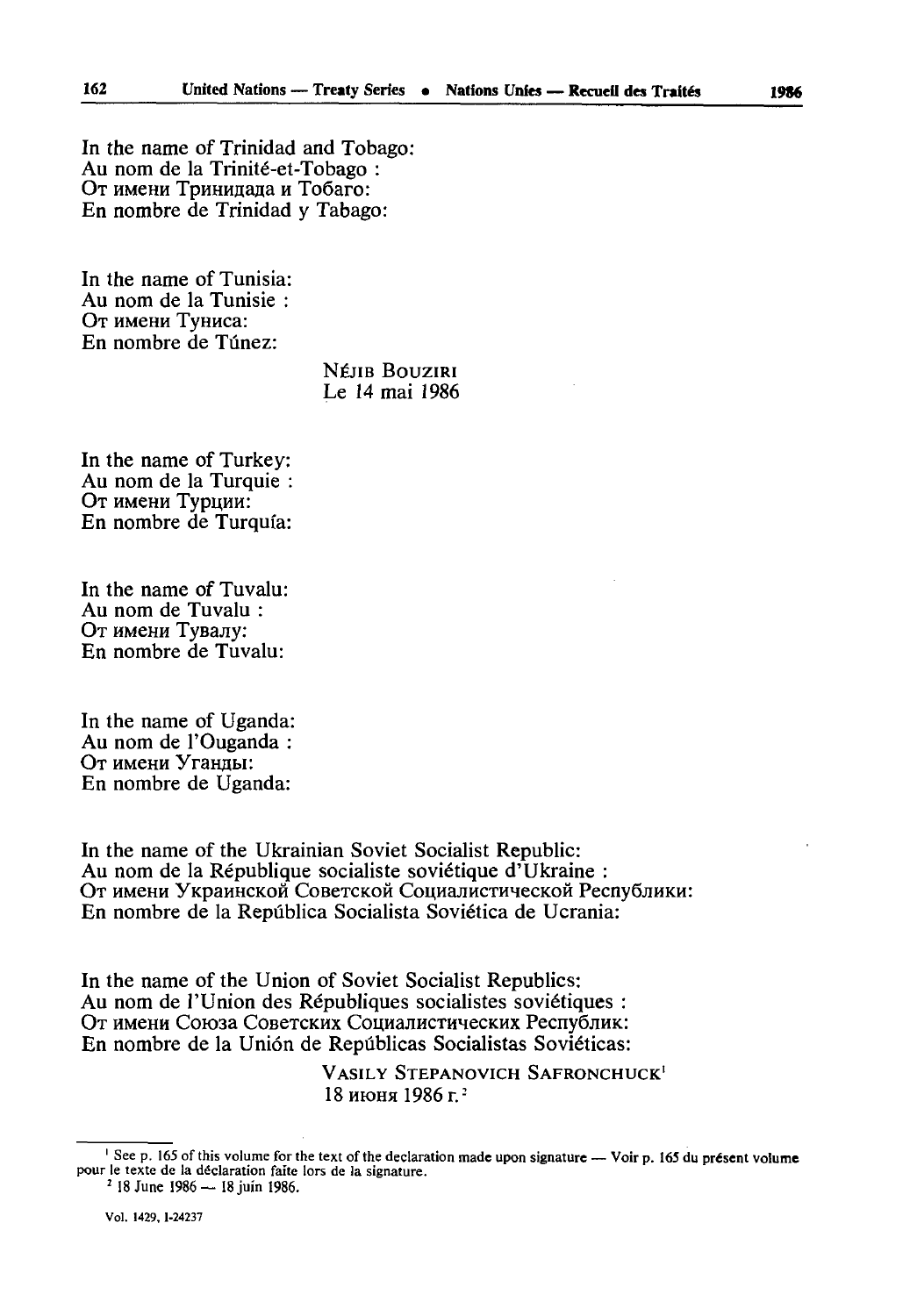In the name of Trinidad and Tobago:
Au nom de la Trinité-et-Tobago :
От имени Тринидада и Тобаго:
En nombre de Trinidad y Tabago:

In the name of Tunisia:
Au nom de la Tunisie :
От имени Туниса:
En nombre de Túnez:

NÉJIB BOUZIRI
Le 14 mai 1986

In the name of Turkey:
Au nom de la Turquie :
От имени Турции:
En nombre de Turquía:

In the name of Tuvalu:
Au nom de Tuvalu :
От имени Тувалу:
En nombre de Tuvalu:

In the name of Uganda:
Au nom de l'Ouganda :
От имени Уганды:
En nombre de Uganda:

In the name of the Ukrainian Soviet Socialist Republic:
Au nom de la République socialiste soviétique d'Ukraine :
От имени Украинской Советской Социалистической Республики:
En nombre de la República Socialista Soviética de Ucrania:

In the name of the Union of Soviet Socialist Republics:
Au nom de l'Union des Républiques socialistes soviétiques :
От имени Союза Советских Социалистических Республик:
En nombre de la Unión de Repúblicas Socialistas Soviéticas:

VASILY STEPANOVICH SAFRONCHUCK[1]
18 июня 1986 г.[2]

---

[1] See p. 165 of this volume for the text of the declaration made upon signature — Voir p. 165 du présent volume pour le texte de la déclaration faite lors de la signature.

[2] 18 June 1986 — 18 juin 1986.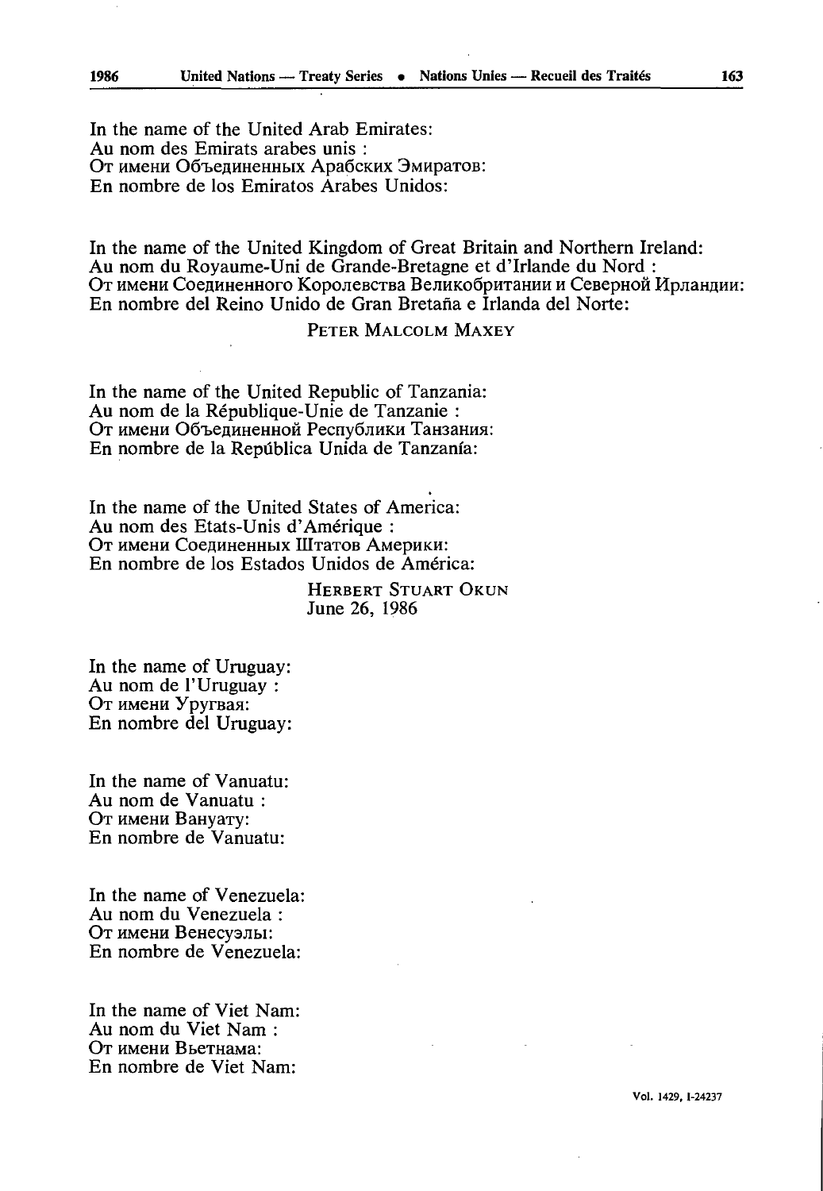In the name of the United Arab Emirates:
Au nom des Emirats arabes unis :
От имени Объединенных Арабских Эмиратов:
En nombre de los Emiratos Arabes Unidos:

In the name of the United Kingdom of Great Britain and Northern Ireland:
Au nom du Royaume-Uni de Grande-Bretagne et d'Irlande du Nord :
От имени Соединенного Королевства Великобритании и Северной Ирландии:
En nombre del Reino Unido de Gran Bretaña e Irlanda del Norte:

PETER MALCOLM MAXEY

In the name of the United Republic of Tanzania:
Au nom de la République-Unie de Tanzanie :
От имени Объединенной Республики Танзания:
En nombre de la República Unida de Tanzanía:

In the name of the United States of America:
Au nom des Etats-Unis d'Amérique :
От имени Соединенных Штатов Америки:
En nombre de los Estados Unidos de América:

HERBERT STUART OKUN
June 26, 1986

In the name of Uruguay:
Au nom de l'Uruguay :
От имени Уругвая:
En nombre del Uruguay:

In the name of Vanuatu:
Au nom de Vanuatu :
От имени Вануату:
En nombre de Vanuatu:

In the name of Venezuela:
Au nom du Venezuela :
От имени Венесуэлы:
En nombre de Venezuela:

In the name of Viet Nam:
Au nom du Viet Nam :
От имени Вьетнама:
En nombre de Viet Nam: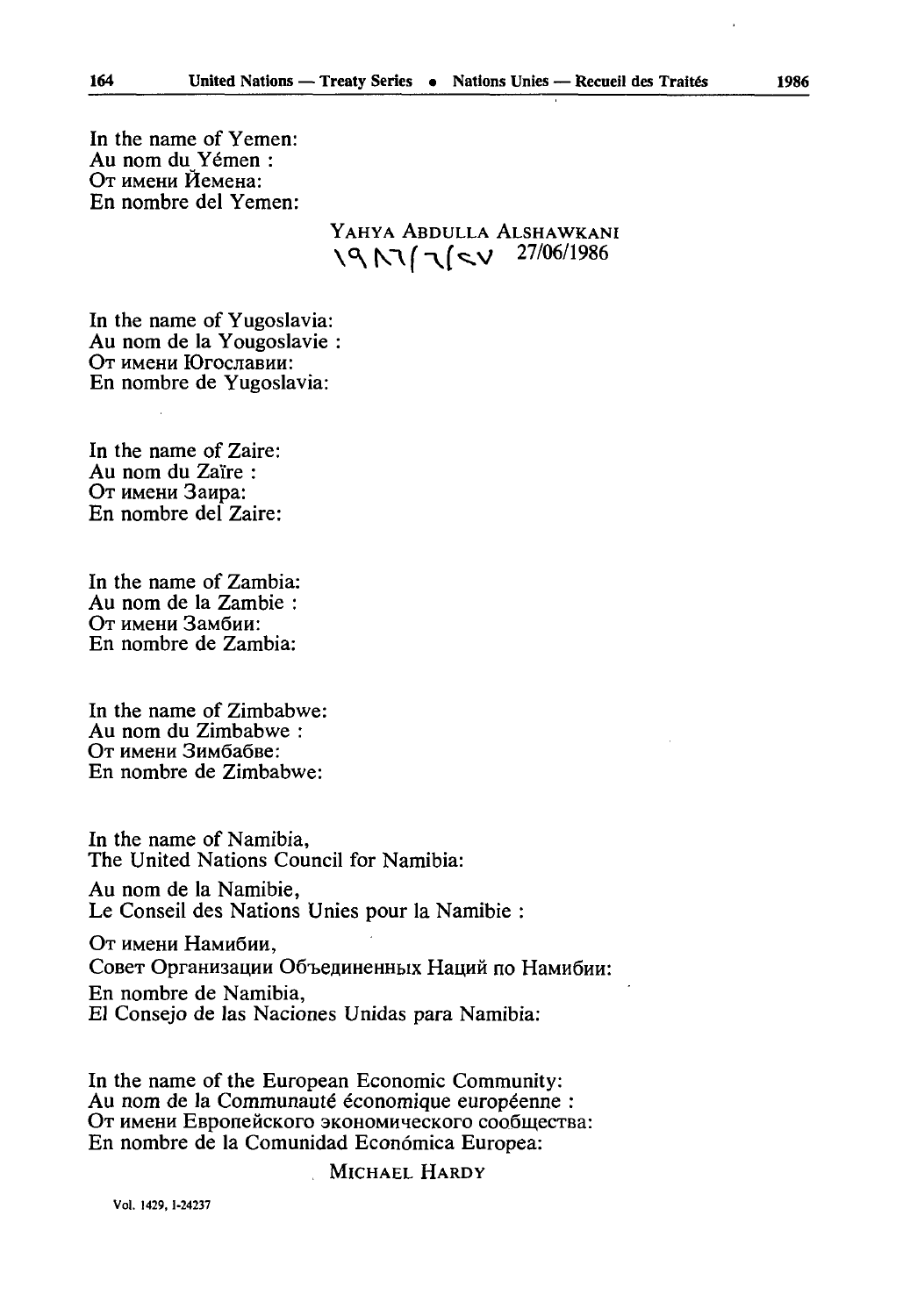In the name of Yemen:
Au nom du Yémen :
От имени Йемена:
En nombre del Yemen:

YAHYA ABDULLA ALSHAWKANI
١٩٨٦/٦/٢٧ 27/06/1986

In the name of Yugoslavia:
Au nom de la Yougoslavie :
От имени Югославии:
En nombre de Yugoslavia:

In the name of Zaire:
Au nom du Zaïre :
От имени Заира:
En nombre del Zaire:

In the name of Zambia:
Au nom de la Zambie :
От имени Замбии:
En nombre de Zambia:

In the name of Zimbabwe:
Au nom du Zimbabwe :
От имени Зимбабве:
En nombre de Zimbabwe:

In the name of Namibia,
The United Nations Council for Namibia:

Au nom de la Namibie,
Le Conseil des Nations Unies pour la Namibie :

От имени Намибии,
Совет Организации Объединенных Наций по Намибии:

En nombre de Namibia,
El Consejo de las Naciones Unidas para Namibia:

In the name of the European Economic Community:
Au nom de la Communauté économique européenne :
От имени Европейского экономического сообщества:
En nombre de la Comunidad Económica Europea:

MICHAEL HARDY

Vol. 1429, I-24237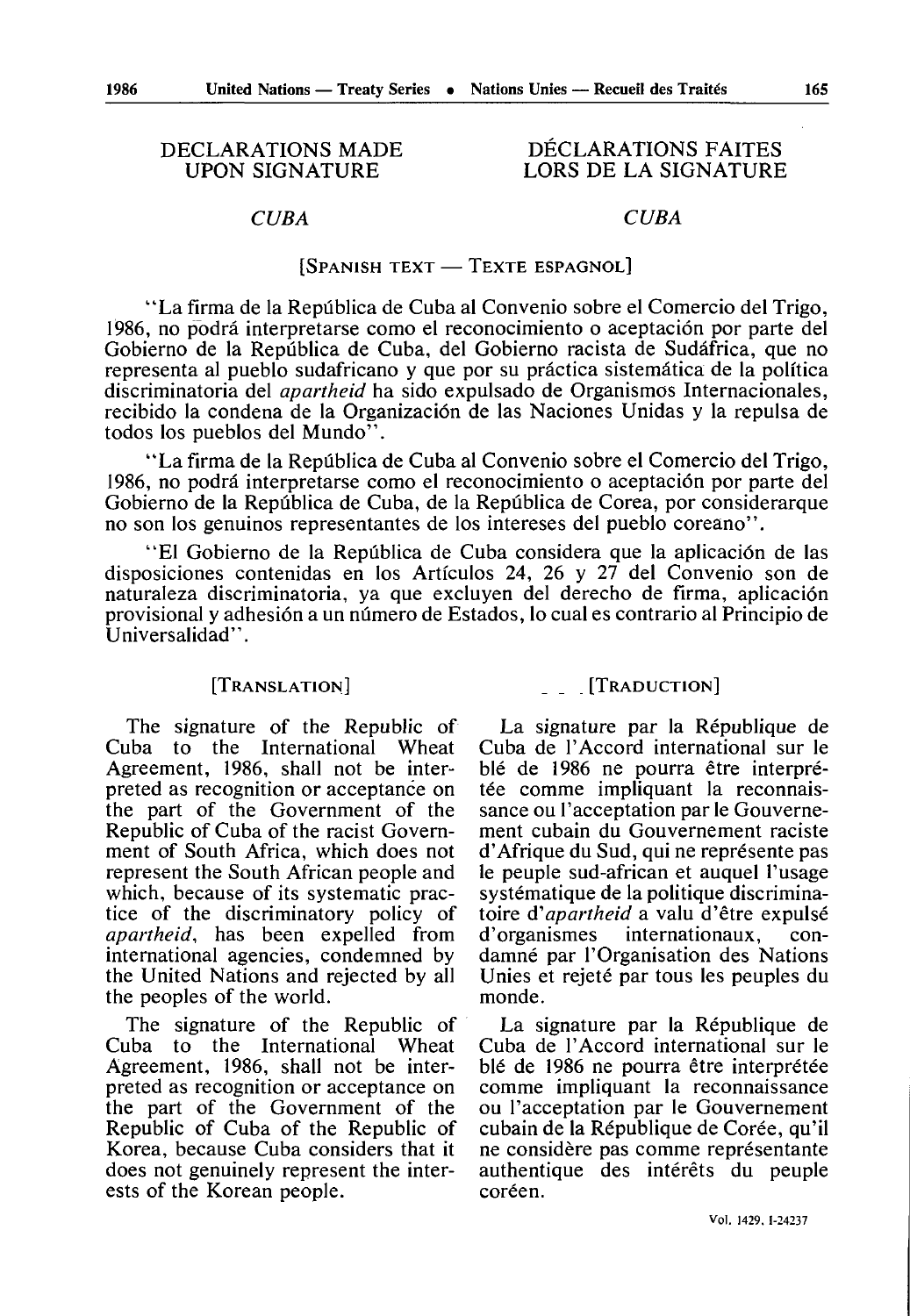## DECLARATIONS MADE UPON SIGNATURE

## DÉCLARATIONS FAITES LORS DE LA SIGNATURE

### *CUBA*

### *CUBA*

[SPANISH TEXT — TEXTE ESPAGNOL]

"La firma de la República de Cuba al Convenio sobre el Comercio del Trigo, 1986, no podrá interpretarse como el reconocimiento o aceptación por parte del Gobierno de la República de Cuba, del Gobierno racista de Sudáfrica, que no representa al pueblo sudafricano y que por su práctica sistemática de la política discriminatoria del *apartheid* ha sido expulsado de Organismos Internacionales, recibido la condena de la Organización de las Naciones Unidas y la repulsa de todos los pueblos del Mundo".

"La firma de la República de Cuba al Convenio sobre el Comercio del Trigo, 1986, no podrá interpretarse como el reconocimiento o aceptación por parte del Gobierno de la República de Cuba, de la República de Corea, por considerarque no son los genuinos representantes de los intereses del pueblo coreano".

"El Gobierno de la República de Cuba considera que la aplicación de las disposiciones contenidas en los Artículos 24, 26 y 27 del Convenio son de naturaleza discriminatoria, ya que excluyen del derecho de firma, aplicación provisional y adhesión a un número de Estados, lo cual es contrario al Principio de Universalidad".

[TRANSLATION]

The signature of the Republic of Cuba to the International Wheat Agreement, 1986, shall not be interpreted as recognition or acceptance on the part of the Government of the Republic of Cuba of the racist Government of South Africa, which does not represent the South African people and which, because of its systematic practice of the discriminatory policy of *apartheid*, has been expelled from international agencies, condemned by the United Nations and rejected by all the peoples of the world.

The signature of the Republic of Cuba to the International Wheat Agreement, 1986, shall not be interpreted as recognition or acceptance on the part of the Government of the Republic of Cuba of the Republic of Korea, because Cuba considers that it does not genuinely represent the interests of the Korean people.

[TRADUCTION]

La signature par la République de Cuba de l'Accord international sur le blé de 1986 ne pourra être interprétée comme impliquant la reconnaissance ou l'acceptation par le Gouvernement cubain du Gouvernement raciste d'Afrique du Sud, qui ne représente pas le peuple sud-africain et auquel l'usage systématique de la politique discriminatoire d'*apartheid* a valu d'être expulsé d'organismes internationaux, condamné par l'Organisation des Nations Unies et rejeté par tous les peuples du monde.

La signature par la République de Cuba de l'Accord international sur le blé de 1986 ne pourra être interprétée comme impliquant la reconnaissance ou l'acceptation par le Gouvernement cubain de la République de Corée, qu'il ne considère pas comme représentante authentique des intérêts du peuple coréen.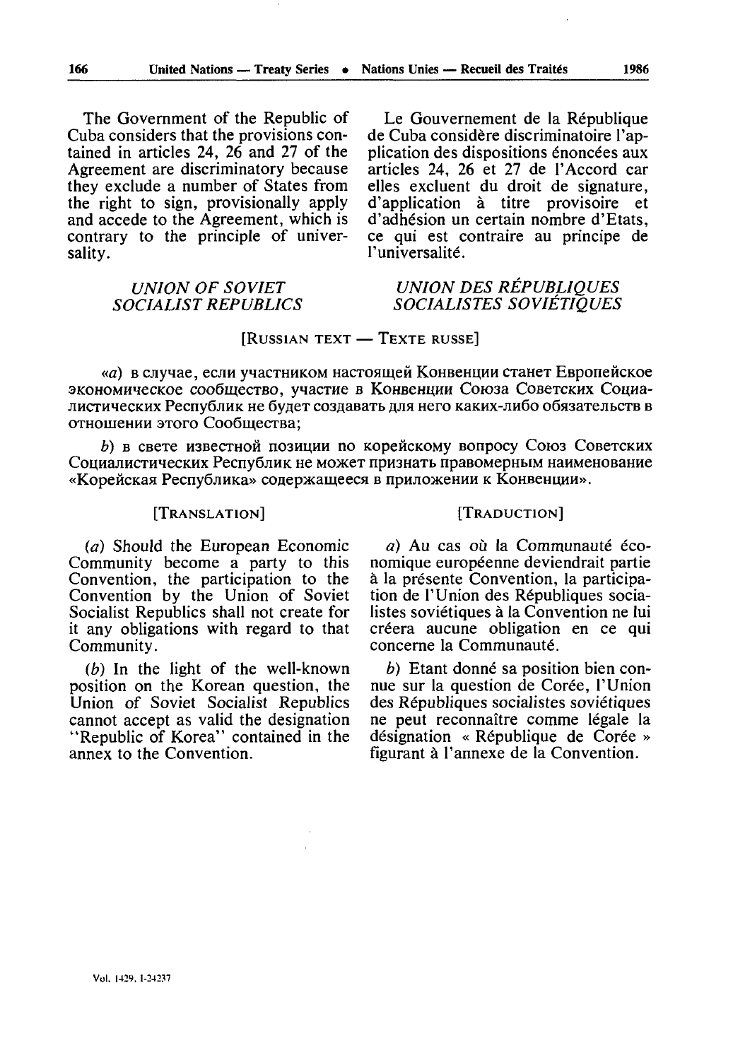The Government of the Republic of Cuba considers that the provisions contained in articles 24, 26 and 27 of the Agreement are discriminatory because they exclude a number of States from the right to sign, provisionally apply and accede to the Agreement, which is contrary to the principle of universality.

Le Gouvernement de la République de Cuba considère discriminatoire l'application des dispositions énoncées aux articles 24, 26 et 27 de l'Accord car elles excluent du droit de signature, d'application à titre provisoire et d'adhésion un certain nombre d'Etats, ce qui est contraire au principe de l'universalité.

*UNION OF SOVIET SOCIALIST REPUBLICS*

*UNION DES RÉPUBLIQUES SOCIALISTES SOVIÉTIQUES*

[RUSSIAN TEXT — TEXTE RUSSE]

«*a*) в случае, если участником настоящей Конвенции станет Европейское экономическое сообщество, участие в Конвенции Союза Советских Социалистических Республик не будет создавать для него каких-либо обязательств в отношении этого Сообщества;

*b*) в свете известной позиции по корейскому вопросу Союз Советских Социалистических Республик не может признать правомерным наименование «Корейская Республика» содержащееся в приложении к Конвенции».

[TRANSLATION]

(*a*) Should the European Economic Community become a party to this Convention, the participation to the Convention by the Union of Soviet Socialist Republics shall not create for it any obligations with regard to that Community.

(*b*) In the light of the well-known position on the Korean question, the Union of Soviet Socialist Republics cannot accept as valid the designation "Republic of Korea" contained in the annex to the Convention.

[TRADUCTION]

*a*) Au cas où la Communauté économique européenne deviendrait partie à la présente Convention, la participation de l'Union des Républiques socialistes soviétiques à la Convention ne lui créera aucune obligation en ce qui concerne la Communauté.

*b*) Etant donné sa position bien connue sur la question de Corée, l'Union des Républiques socialistes soviétiques ne peut reconnaître comme légale la désignation « République de Corée » figurant à l'annexe de la Convention.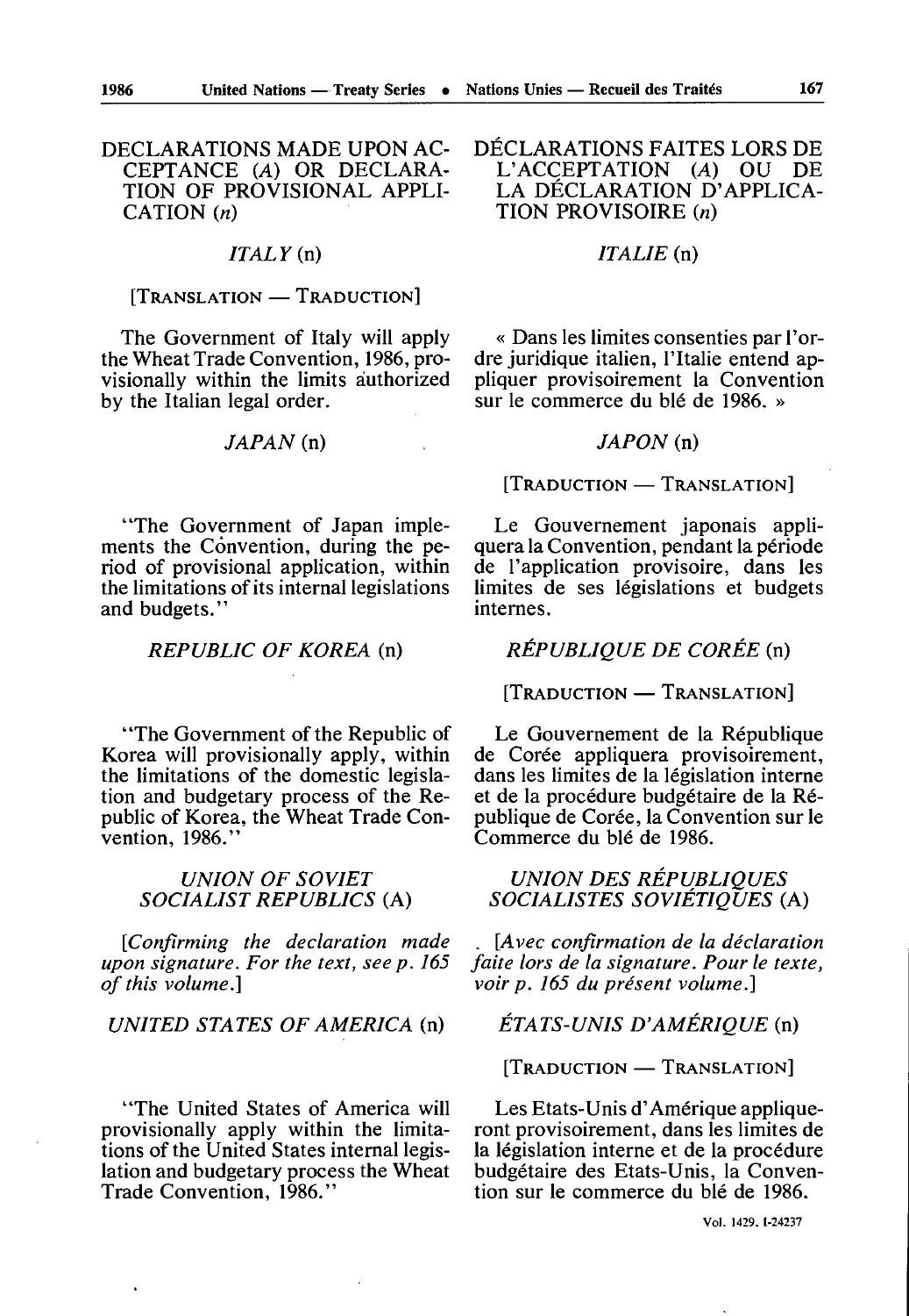DECLARATIONS MADE UPON ACCEPTANCE (*A*) OR DECLARATION OF PROVISIONAL APPLICATION (*n*)

*ITALY* (n)

[TRANSLATION — TRADUCTION]

The Government of Italy will apply the Wheat Trade Convention, 1986, provisionally within the limits authorized by the Italian legal order.

*JAPAN* (n)

"The Government of Japan implements the Convention, during the period of provisional application, within the limitations of its internal legislations and budgets."

*REPUBLIC OF KOREA* (n)

"The Government of the Republic of Korea will provisionally apply, within the limitations of the domestic legislation and budgetary process of the Republic of Korea, the Wheat Trade Convention, 1986."

*UNION OF SOVIET SOCIALIST REPUBLICS* (A)

[*Confirming the declaration made upon signature. For the text, see p. 165 of this volume.*]

*UNITED STATES OF AMERICA* (n)

"The United States of America will provisionally apply within the limitations of the United States internal legislation and budgetary process the Wheat Trade Convention, 1986."

DÉCLARATIONS FAITES LORS DE L'ACCEPTATION (*A*) OU DE LA DÉCLARATION D'APPLICATION PROVISOIRE (*n*)

*ITALIE* (n)

« Dans les limites consenties par l'ordre juridique italien, l'Italie entend appliquer provisoirement la Convention sur le commerce du blé de 1986. »

*JAPON* (n)

[TRADUCTION — TRANSLATION]

Le Gouvernement japonais appliquera la Convention, pendant la période de l'application provisoire, dans les limites de ses législations et budgets internes.

*RÉPUBLIQUE DE CORÉE* (n)

[TRADUCTION — TRANSLATION]

Le Gouvernement de la République de Corée appliquera provisoirement, dans les limites de la législation interne et de la procédure budgétaire de la République de Corée, la Convention sur le Commerce du blé de 1986.

*UNION DES RÉPUBLIQUES SOCIALISTES SOVIÉTIQUES* (A)

[*Avec confirmation de la déclaration faite lors de la signature. Pour le texte, voir p. 165 du présent volume.*]

*ÉTATS-UNIS D'AMÉRIQUE* (n)

[TRADUCTION — TRANSLATION]

Les Etats-Unis d'Amérique appliqueront provisoirement, dans les limites de la législation interne et de la procédure budgétaire des Etats-Unis, la Convention sur le commerce du blé de 1986.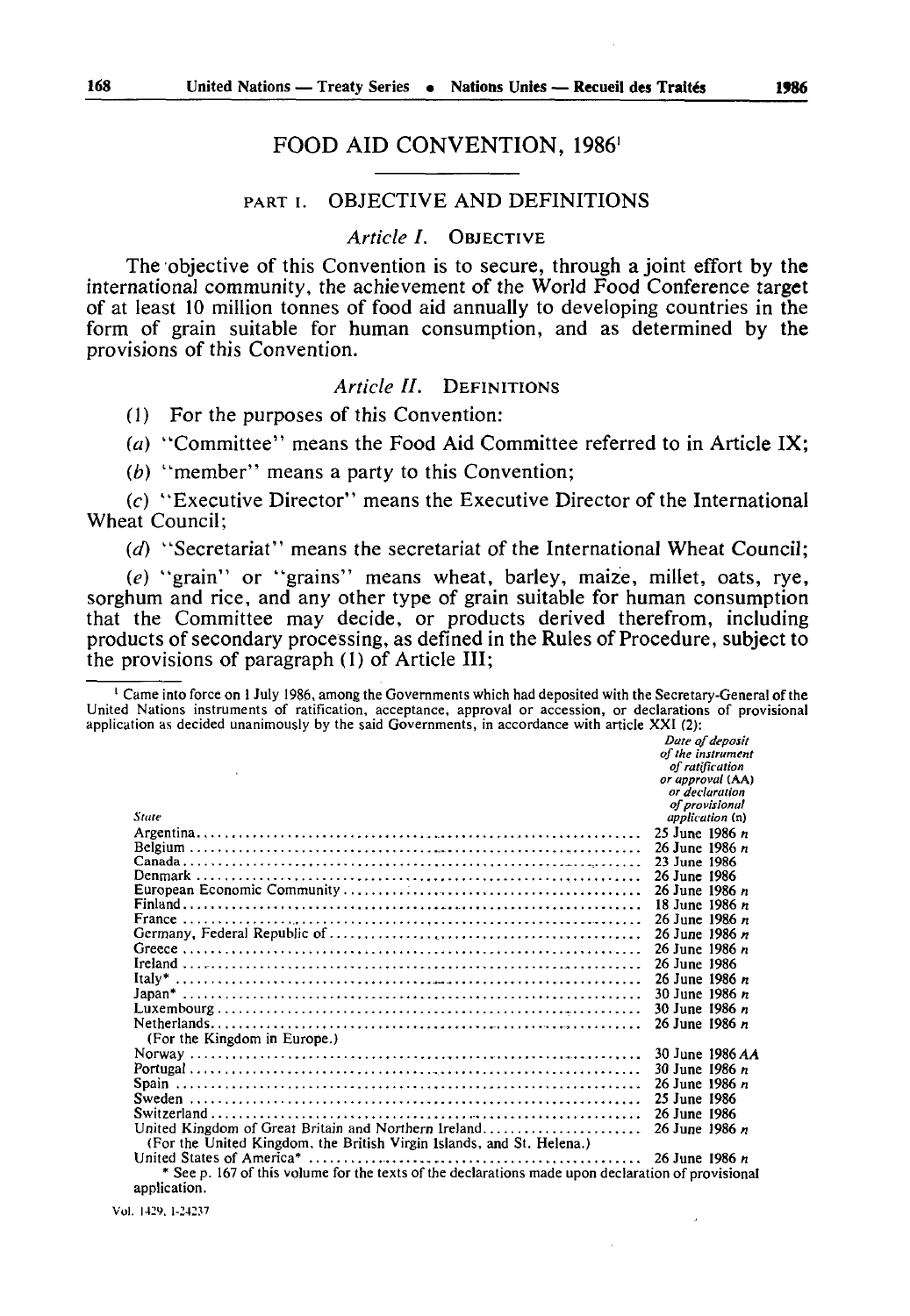# FOOD AID CONVENTION, 1986[1]

## PART I. OBJECTIVE AND DEFINITIONS

### *Article I.* OBJECTIVE

The objective of this Convention is to secure, through a joint effort by the international community, the achievement of the World Food Conference target of at least 10 million tonnes of food aid annually to developing countries in the form of grain suitable for human consumption, and as determined by the provisions of this Convention.

### *Article II.* DEFINITIONS

(1) For the purposes of this Convention:

(*a*) "Committee" means the Food Aid Committee referred to in Article IX;

(*b*) "member" means a party to this Convention;

(*c*) "Executive Director" means the Executive Director of the International Wheat Council;

(*d*) "Secretariat" means the secretariat of the International Wheat Council;

(*e*) "grain" or "grains" means wheat, barley, maize, millet, oats, rye, sorghum and rice, and any other type of grain suitable for human consumption that the Committee may decide, or products derived therefrom, including products of secondary processing, as defined in the Rules of Procedure, subject to the provisions of paragraph (1) of Article III;

---

[1] Came into force on 1 July 1986, among the Governments which had deposited with the Secretary-General of the United Nations instruments of ratification, acceptance, approval or accession, or declarations of provisional application as decided unanimously by the said Governments, in accordance with article XXI (2):

| *State* | *Date of deposit of the instrument of ratification or approval (AA) or declaration of provisional application (n)* |
|---|---|
| Argentina | 25 June 1986 *n* |
| Belgium | 26 June 1986 *n* |
| Canada | 23 June 1986 |
| Denmark | 26 June 1986 |
| European Economic Community | 26 June 1986 *n* |
| Finland | 18 June 1986 *n* |
| France | 26 June 1986 *n* |
| Germany, Federal Republic of | 26 June 1986 *n* |
| Greece | 26 June 1986 *n* |
| Ireland | 26 June 1986 |
| Italy* | 26 June 1986 *n* |
| Japan* | 30 June 1986 *n* |
| Luxembourg | 30 June 1986 *n* |
| Netherlands (For the Kingdom in Europe.) | 26 June 1986 *n* |
| Norway | 30 June 1986 *AA* |
| Portugal | 30 June 1986 *n* |
| Spain | 26 June 1986 *n* |
| Sweden | 25 June 1986 |
| Switzerland | 26 June 1986 |
| United Kingdom of Great Britain and Northern Ireland (For the United Kingdom, the British Virgin Islands, and St. Helena.) | 26 June 1986 *n* |
| United States of America* | 26 June 1986 *n* |

\* See p. 167 of this volume for the texts of the declarations made upon declaration of provisional application.

Vol. 1429, I-24237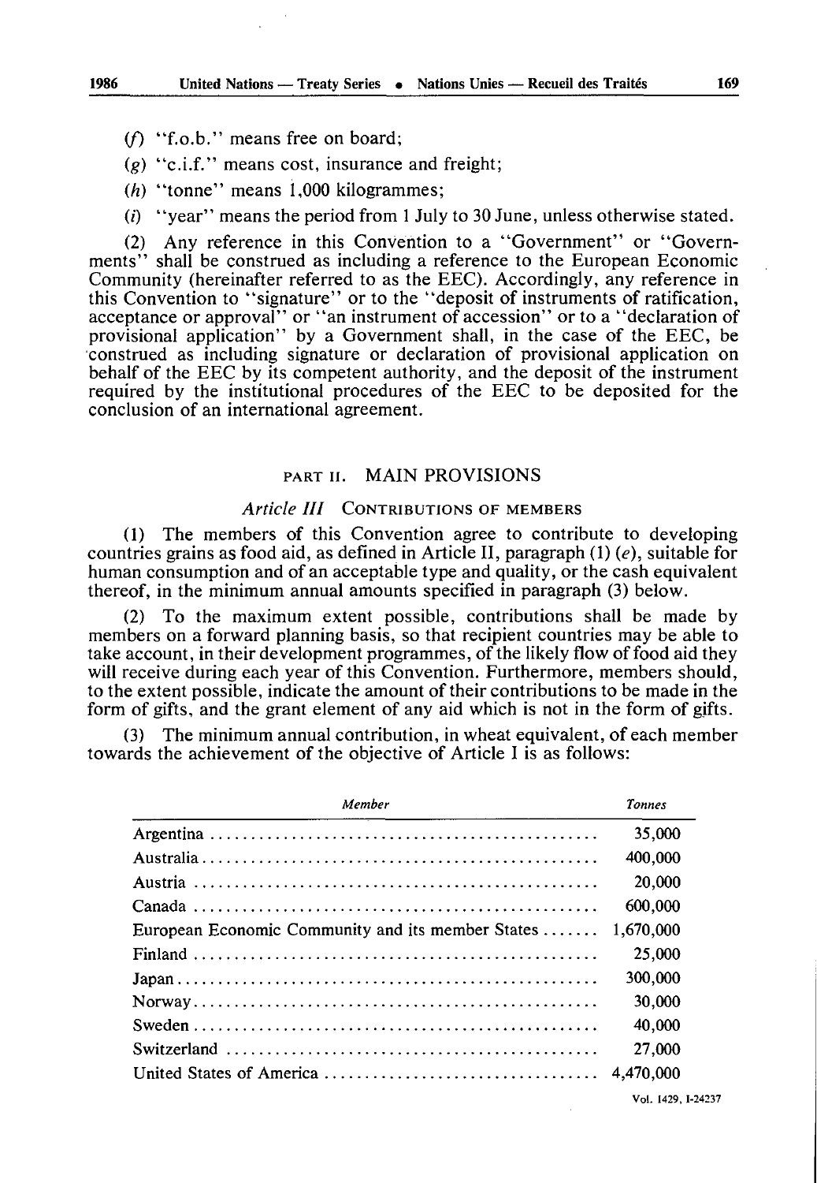(*f*) "f.o.b." means free on board;

(*g*) "c.i.f." means cost, insurance and freight;

(*h*) "tonne" means 1,000 kilogrammes;

(*i*) "year" means the period from 1 July to 30 June, unless otherwise stated.

(2) Any reference in this Convention to a "Government" or "Governments" shall be construed as including a reference to the European Economic Community (hereinafter referred to as the EEC). Accordingly, any reference in this Convention to "signature" or to the "deposit of instruments of ratification, acceptance or approval" or "an instrument of accession" or to a "declaration of provisional application" by a Government shall, in the case of the EEC, be construed as including signature or declaration of provisional application on behalf of the EEC by its competent authority, and the deposit of the instrument required by the institutional procedures of the EEC to be deposited for the conclusion of an international agreement.

## PART II. MAIN PROVISIONS

### *Article III* CONTRIBUTIONS OF MEMBERS

(1) The members of this Convention agree to contribute to developing countries grains as food aid, as defined in Article II, paragraph (1) (*e*), suitable for human consumption and of an acceptable type and quality, or the cash equivalent thereof, in the minimum annual amounts specified in paragraph (3) below.

(2) To the maximum extent possible, contributions shall be made by members on a forward planning basis, so that recipient countries may be able to take account, in their development programmes, of the likely flow of food aid they will receive during each year of this Convention. Furthermore, members should, to the extent possible, indicate the amount of their contributions to be made in the form of gifts, and the grant element of any aid which is not in the form of gifts.

(3) The minimum annual contribution, in wheat equivalent, of each member towards the achievement of the objective of Article I is as follows:

| *Member* | *Tonnes* |
|---|---|
| Argentina | 35,000 |
| Australia | 400,000 |
| Austria | 20,000 |
| Canada | 600,000 |
| European Economic Community and its member States | 1,670,000 |
| Finland | 25,000 |
| Japan | 300,000 |
| Norway | 30,000 |
| Sweden | 40,000 |
| Switzerland | 27,000 |
| United States of America | 4,470,000 |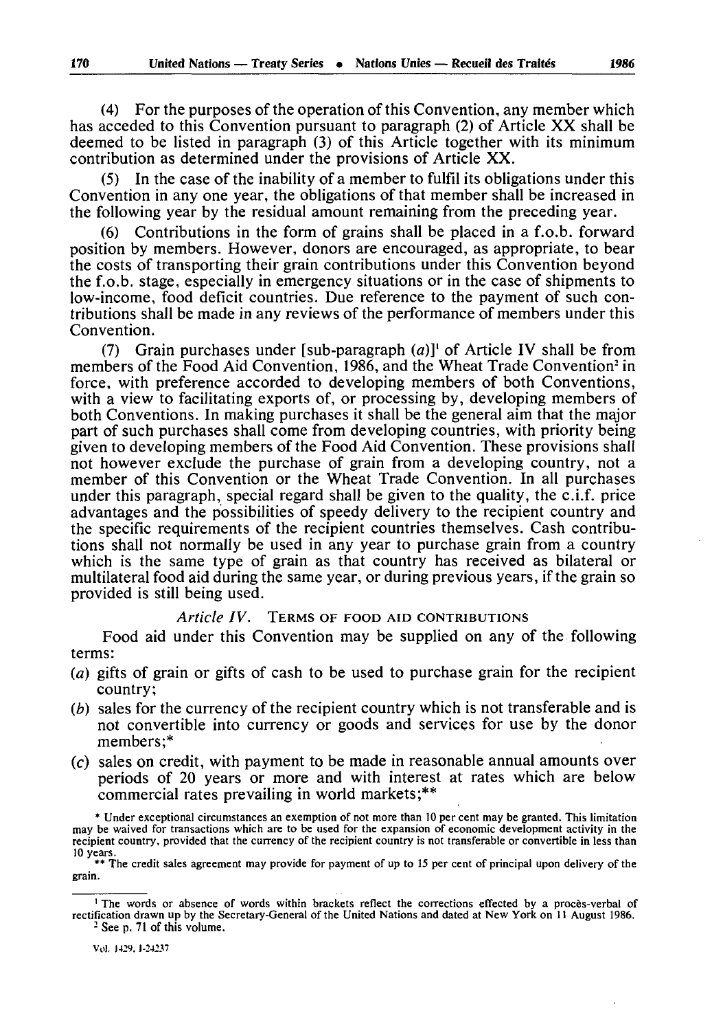(4) For the purposes of the operation of this Convention, any member which has acceded to this Convention pursuant to paragraph (2) of Article XX shall be deemed to be listed in paragraph (3) of this Article together with its minimum contribution as determined under the provisions of Article XX.

(5) In the case of the inability of a member to fulfil its obligations under this Convention in any one year, the obligations of that member shall be increased in the following year by the residual amount remaining from the preceding year.

(6) Contributions in the form of grains shall be placed in a f.o.b. forward position by members. However, donors are encouraged, as appropriate, to bear the costs of transporting their grain contributions under this Convention beyond the f.o.b. stage, especially in emergency situations or in the case of shipments to low-income, food deficit countries. Due reference to the payment of such contributions shall be made in any reviews of the performance of members under this Convention.

(7) Grain purchases under [sub-paragraph (*a*)][1] of Article IV shall be from members of the Food Aid Convention, 1986, and the Wheat Trade Convention[2] in force, with preference accorded to developing members of both Conventions, with a view to facilitating exports of, or processing by, developing members of both Conventions. In making purchases it shall be the general aim that the major part of such purchases shall come from developing countries, with priority being given to developing members of the Food Aid Convention. These provisions shall not however exclude the purchase of grain from a developing country, not a member of this Convention or the Wheat Trade Convention. In all purchases under this paragraph, special regard shall be given to the quality, the c.i.f. price advantages and the possibilities of speedy delivery to the recipient country and the specific requirements of the recipient countries themselves. Cash contributions shall not normally be used in any year to purchase grain from a country which is the same type of grain as that country has received as bilateral or multilateral food aid during the same year, or during previous years, if the grain so provided is still being used.

### *Article IV.* TERMS OF FOOD AID CONTRIBUTIONS

Food aid under this Convention may be supplied on any of the following terms:

(*a*) gifts of grain or gifts of cash to be used to purchase grain for the recipient country;

(*b*) sales for the currency of the recipient country which is not transferable and is not convertible into currency or goods and services for use by the donor members;*

(*c*) sales on credit, with payment to be made in reasonable annual amounts over periods of 20 years or more and with interest at rates which are below commercial rates prevailing in world markets;**

\* Under exceptional circumstances an exemption of not more than 10 per cent may be granted. This limitation may be waived for transactions which are to be used for the expansion of economic development activity in the recipient country, provided that the currency of the recipient country is not transferable or convertible in less than 10 years.

\*\* The credit sales agreement may provide for payment of up to 15 per cent of principal upon delivery of the grain.

[1] The words or absence of words within brackets reflect the corrections effected by a procès-verbal of rectification drawn up by the Secretary-General of the United Nations and dated at New York on 11 August 1986.

[2] See p. 71 of this volume.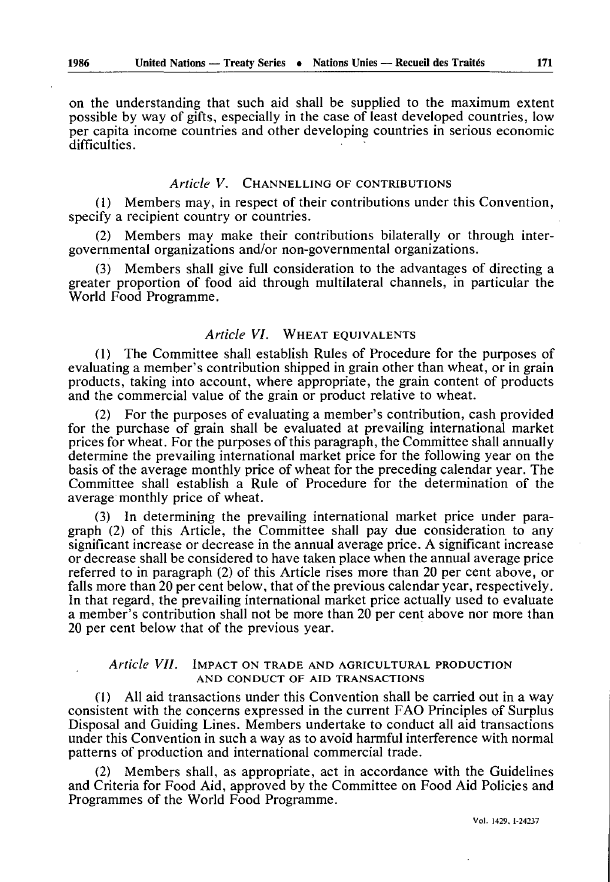on the understanding that such aid shall be supplied to the maximum extent possible by way of gifts, especially in the case of least developed countries, low per capita income countries and other developing countries in serious economic difficulties.

### *Article V.* CHANNELLING OF CONTRIBUTIONS

(1) Members may, in respect of their contributions under this Convention, specify a recipient country or countries.

(2) Members may make their contributions bilaterally or through intergovernmental organizations and/or non-governmental organizations.

(3) Members shall give full consideration to the advantages of directing a greater proportion of food aid through multilateral channels, in particular the World Food Programme.

### *Article VI.* WHEAT EQUIVALENTS

(1) The Committee shall establish Rules of Procedure for the purposes of evaluating a member's contribution shipped in grain other than wheat, or in grain products, taking into account, where appropriate, the grain content of products and the commercial value of the grain or product relative to wheat.

(2) For the purposes of evaluating a member's contribution, cash provided for the purchase of grain shall be evaluated at prevailing international market prices for wheat. For the purposes of this paragraph, the Committee shall annually determine the prevailing international market price for the following year on the basis of the average monthly price of wheat for the preceding calendar year. The Committee shall establish a Rule of Procedure for the determination of the average monthly price of wheat.

(3) In determining the prevailing international market price under paragraph (2) of this Article, the Committee shall pay due consideration to any significant increase or decrease in the annual average price. A significant increase or decrease shall be considered to have taken place when the annual average price referred to in paragraph (2) of this Article rises more than 20 per cent above, or falls more than 20 per cent below, that of the previous calendar year, respectively. In that regard, the prevailing international market price actually used to evaluate a member's contribution shall not be more than 20 per cent above nor more than 20 per cent below that of the previous year.

### *Article VII.* IMPACT ON TRADE AND AGRICULTURAL PRODUCTION AND CONDUCT OF AID TRANSACTIONS

(1) All aid transactions under this Convention shall be carried out in a way consistent with the concerns expressed in the current FAO Principles of Surplus Disposal and Guiding Lines. Members undertake to conduct all aid transactions under this Convention in such a way as to avoid harmful interference with normal patterns of production and international commercial trade.

(2) Members shall, as appropriate, act in accordance with the Guidelines and Criteria for Food Aid, approved by the Committee on Food Aid Policies and Programmes of the World Food Programme.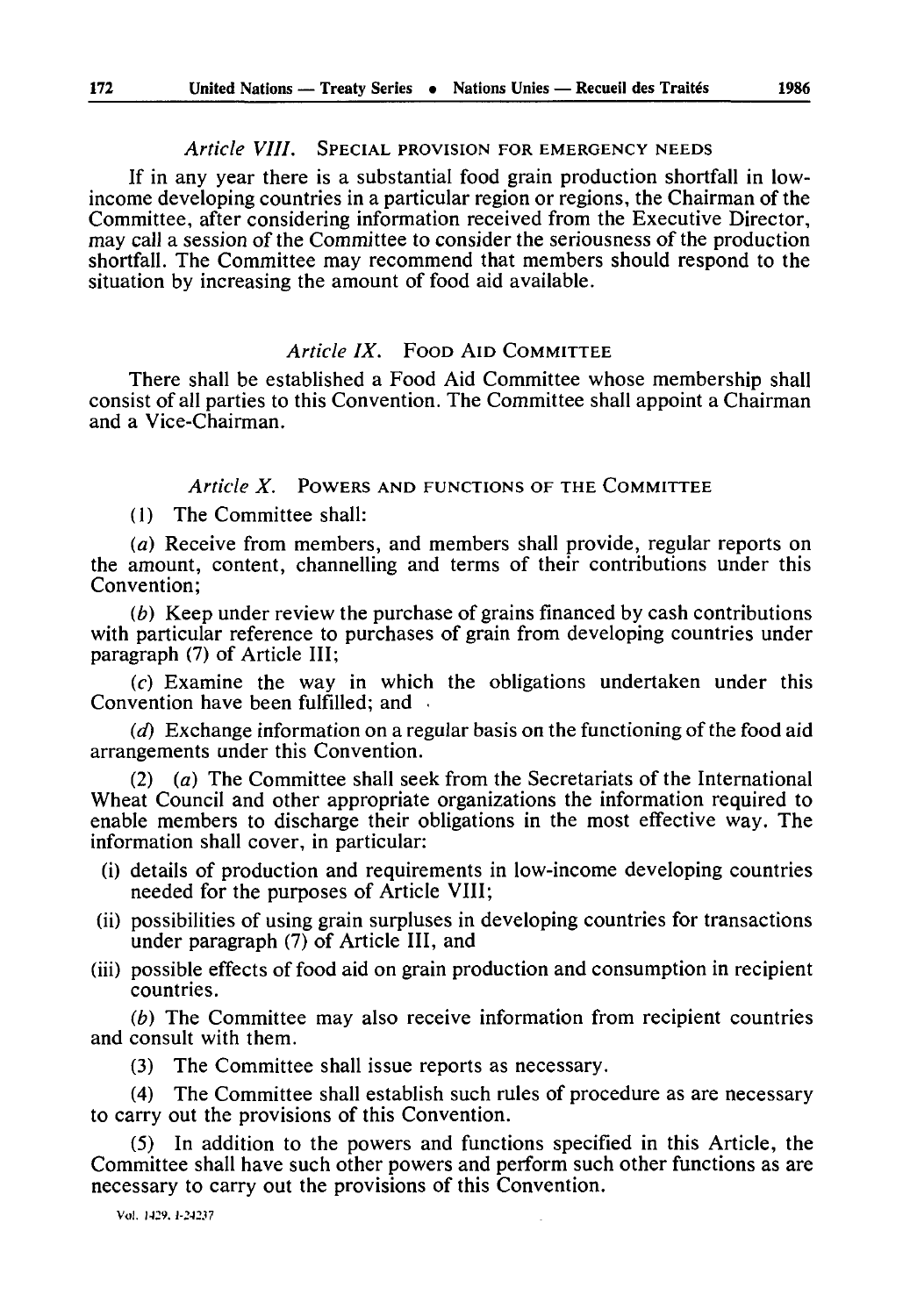### *Article VIII.* SPECIAL PROVISION FOR EMERGENCY NEEDS

If in any year there is a substantial food grain production shortfall in low-income developing countries in a particular region or regions, the Chairman of the Committee, after considering information received from the Executive Director, may call a session of the Committee to consider the seriousness of the production shortfall. The Committee may recommend that members should respond to the situation by increasing the amount of food aid available.

### *Article IX.* FOOD AID COMMITTEE

There shall be established a Food Aid Committee whose membership shall consist of all parties to this Convention. The Committee shall appoint a Chairman and a Vice-Chairman.

### *Article X.* POWERS AND FUNCTIONS OF THE COMMITTEE

(1) The Committee shall:

(*a*) Receive from members, and members shall provide, regular reports on the amount, content, channelling and terms of their contributions under this Convention;

(*b*) Keep under review the purchase of grains financed by cash contributions with particular reference to purchases of grain from developing countries under paragraph (7) of Article III;

(*c*) Examine the way in which the obligations undertaken under this Convention have been fulfilled; and

(*d*) Exchange information on a regular basis on the functioning of the food aid arrangements under this Convention.

(2) (*a*) The Committee shall seek from the Secretariats of the International Wheat Council and other appropriate organizations the information required to enable members to discharge their obligations in the most effective way. The information shall cover, in particular:

- (i) details of production and requirements in low-income developing countries needed for the purposes of Article VIII;
- (ii) possibilities of using grain surpluses in developing countries for transactions under paragraph (7) of Article III, and
- (iii) possible effects of food aid on grain production and consumption in recipient countries.

(*b*) The Committee may also receive information from recipient countries and consult with them.

(3) The Committee shall issue reports as necessary.

(4) The Committee shall establish such rules of procedure as are necessary to carry out the provisions of this Convention.

(5) In addition to the powers and functions specified in this Article, the Committee shall have such other powers and perform such other functions as are necessary to carry out the provisions of this Convention.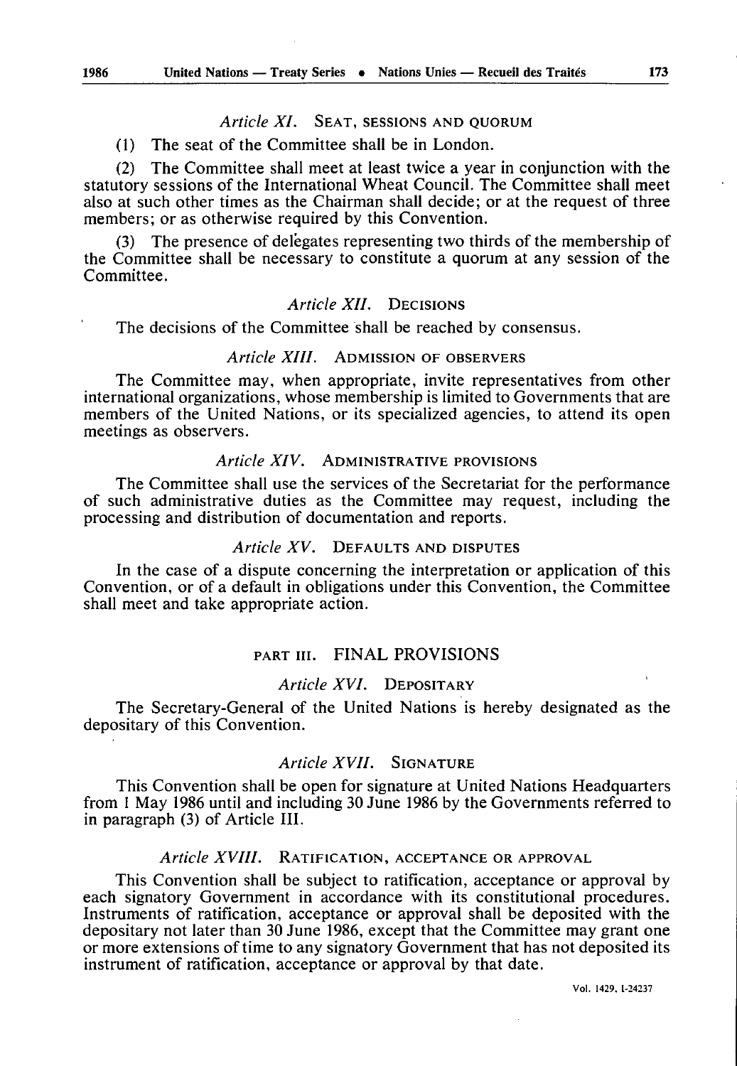### *Article XI.* SEAT, SESSIONS AND QUORUM

(1) The seat of the Committee shall be in London.

(2) The Committee shall meet at least twice a year in conjunction with the statutory sessions of the International Wheat Council. The Committee shall meet also at such other times as the Chairman shall decide; or at the request of three members; or as otherwise required by this Convention.

(3) The presence of delegates representing two thirds of the membership of the Committee shall be necessary to constitute a quorum at any session of the Committee.

### *Article XII.* DECISIONS

The decisions of the Committee shall be reached by consensus.

### *Article XIII.* ADMISSION OF OBSERVERS

The Committee may, when appropriate, invite representatives from other international organizations, whose membership is limited to Governments that are members of the United Nations, or its specialized agencies, to attend its open meetings as observers.

### *Article XIV.* ADMINISTRATIVE PROVISIONS

The Committee shall use the services of the Secretariat for the performance of such administrative duties as the Committee may request, including the processing and distribution of documentation and reports.

### *Article XV.* DEFAULTS AND DISPUTES

In the case of a dispute concerning the interpretation or application of this Convention, or of a default in obligations under this Convention, the Committee shall meet and take appropriate action.

## PART III. FINAL PROVISIONS

### *Article XVI.* DEPOSITARY

The Secretary-General of the United Nations is hereby designated as the depositary of this Convention.

### *Article XVII.* SIGNATURE

This Convention shall be open for signature at United Nations Headquarters from 1 May 1986 until and including 30 June 1986 by the Governments referred to in paragraph (3) of Article III.

### *Article XVIII.* RATIFICATION, ACCEPTANCE OR APPROVAL

This Convention shall be subject to ratification, acceptance or approval by each signatory Government in accordance with its constitutional procedures. Instruments of ratification, acceptance or approval shall be deposited with the depositary not later than 30 June 1986, except that the Committee may grant one or more extensions of time to any signatory Government that has not deposited its instrument of ratification, acceptance or approval by that date.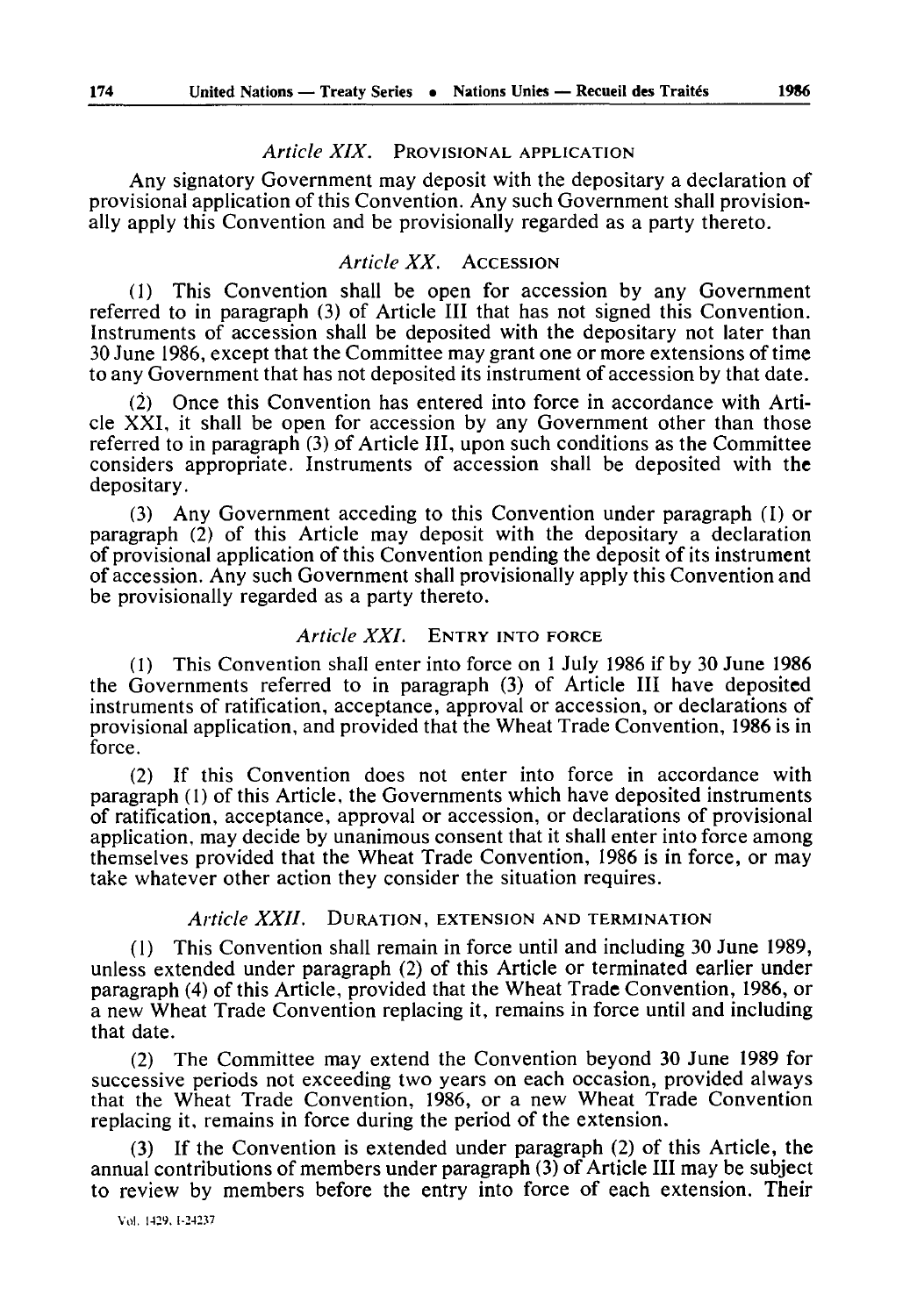*Article XIX.* PROVISIONAL APPLICATION

Any signatory Government may deposit with the depositary a declaration of provisional application of this Convention. Any such Government shall provisionally apply this Convention and be provisionally regarded as a party thereto.

*Article XX.* ACCESSION

(1) This Convention shall be open for accession by any Government referred to in paragraph (3) of Article III that has not signed this Convention. Instruments of accession shall be deposited with the depositary not later than 30 June 1986, except that the Committee may grant one or more extensions of time to any Government that has not deposited its instrument of accession by that date.

(2) Once this Convention has entered into force in accordance with Article XXI, it shall be open for accession by any Government other than those referred to in paragraph (3) of Article III, upon such conditions as the Committee considers appropriate. Instruments of accession shall be deposited with the depositary.

(3) Any Government acceding to this Convention under paragraph (1) or paragraph (2) of this Article may deposit with the depositary a declaration of provisional application of this Convention pending the deposit of its instrument of accession. Any such Government shall provisionally apply this Convention and be provisionally regarded as a party thereto.

*Article XXI.* ENTRY INTO FORCE

(1) This Convention shall enter into force on 1 July 1986 if by 30 June 1986 the Governments referred to in paragraph (3) of Article III have deposited instruments of ratification, acceptance, approval or accession, or declarations of provisional application, and provided that the Wheat Trade Convention, 1986 is in force.

(2) If this Convention does not enter into force in accordance with paragraph (1) of this Article, the Governments which have deposited instruments of ratification, acceptance, approval or accession, or declarations of provisional application, may decide by unanimous consent that it shall enter into force among themselves provided that the Wheat Trade Convention, 1986 is in force, or may take whatever other action they consider the situation requires.

*Article XXII.* DURATION, EXTENSION AND TERMINATION

(1) This Convention shall remain in force until and including 30 June 1989, unless extended under paragraph (2) of this Article or terminated earlier under paragraph (4) of this Article, provided that the Wheat Trade Convention, 1986, or a new Wheat Trade Convention replacing it, remains in force until and including that date.

(2) The Committee may extend the Convention beyond 30 June 1989 for successive periods not exceeding two years on each occasion, provided always that the Wheat Trade Convention, 1986, or a new Wheat Trade Convention replacing it, remains in force during the period of the extension.

(3) If the Convention is extended under paragraph (2) of this Article, the annual contributions of members under paragraph (3) of Article III may be subject to review by members before the entry into force of each extension. Their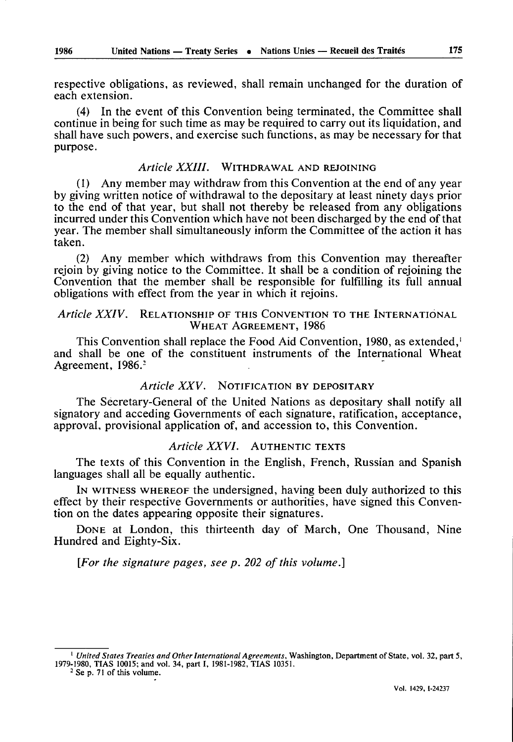respective obligations, as reviewed, shall remain unchanged for the duration of each extension.

(4) In the event of this Convention being terminated, the Committee shall continue in being for such time as may be required to carry out its liquidation, and shall have such powers, and exercise such functions, as may be necessary for that purpose.

### *Article XXIII.* WITHDRAWAL AND REJOINING

(1) Any member may withdraw from this Convention at the end of any year by giving written notice of withdrawal to the depositary at least ninety days prior to the end of that year, but shall not thereby be released from any obligations incurred under this Convention which have not been discharged by the end of that year. The member shall simultaneously inform the Committee of the action it has taken.

(2) Any member which withdraws from this Convention may thereafter rejoin by giving notice to the Committee. It shall be a condition of rejoining the Convention that the member shall be responsible for fulfilling its full annual obligations with effect from the year in which it rejoins.

### *Article XXIV.* RELATIONSHIP OF THIS CONVENTION TO THE INTERNATIONAL WHEAT AGREEMENT, 1986

This Convention shall replace the Food Aid Convention, 1980, as extended,[1] and shall be one of the constituent instruments of the International Wheat Agreement, 1986.[2]

### *Article XXV.* NOTIFICATION BY DEPOSITARY

The Secretary-General of the United Nations as depositary shall notify all signatory and acceding Governments of each signature, ratification, acceptance, approval, provisional application of, and accession to, this Convention.

### *Article XXVI.* AUTHENTIC TEXTS

The texts of this Convention in the English, French, Russian and Spanish languages shall all be equally authentic.

IN WITNESS WHEREOF the undersigned, having been duly authorized to this effect by their respective Governments or authorities, have signed this Convention on the dates appearing opposite their signatures.

DONE at London, this thirteenth day of March, One Thousand, Nine Hundred and Eighty-Six.

[*For the signature pages, see p. 202 of this volume.*]

---

[1] *United States Treaties and Other International Agreements*, Washington, Department of State, vol. 32, part 5, 1979-1980, TIAS 10015; and vol. 34, part I, 1981-1982, TIAS 10351.

[2] Se p. 71 of this volume.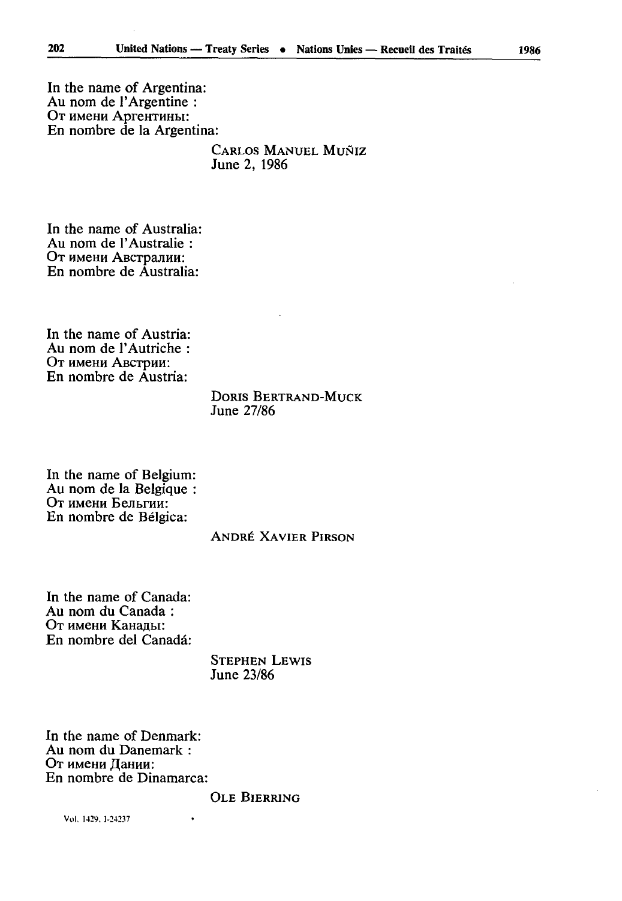In the name of Argentina:
Au nom de l'Argentine :
От имени Аргентины:
En nombre de la Argentina:

CARLOS MANUEL MUÑIZ
June 2, 1986

In the name of Australia:
Au nom de l'Australie :
От имени Австралии:
En nombre de Australia:

In the name of Austria:
Au nom de l'Autriche :
От имени Австрии:
En nombre de Austria:

DORIS BERTRAND-MUCK
June 27/86

In the name of Belgium:
Au nom de la Belgique :
От имени Бельгии:
En nombre de Bélgica:

ANDRÉ XAVIER PIRSON

In the name of Canada:
Au nom du Canada :
От имени Канады:
En nombre del Canadá:

STEPHEN LEWIS
June 23/86

In the name of Denmark:
Au nom du Danemark :
От имени Дании:
En nombre de Dinamarca:

OLE BIERRING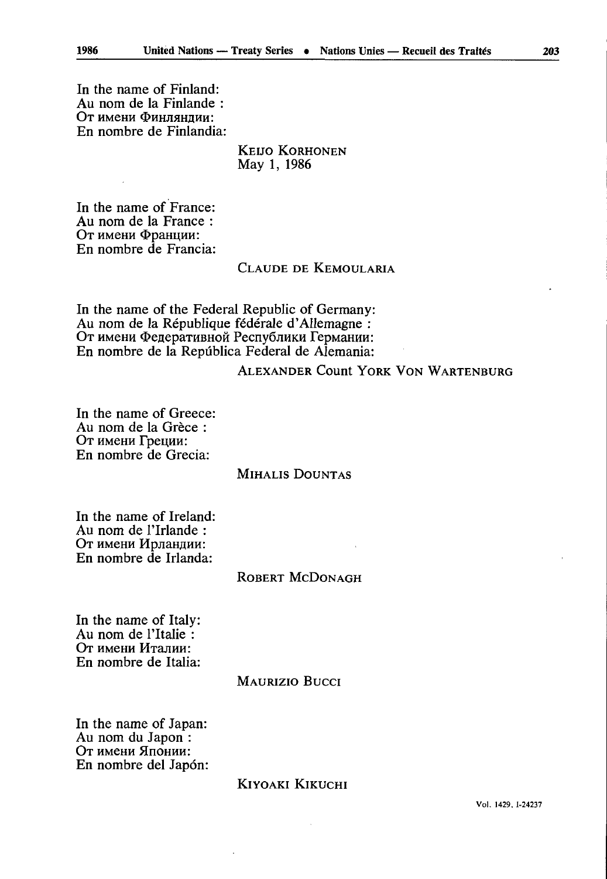In the name of Finland:
Au nom de la Finlande :
От имени Финляндии:
En nombre de Finlandia:

KEIJO KORHONEN
May 1, 1986

In the name of France:
Au nom de la France :
От имени Франции:
En nombre de Francia:

CLAUDE DE KEMOULARIA

In the name of the Federal Republic of Germany:
Au nom de la République fédérale d'Allemagne :
От имени Федеративной Республики Германии:
En nombre de la República Federal de Alemania:

ALEXANDER Count YORK VON WARTENBURG

In the name of Greece:
Au nom de la Grèce :
От имени Греции:
En nombre de Grecia:

MIHALIS DOUNTAS

In the name of Ireland:
Au nom de l'Irlande :
От имени Ирландии:
En nombre de Irlanda:

ROBERT MCDONAGH

In the name of Italy:
Au nom de l'Italie :
От имени Италии:
En nombre de Italia:

MAURIZIO BUCCI

In the name of Japan:
Au nom du Japon :
От имени Японии:
En nombre del Japón:

KIYOAKI KIKUCHI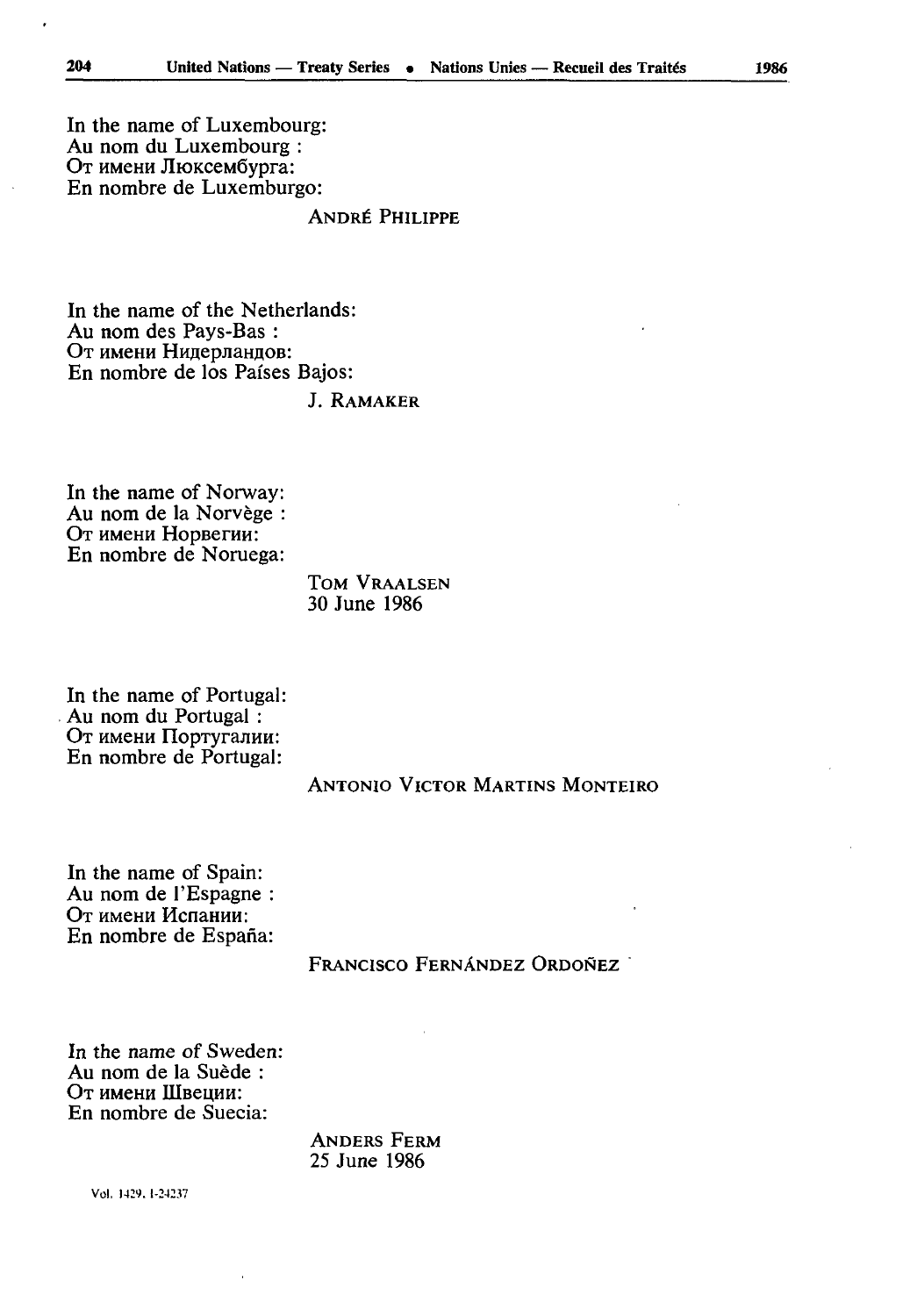In the name of Luxembourg:
Au nom du Luxembourg :
От имени Люксембурга:
En nombre de Luxemburgo:

André Philippe

In the name of the Netherlands:
Au nom des Pays-Bas :
От имени Нидерландов:
En nombre de los Países Bajos:

J. Ramaker

In the name of Norway:
Au nom de la Norvège :
От имени Норвегии:
En nombre de Noruega:

Tom Vraalsen
30 June 1986

In the name of Portugal:
Au nom du Portugal :
От имени Португалии:
En nombre de Portugal:

Antonio Victor Martins Monteiro

In the name of Spain:
Au nom de l'Espagne :
От имени Испании:
En nombre de España:

Francisco Fernández Ordoñez

In the name of Sweden:
Au nom de la Suède :
От имени Швеции:
En nombre de Suecia:

Anders Ferm
25 June 1986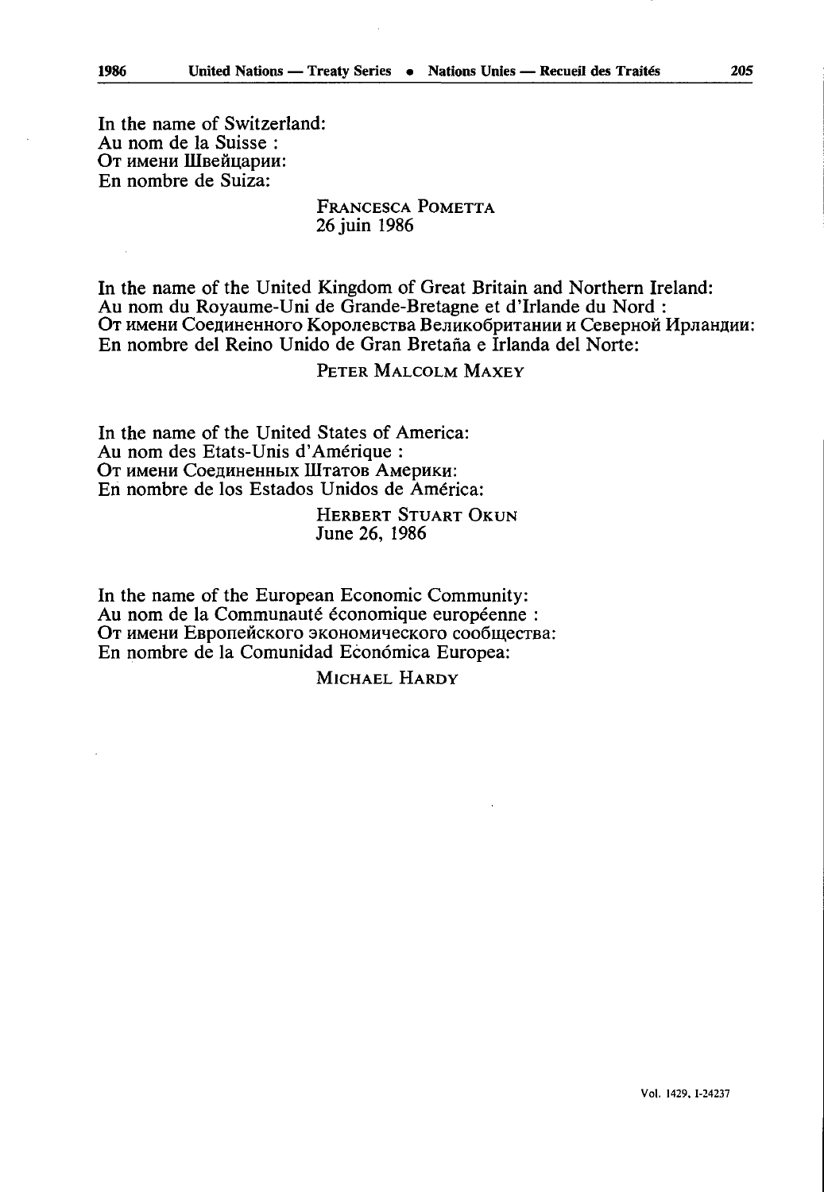In the name of Switzerland:
Au nom de la Suisse :
От имени Швейцарии:
En nombre de Suiza:

FRANCESCA POMETTA
26 juin 1986

In the name of the United Kingdom of Great Britain and Northern Ireland:
Au nom du Royaume-Uni de Grande-Bretagne et d'Irlande du Nord :
От имени Соединенного Королевства Великобритании и Северной Ирландии:
En nombre del Reino Unido de Gran Bretaña e Irlanda del Norte:

PETER MALCOLM MAXEY

In the name of the United States of America:
Au nom des Etats-Unis d'Amérique :
От имени Соединенных Штатов Америки:
En nombre de los Estados Unidos de América:

HERBERT STUART OKUN
June 26, 1986

In the name of the European Economic Community:
Au nom de la Communauté économique européenne :
От имени Европейского экономического сообщества:
En nombre de la Comunidad Económica Europea:

MICHAEL HARDY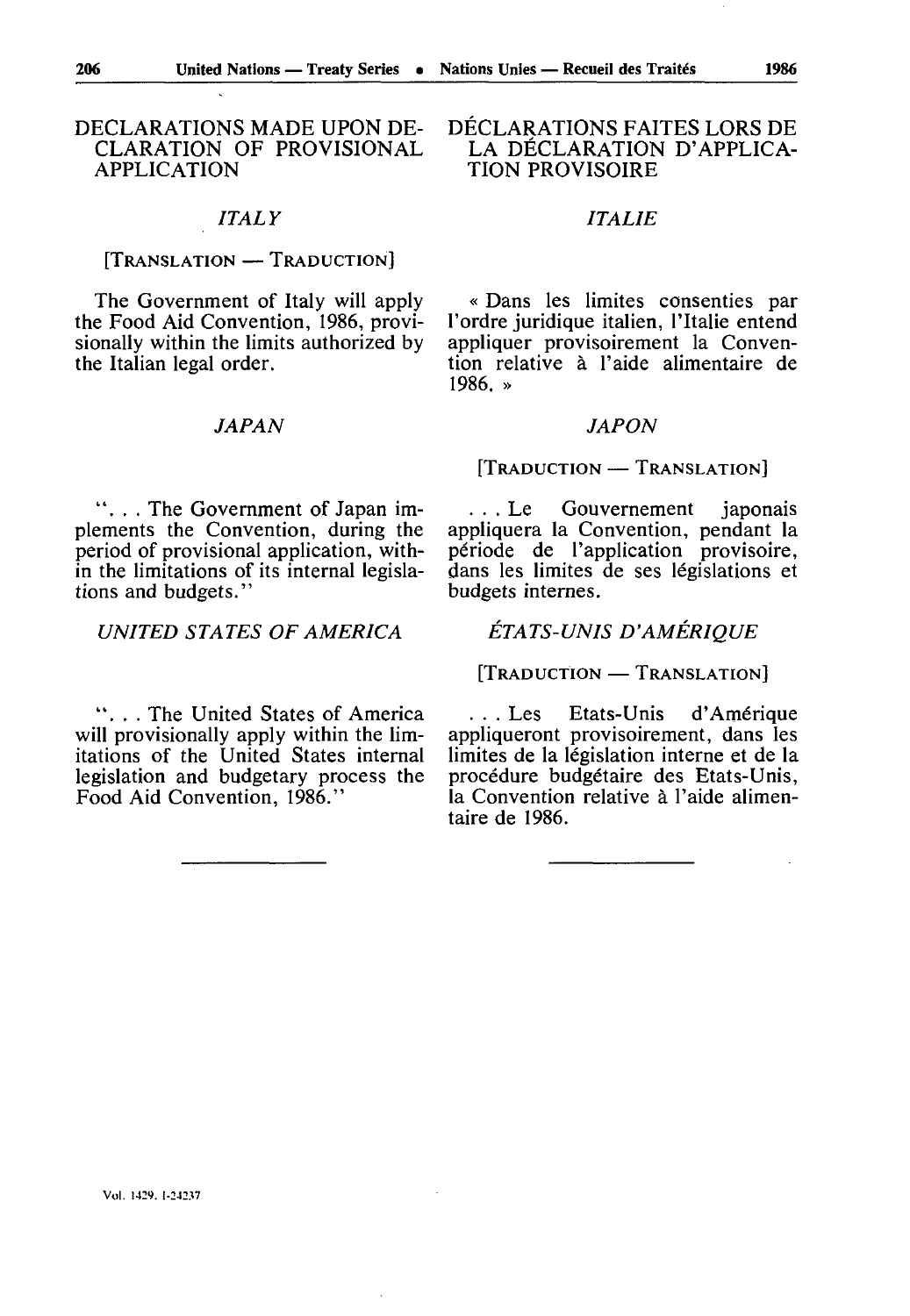## DECLARATIONS MADE UPON DECLARATION OF PROVISIONAL APPLICATION

### *ITALY*

[TRANSLATION — TRADUCTION]

The Government of Italy will apply the Food Aid Convention, 1986, provisionally within the limits authorized by the Italian legal order.

### *JAPAN*

". . . The Government of Japan implements the Convention, during the period of provisional application, within the limitations of its internal legislations and budgets."

### *UNITED STATES OF AMERICA*

". . . The United States of America will provisionally apply within the limitations of the United States internal legislation and budgetary process the Food Aid Convention, 1986."

---

## DÉCLARATIONS FAITES LORS DE LA DÉCLARATION D'APPLICATION PROVISOIRE

### *ITALIE*

« Dans les limites consenties par l'ordre juridique italien, l'Italie entend appliquer provisoirement la Convention relative à l'aide alimentaire de 1986. »

### *JAPON*

[TRADUCTION — TRANSLATION]

. . . Le Gouvernement japonais appliquera la Convention, pendant la période de l'application provisoire, dans les limites de ses législations et budgets internes.

### *ÉTATS-UNIS D'AMÉRIQUE*

[TRADUCTION — TRANSLATION]

. . . Les Etats-Unis d'Amérique appliqueront provisoirement, dans les limites de la législation interne et de la procédure budgétaire des Etats-Unis, la Convention relative à l'aide alimentaire de 1986.